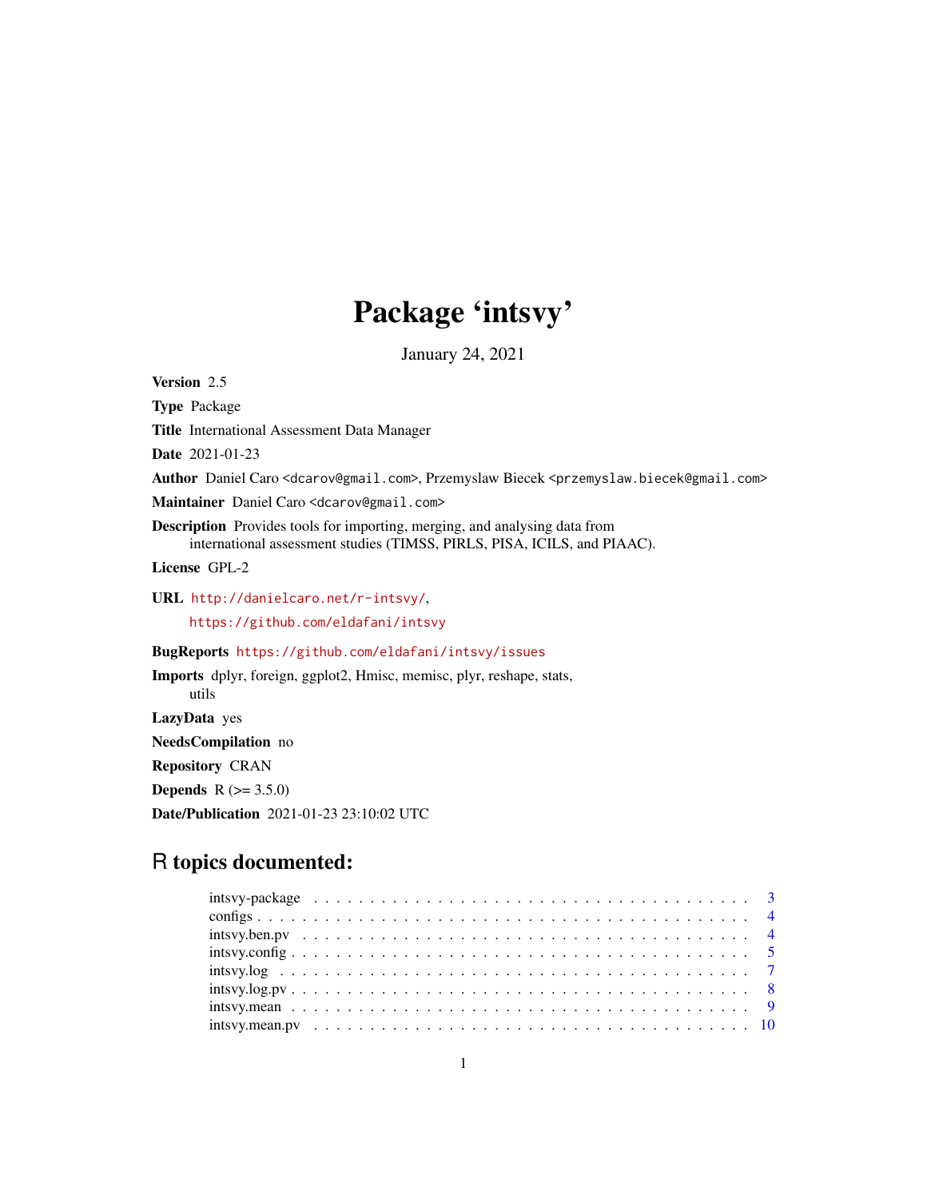# Package 'intsvy'

January 24, 2021

**Version** 2.5

**Type** Package

**Title** International Assessment Data Manager

**Date** 2021-01-23

**Author** Daniel Caro <dcarov@gmail.com>, Przemyslaw Biecek <przemyslaw.biecek@gmail.com>

**Maintainer** Daniel Caro <dcarov@gmail.com>

**Description** Provides tools for importing, merging, and analysing data from international assessment studies (TIMSS, PIRLS, PISA, ICILS, and PIAAC).

**License** GPL-2

**URL** http://danielcaro.net/r-intsvy/, https://github.com/eldafani/intsvy

**BugReports** https://github.com/eldafani/intsvy/issues

**Imports** dplyr, foreign, ggplot2, Hmisc, memisc, plyr, reshape, stats, utils

**LazyData** yes

**NeedsCompilation** no

**Repository** CRAN

**Depends** R (>= 3.5.0)

**Date/Publication** 2021-01-23 23:10:02 UTC

## R topics documented:

- intsvy-package . . . . . . . . . . . . . . . . . . . . . . . . . . . . . . . . . . . . . . . . 3
- configs . . . . . . . . . . . . . . . . . . . . . . . . . . . . . . . . . . . . . . . . . . . . 4
- intsvy.ben.pv . . . . . . . . . . . . . . . . . . . . . . . . . . . . . . . . . . . . . . . . 4
- intsvy.config . . . . . . . . . . . . . . . . . . . . . . . . . . . . . . . . . . . . . . . . 5
- intsvy.log . . . . . . . . . . . . . . . . . . . . . . . . . . . . . . . . . . . . . . . . . 7
- intsvy.log.pv . . . . . . . . . . . . . . . . . . . . . . . . . . . . . . . . . . . . . . . . 8
- intsvy.mean . . . . . . . . . . . . . . . . . . . . . . . . . . . . . . . . . . . . . . . . 9
- intsvy.mean.pv . . . . . . . . . . . . . . . . . . . . . . . . . . . . . . . . . . . . . . 10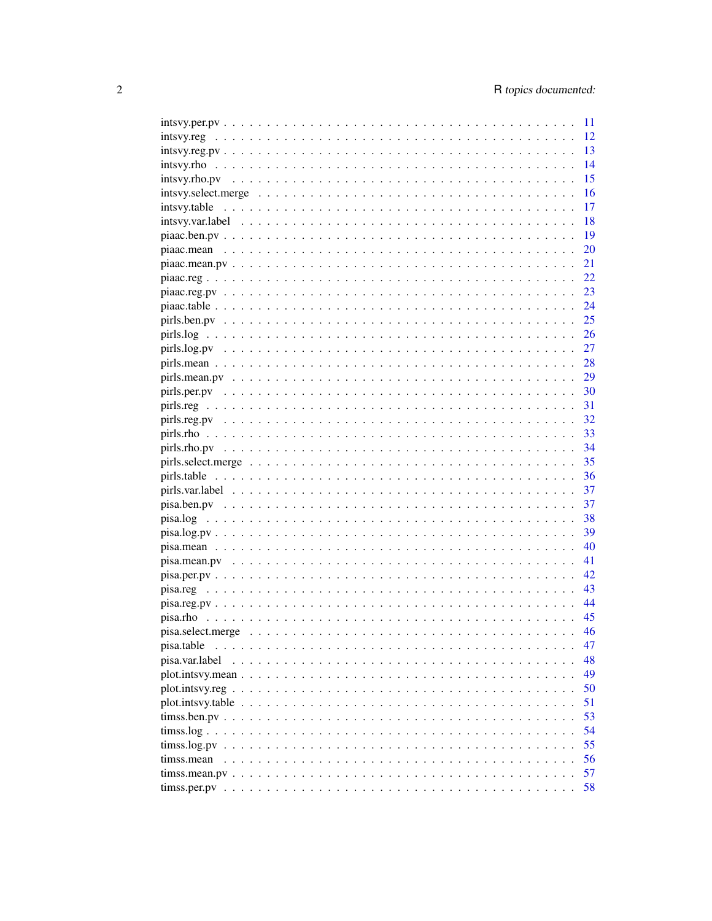intsvy.per.pv . . . . . . . . . . . . . . . . . . . . . . . . . . . . . . . . . . . . . . . 11
intsvy.reg . . . . . . . . . . . . . . . . . . . . . . . . . . . . . . . . . . . . . . . . 12
intsvy.reg.pv . . . . . . . . . . . . . . . . . . . . . . . . . . . . . . . . . . . . . . . 13
intsvy.rho . . . . . . . . . . . . . . . . . . . . . . . . . . . . . . . . . . . . . . . . 14
intsvy.rho.pv . . . . . . . . . . . . . . . . . . . . . . . . . . . . . . . . . . . . . . 15
intsvy.select.merge . . . . . . . . . . . . . . . . . . . . . . . . . . . . . . . . . . . 16
intsvy.table . . . . . . . . . . . . . . . . . . . . . . . . . . . . . . . . . . . . . . . 17
intsvy.var.label . . . . . . . . . . . . . . . . . . . . . . . . . . . . . . . . . . . . . 18
piaac.ben.pv . . . . . . . . . . . . . . . . . . . . . . . . . . . . . . . . . . . . . . . 19
piaac.mean . . . . . . . . . . . . . . . . . . . . . . . . . . . . . . . . . . . . . . . . 20
piaac.mean.pv . . . . . . . . . . . . . . . . . . . . . . . . . . . . . . . . . . . . . . 21
piaac.reg . . . . . . . . . . . . . . . . . . . . . . . . . . . . . . . . . . . . . . . . . 22
piaac.reg.pv . . . . . . . . . . . . . . . . . . . . . . . . . . . . . . . . . . . . . . . 23
piaac.table . . . . . . . . . . . . . . . . . . . . . . . . . . . . . . . . . . . . . . . . 24
pirls.ben.pv . . . . . . . . . . . . . . . . . . . . . . . . . . . . . . . . . . . . . . . 25
pirls.log . . . . . . . . . . . . . . . . . . . . . . . . . . . . . . . . . . . . . . . . . 26
pirls.log.pv . . . . . . . . . . . . . . . . . . . . . . . . . . . . . . . . . . . . . . . 27
pirls.mean . . . . . . . . . . . . . . . . . . . . . . . . . . . . . . . . . . . . . . . . 28
pirls.mean.pv . . . . . . . . . . . . . . . . . . . . . . . . . . . . . . . . . . . . . . 29
pirls.per.pv . . . . . . . . . . . . . . . . . . . . . . . . . . . . . . . . . . . . . . . 30
pirls.reg . . . . . . . . . . . . . . . . . . . . . . . . . . . . . . . . . . . . . . . . . 31
pirls.reg.pv . . . . . . . . . . . . . . . . . . . . . . . . . . . . . . . . . . . . . . . 32
pirls.rho . . . . . . . . . . . . . . . . . . . . . . . . . . . . . . . . . . . . . . . . . 33
pirls.rho.pv . . . . . . . . . . . . . . . . . . . . . . . . . . . . . . . . . . . . . . . 34
pirls.select.merge . . . . . . . . . . . . . . . . . . . . . . . . . . . . . . . . . . . . 35
pirls.table . . . . . . . . . . . . . . . . . . . . . . . . . . . . . . . . . . . . . . . . 36
pirls.var.label . . . . . . . . . . . . . . . . . . . . . . . . . . . . . . . . . . . . . . 37
pisa.ben.pv . . . . . . . . . . . . . . . . . . . . . . . . . . . . . . . . . . . . . . . 37
pisa.log . . . . . . . . . . . . . . . . . . . . . . . . . . . . . . . . . . . . . . . . . 38
pisa.log.pv . . . . . . . . . . . . . . . . . . . . . . . . . . . . . . . . . . . . . . . . 39
pisa.mean . . . . . . . . . . . . . . . . . . . . . . . . . . . . . . . . . . . . . . . . . 40
pisa.mean.pv . . . . . . . . . . . . . . . . . . . . . . . . . . . . . . . . . . . . . . . 41
pisa.per.pv . . . . . . . . . . . . . . . . . . . . . . . . . . . . . . . . . . . . . . . . 42
pisa.reg . . . . . . . . . . . . . . . . . . . . . . . . . . . . . . . . . . . . . . . . . 43
pisa.reg.pv . . . . . . . . . . . . . . . . . . . . . . . . . . . . . . . . . . . . . . . . 44
pisa.rho . . . . . . . . . . . . . . . . . . . . . . . . . . . . . . . . . . . . . . . . . 45
pisa.select.merge . . . . . . . . . . . . . . . . . . . . . . . . . . . . . . . . . . . . 46
pisa.table . . . . . . . . . . . . . . . . . . . . . . . . . . . . . . . . . . . . . . . . . 47
pisa.var.label . . . . . . . . . . . . . . . . . . . . . . . . . . . . . . . . . . . . . . . 48
plot.intsvy.mean . . . . . . . . . . . . . . . . . . . . . . . . . . . . . . . . . . . . . 49
plot.intsvy.reg . . . . . . . . . . . . . . . . . . . . . . . . . . . . . . . . . . . . . . 50
plot.intsvy.table . . . . . . . . . . . . . . . . . . . . . . . . . . . . . . . . . . . . . 51
timss.ben.pv . . . . . . . . . . . . . . . . . . . . . . . . . . . . . . . . . . . . . . . 53
timss.log . . . . . . . . . . . . . . . . . . . . . . . . . . . . . . . . . . . . . . . . . 54
timss.log.pv . . . . . . . . . . . . . . . . . . . . . . . . . . . . . . . . . . . . . . . 55
timss.mean . . . . . . . . . . . . . . . . . . . . . . . . . . . . . . . . . . . . . . . . 56
timss.mean.pv . . . . . . . . . . . . . . . . . . . . . . . . . . . . . . . . . . . . . . 57
timss.per.pv . . . . . . . . . . . . . . . . . . . . . . . . . . . . . . . . . . . . . . . 58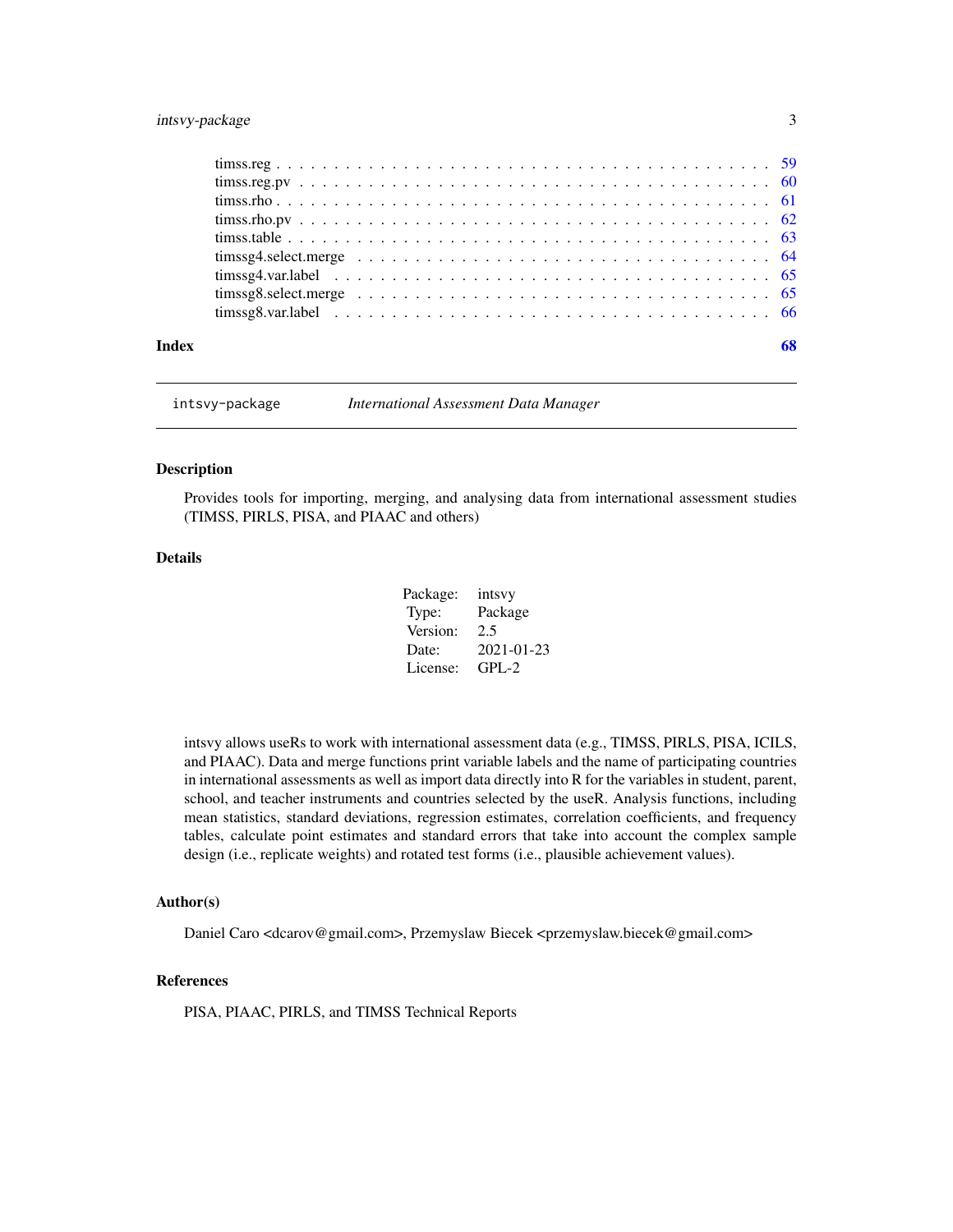timss.reg . . . . . . . . . . . . . . . . . . . . . . . . . . . . . . . . . . . . . . . . 59
timss.reg.pv . . . . . . . . . . . . . . . . . . . . . . . . . . . . . . . . . . . . . . 60
timss.rho . . . . . . . . . . . . . . . . . . . . . . . . . . . . . . . . . . . . . . . . 61
timss.rho.pv . . . . . . . . . . . . . . . . . . . . . . . . . . . . . . . . . . . . . . 62
timss.table . . . . . . . . . . . . . . . . . . . . . . . . . . . . . . . . . . . . . . . 63
timssg4.select.merge . . . . . . . . . . . . . . . . . . . . . . . . . . . . . . . . . . 64
timssg4.var.label . . . . . . . . . . . . . . . . . . . . . . . . . . . . . . . . . . . . 65
timssg8.select.merge . . . . . . . . . . . . . . . . . . . . . . . . . . . . . . . . . . 65
timssg8.var.label . . . . . . . . . . . . . . . . . . . . . . . . . . . . . . . . . . . . 66

**Index** **68**

---

`intsvy-package` *International Assessment Data Manager*

---

## Description

Provides tools for importing, merging, and analysing data from international assessment studies (TIMSS, PIRLS, PISA, and PIAAC and others)

## Details

| Package: | intsvy |
|---|---|
| Type: | Package |
| Version: | 2.5 |
| Date: | 2021-01-23 |
| License: | GPL-2 |

intsvy allows useRs to work with international assessment data (e.g., TIMSS, PIRLS, PISA, ICILS, and PIAAC). Data and merge functions print variable labels and the name of participating countries in international assessments as well as import data directly into R for the variables in student, parent, school, and teacher instruments and countries selected by the useR. Analysis functions, including mean statistics, standard deviations, regression estimates, correlation coefficients, and frequency tables, calculate point estimates and standard errors that take into account the complex sample design (i.e., replicate weights) and rotated test forms (i.e., plausible achievement values).

## Author(s)

Daniel Caro <dcarov@gmail.com>, Przemyslaw Biecek <przemyslaw.biecek@gmail.com>

## References

PISA, PIAAC, PIRLS, and TIMSS Technical Reports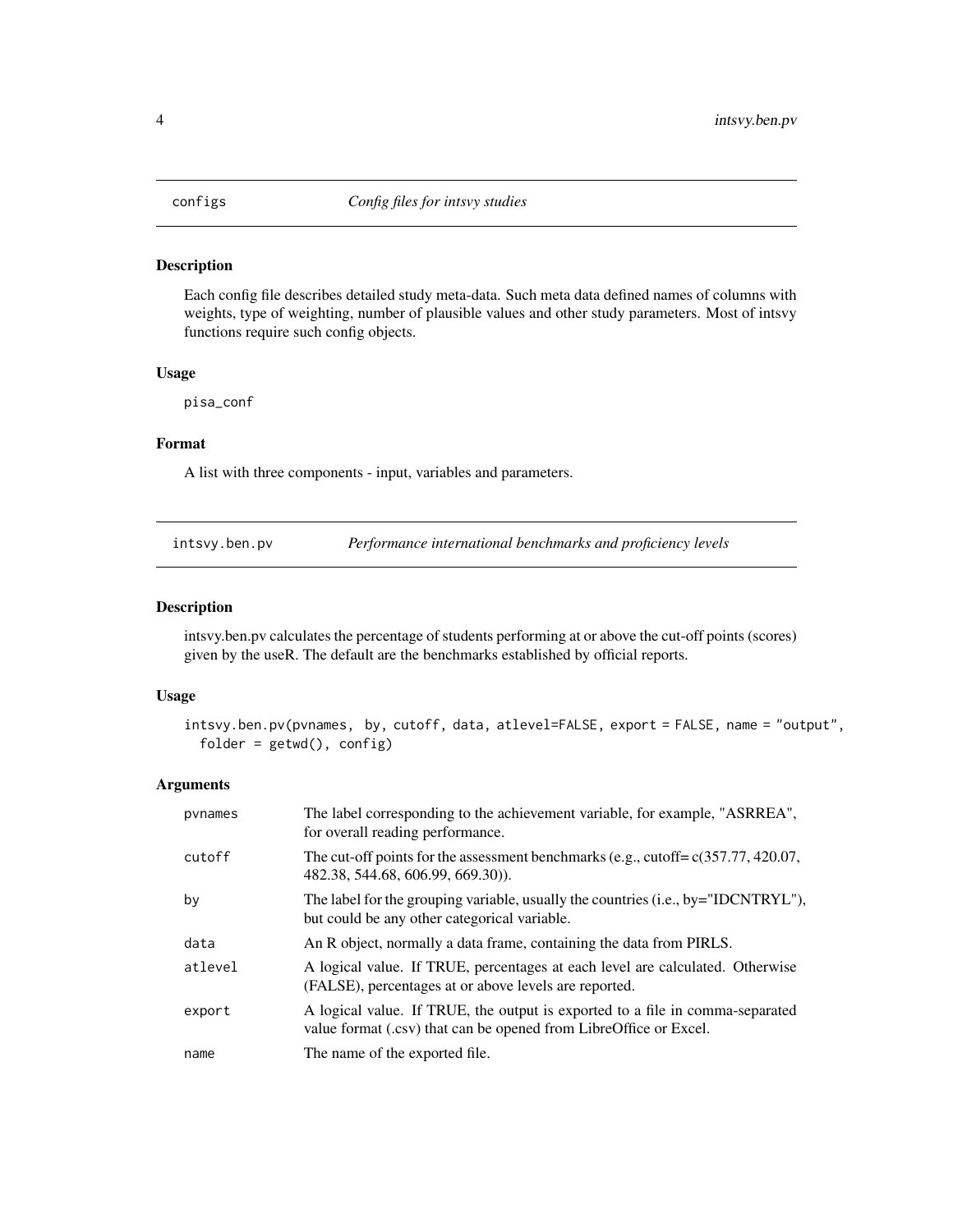## configs — *Config files for intsvy studies*

### Description

Each config file describes detailed study meta-data. Such meta data defined names of columns with weights, type of weighting, number of plausible values and other study parameters. Most of intsvy functions require such config objects.

### Usage

```
pisa_conf
```

### Format

A list with three components - input, variables and parameters.

## intsvy.ben.pv — *Performance international benchmarks and proficiency levels*

### Description

intsvy.ben.pv calculates the percentage of students performing at or above the cut-off points (scores) given by the useR. The default are the benchmarks established by official reports.

### Usage

```
intsvy.ben.pv(pvnames,  by, cutoff, data, atlevel=FALSE, export = FALSE, name = "output",
  folder = getwd(), config)
```

### Arguments

| | |
|---|---|
| pvnames | The label corresponding to the achievement variable, for example, "ASRREA", for overall reading performance. |
| cutoff | The cut-off points for the assessment benchmarks (e.g., cutoff= c(357.77, 420.07, 482.38, 544.68, 606.99, 669.30)). |
| by | The label for the grouping variable, usually the countries (i.e., by="IDCNTRYL"), but could be any other categorical variable. |
| data | An R object, normally a data frame, containing the data from PIRLS. |
| atlevel | A logical value. If TRUE, percentages at each level are calculated. Otherwise (FALSE), percentages at or above levels are reported. |
| export | A logical value. If TRUE, the output is exported to a file in comma-separated value format (.csv) that can be opened from LibreOffice or Excel. |
| name | The name of the exported file. |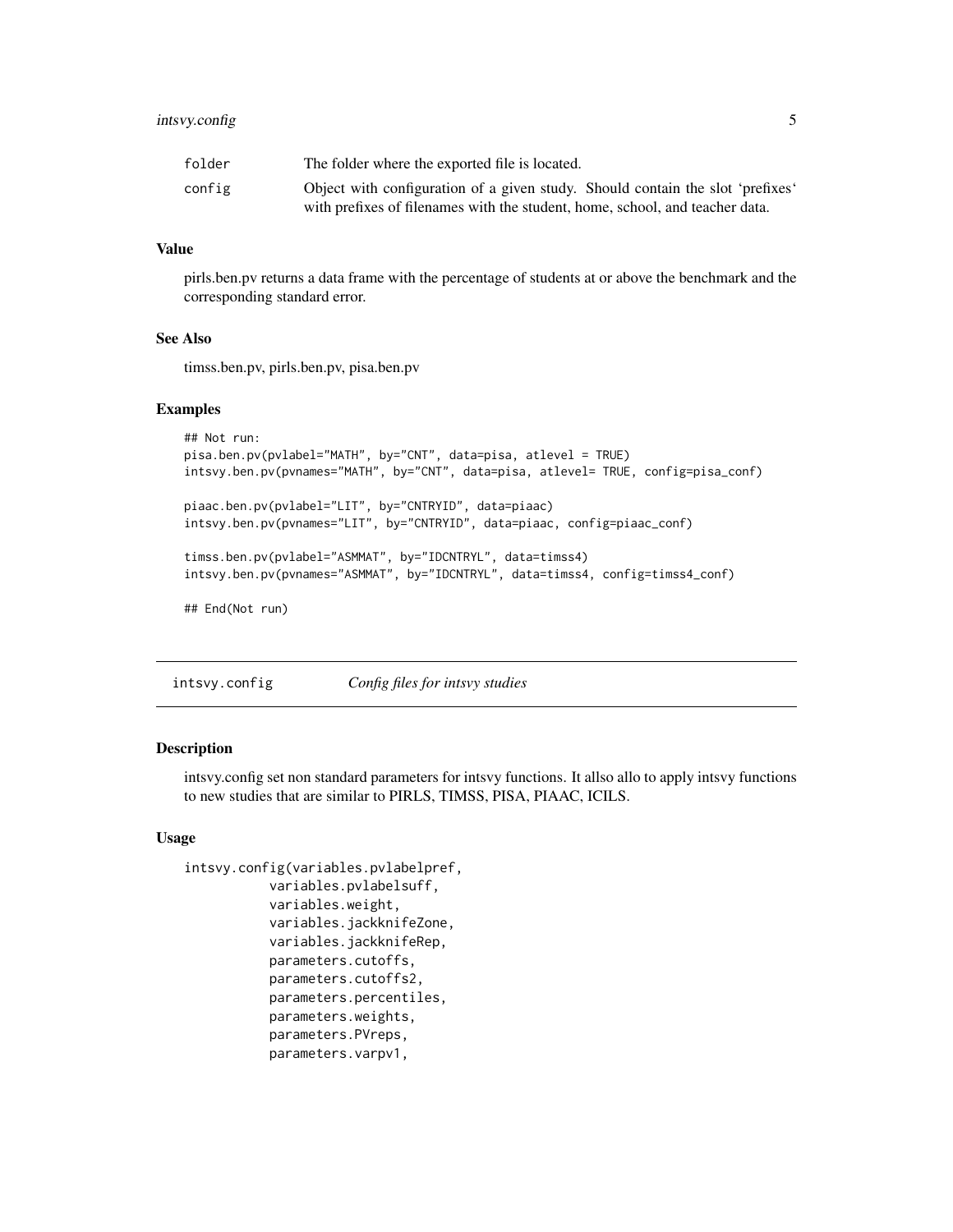| | |
|---|---|
| folder | The folder where the exported file is located. |
| config | Object with configuration of a given study. Should contain the slot 'prefixes' with prefixes of filenames with the student, home, school, and teacher data. |

### Value

pirls.ben.pv returns a data frame with the percentage of students at or above the benchmark and the corresponding standard error.

### See Also

timss.ben.pv, pirls.ben.pv, pisa.ben.pv

### Examples

```
## Not run:
pisa.ben.pv(pvlabel="MATH", by="CNT", data=pisa, atlevel = TRUE)
intsvy.ben.pv(pvnames="MATH", by="CNT", data=pisa, atlevel= TRUE, config=pisa_conf)

piaac.ben.pv(pvlabel="LIT", by="CNTRYID", data=piaac)
intsvy.ben.pv(pvnames="LIT", by="CNTRYID", data=piaac, config=piaac_conf)

timss.ben.pv(pvlabel="ASMMAT", by="IDCNTRYL", data=timss4)
intsvy.ben.pv(pvnames="ASMMAT", by="IDCNTRYL", data=timss4, config=timss4_conf)

## End(Not run)
```

## intsvy.config *Config files for intsvy studies*

### Description

intsvy.config set non standard parameters for intsvy functions. It allso allo to apply intsvy functions to new studies that are similar to PIRLS, TIMSS, PISA, PIAAC, ICILS.

### Usage

```
intsvy.config(variables.pvlabelpref,
          variables.pvlabelsuff,
          variables.weight,
          variables.jackknifeZone,
          variables.jackknifeRep,
          parameters.cutoffs,
          parameters.cutoffs2,
          parameters.percentiles,
          parameters.weights,
          parameters.PVreps,
          parameters.varpv1,
```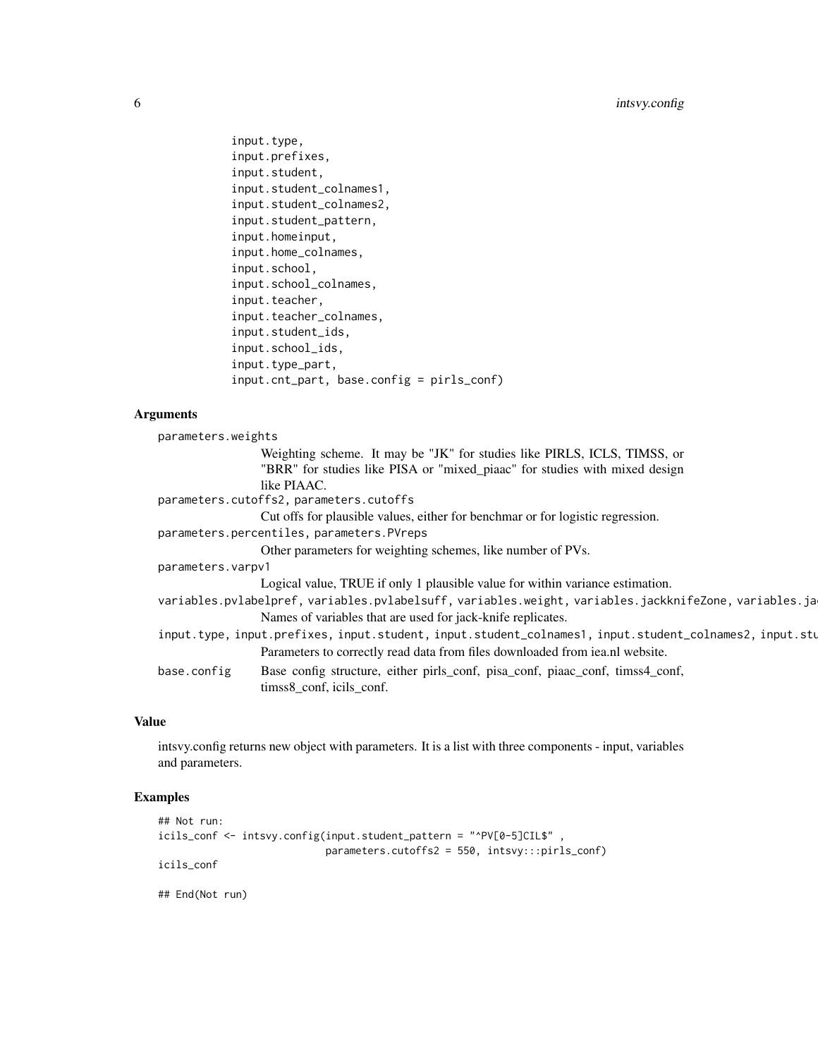```
        input.type,
        input.prefixes,
        input.student,
        input.student_colnames1,
        input.student_colnames2,
        input.student_pattern,
        input.homeinput,
        input.home_colnames,
        input.school,
        input.school_colnames,
        input.teacher,
        input.teacher_colnames,
        input.student_ids,
        input.school_ids,
        input.type_part,
        input.cnt_part, base.config = pirls_conf)
```

## Arguments

`parameters.weights`
: Weighting scheme. It may be "JK" for studies like PIRLS, ICLS, TIMSS, or "BRR" for studies like PISA or "mixed_piaac" for studies with mixed design like PIAAC.

`parameters.cutoffs2, parameters.cutoffs`
: Cut offs for plausible values, either for benchmar or for logistic regression.

`parameters.percentiles, parameters.PVreps`
: Other parameters for weighting schemes, like number of PVs.

`parameters.varpv1`
: Logical value, TRUE if only 1 plausible value for within variance estimation.

`variables.pvlabelpref, variables.pvlabelsuff, variables.weight, variables.jackknifeZone, variables.ja`
: Names of variables that are used for jack-knife replicates.

`input.type, input.prefixes, input.student, input.student_colnames1, input.student_colnames2, input.stu`
: Parameters to correctly read data from files downloaded from iea.nl website.

`base.config`
: Base config structure, either pirls_conf, pisa_conf, piaac_conf, timss4_conf, timss8_conf, icils_conf.

## Value

intsvy.config returns new object with parameters. It is a list with three components - input, variables and parameters.

## Examples

```
## Not run:
icils_conf <- intsvy.config(input.student_pattern = "^PV[0-5]CIL$" ,
                            parameters.cutoffs2 = 550, intsvy:::pirls_conf)
icils_conf

## End(Not run)
```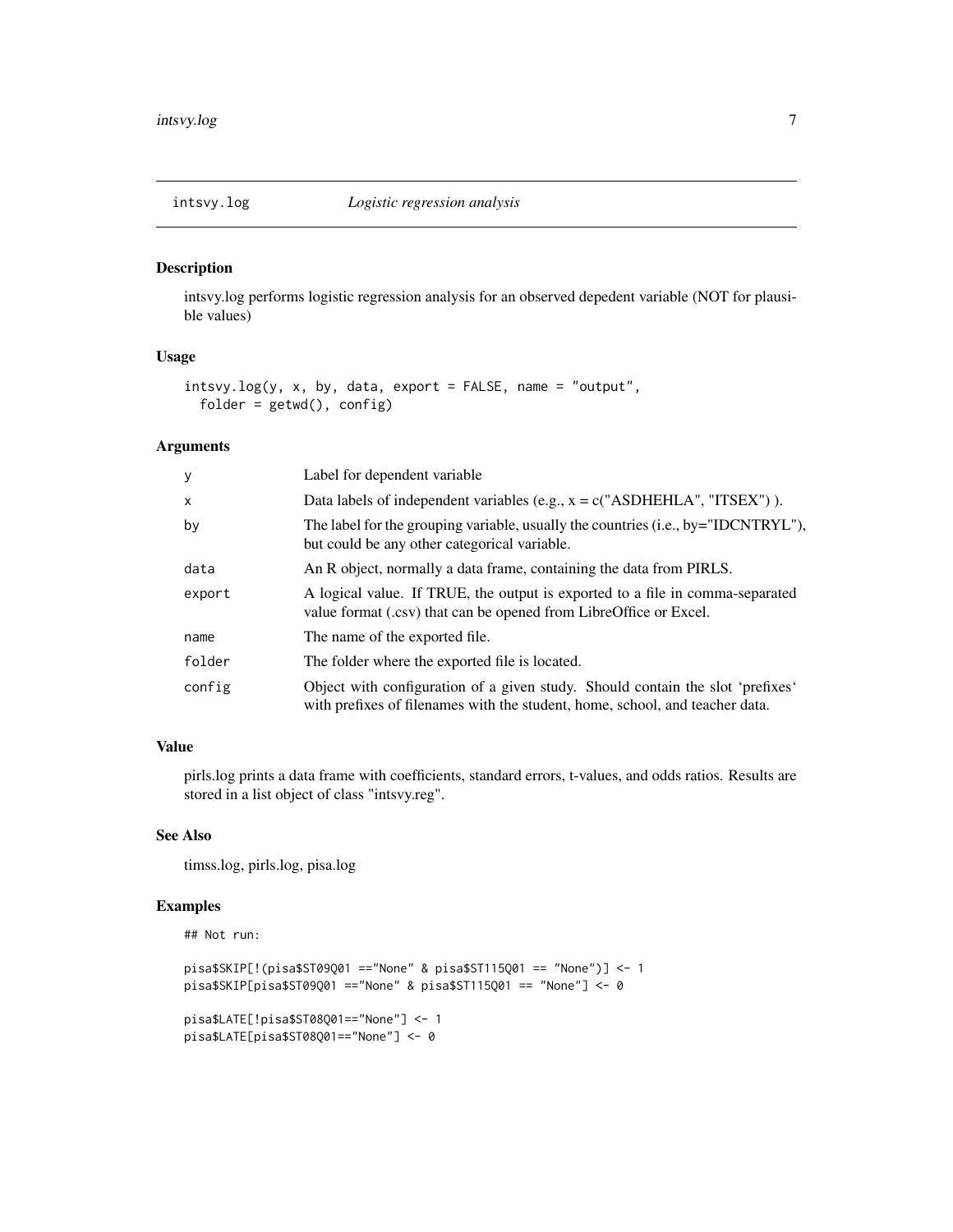## intsvy.log *Logistic regression analysis*

### Description

intsvy.log performs logistic regression analysis for an observed depedent variable (NOT for plausible values)

### Usage

```
intsvy.log(y, x, by, data, export = FALSE, name = "output",
  folder = getwd(), config)
```

### Arguments

| | |
|---|---|
| y | Label for dependent variable |
| x | Data labels of independent variables (e.g., x = c("ASDHEHLA", "ITSEX") ). |
| by | The label for the grouping variable, usually the countries (i.e., by="IDCNTRYL"), but could be any other categorical variable. |
| data | An R object, normally a data frame, containing the data from PIRLS. |
| export | A logical value. If TRUE, the output is exported to a file in comma-separated value format (.csv) that can be opened from LibreOffice or Excel. |
| name | The name of the exported file. |
| folder | The folder where the exported file is located. |
| config | Object with configuration of a given study. Should contain the slot 'prefixes' with prefixes of filenames with the student, home, school, and teacher data. |

### Value

pirls.log prints a data frame with coefficients, standard errors, t-values, and odds ratios. Results are stored in a list object of class "intsvy.reg".

### See Also

timss.log, pirls.log, pisa.log

### Examples

```
## Not run:

pisa$SKIP[!(pisa$ST09Q01 =="None" & pisa$ST115Q01 == "None")] <- 1
pisa$SKIP[pisa$ST09Q01 =="None" & pisa$ST115Q01 == "None"] <- 0

pisa$LATE[!pisa$ST08Q01=="None"] <- 1
pisa$LATE[pisa$ST08Q01=="None"] <- 0
```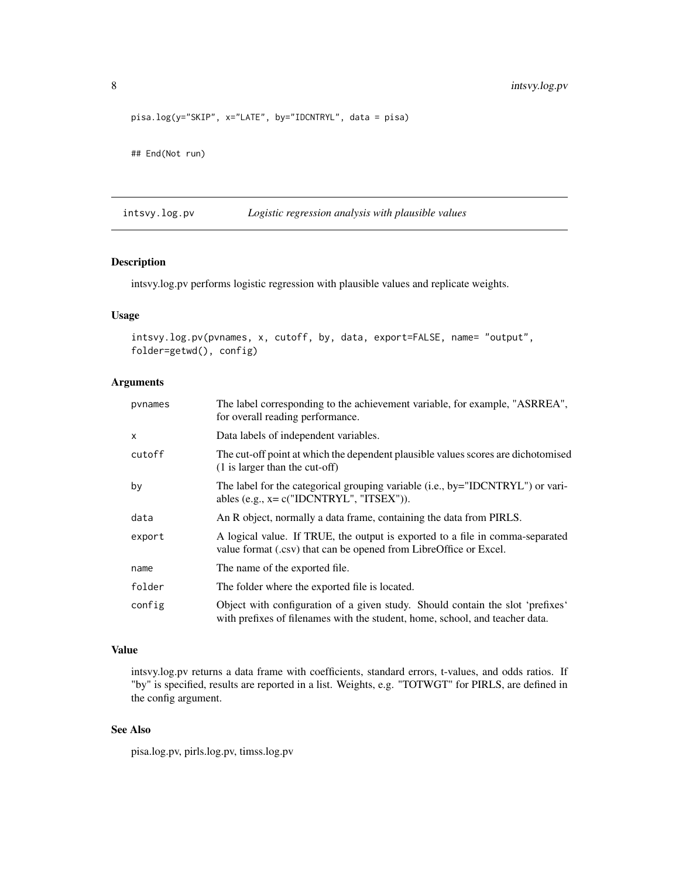```
pisa.log(y="SKIP", x="LATE", by="IDCNTRYL", data = pisa)

## End(Not run)
```

---

## intsvy.log.pv — *Logistic regression analysis with plausible values*

---

### Description

intsvy.log.pv performs logistic regression with plausible values and replicate weights.

### Usage

```
intsvy.log.pv(pvnames, x, cutoff, by, data, export=FALSE, name= "output",
folder=getwd(), config)
```

### Arguments

| | |
|---|---|
| `pvnames` | The label corresponding to the achievement variable, for example, "ASRREA", for overall reading performance. |
| `x` | Data labels of independent variables. |
| `cutoff` | The cut-off point at which the dependent plausible values scores are dichotomised (1 is larger than the cut-off) |
| `by` | The label for the categorical grouping variable (i.e., by="IDCNTRYL") or variables (e.g., x= c("IDCNTRYL", "ITSEX")). |
| `data` | An R object, normally a data frame, containing the data from PIRLS. |
| `export` | A logical value. If TRUE, the output is exported to a file in comma-separated value format (.csv) that can be opened from LibreOffice or Excel. |
| `name` | The name of the exported file. |
| `folder` | The folder where the exported file is located. |
| `config` | Object with configuration of a given study. Should contain the slot 'prefixes' with prefixes of filenames with the student, home, school, and teacher data. |

### Value

intsvy.log.pv returns a data frame with coefficients, standard errors, t-values, and odds ratios. If "by" is specified, results are reported in a list. Weights, e.g. "TOTWGT" for PIRLS, are defined in the config argument.

### See Also

pisa.log.pv, pirls.log.pv, timss.log.pv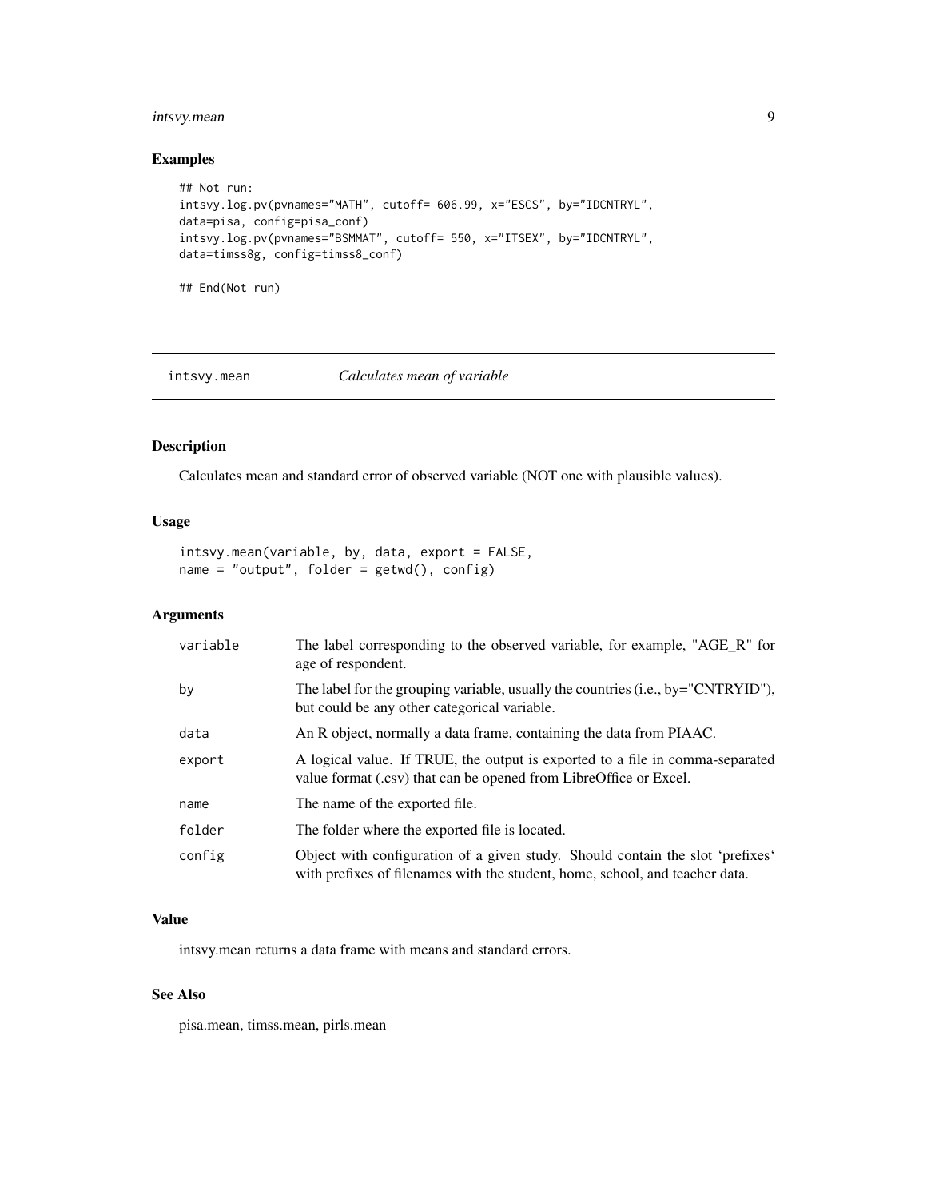### Examples

```
## Not run:
intsvy.log.pv(pvnames="MATH", cutoff= 606.99, x="ESCS", by="IDCNTRYL",
data=pisa, config=pisa_conf)
intsvy.log.pv(pvnames="BSMMAT", cutoff= 550, x="ITSEX", by="IDCNTRYL",
data=timss8g, config=timss8_conf)

## End(Not run)
```

---

## intsvy.mean *Calculates mean of variable*

---

### Description

Calculates mean and standard error of observed variable (NOT one with plausible values).

### Usage

```
intsvy.mean(variable, by, data, export = FALSE,
name = "output", folder = getwd(), config)
```

### Arguments

| | |
|---|---|
| variable | The label corresponding to the observed variable, for example, "AGE_R" for age of respondent. |
| by | The label for the grouping variable, usually the countries (i.e., by="CNTRYID"), but could be any other categorical variable. |
| data | An R object, normally a data frame, containing the data from PIAAC. |
| export | A logical value. If TRUE, the output is exported to a file in comma-separated value format (.csv) that can be opened from LibreOffice or Excel. |
| name | The name of the exported file. |
| folder | The folder where the exported file is located. |
| config | Object with configuration of a given study. Should contain the slot 'prefixes' with prefixes of filenames with the student, home, school, and teacher data. |

### Value

intsvy.mean returns a data frame with means and standard errors.

### See Also

pisa.mean, timss.mean, pirls.mean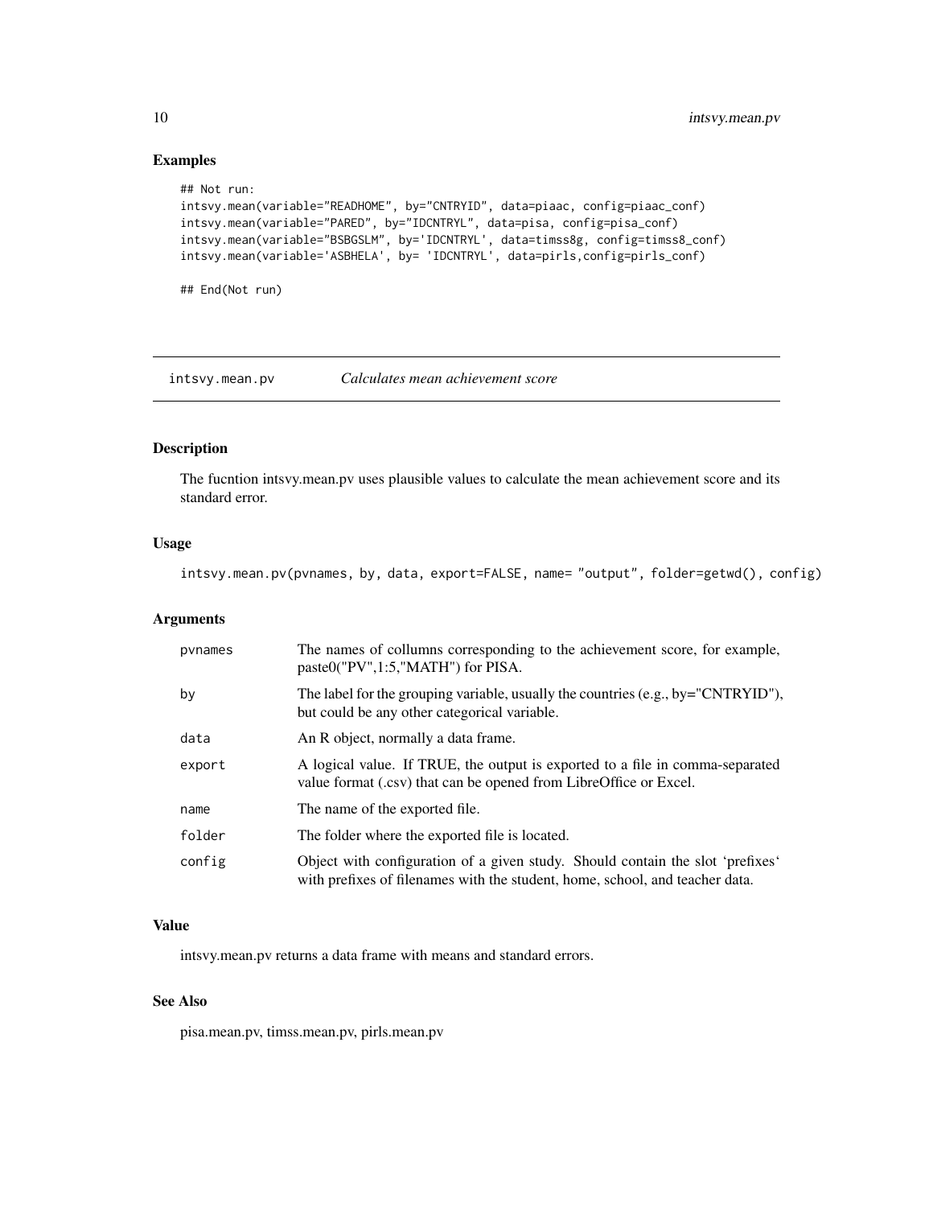## Examples

```
## Not run:
intsvy.mean(variable="READHOME", by="CNTRYID", data=piaac, config=piaac_conf)
intsvy.mean(variable="PARED", by="IDCNTRYL", data=pisa, config=pisa_conf)
intsvy.mean(variable="BSBGSLM", by='IDCNTRYL', data=timss8g, config=timss8_conf)
intsvy.mean(variable='ASBHELA', by= 'IDCNTRYL', data=pirls,config=pirls_conf)

## End(Not run)
```

---

# intsvy.mean.pv *Calculates mean achievement score*

---

## Description

The fucntion intsvy.mean.pv uses plausible values to calculate the mean achievement score and its standard error.

## Usage

```
intsvy.mean.pv(pvnames, by, data, export=FALSE, name= "output", folder=getwd(), config)
```

## Arguments

| | |
|---|---|
| `pvnames` | The names of collumns corresponding to the achievement score, for example, paste0("PV",1:5,"MATH") for PISA. |
| `by` | The label for the grouping variable, usually the countries (e.g., by="CNTRYID"), but could be any other categorical variable. |
| `data` | An R object, normally a data frame. |
| `export` | A logical value. If TRUE, the output is exported to a file in comma-separated value format (.csv) that can be opened from LibreOffice or Excel. |
| `name` | The name of the exported file. |
| `folder` | The folder where the exported file is located. |
| `config` | Object with configuration of a given study. Should contain the slot 'prefixes' with prefixes of filenames with the student, home, school, and teacher data. |

## Value

intsvy.mean.pv returns a data frame with means and standard errors.

## See Also

pisa.mean.pv, timss.mean.pv, pirls.mean.pv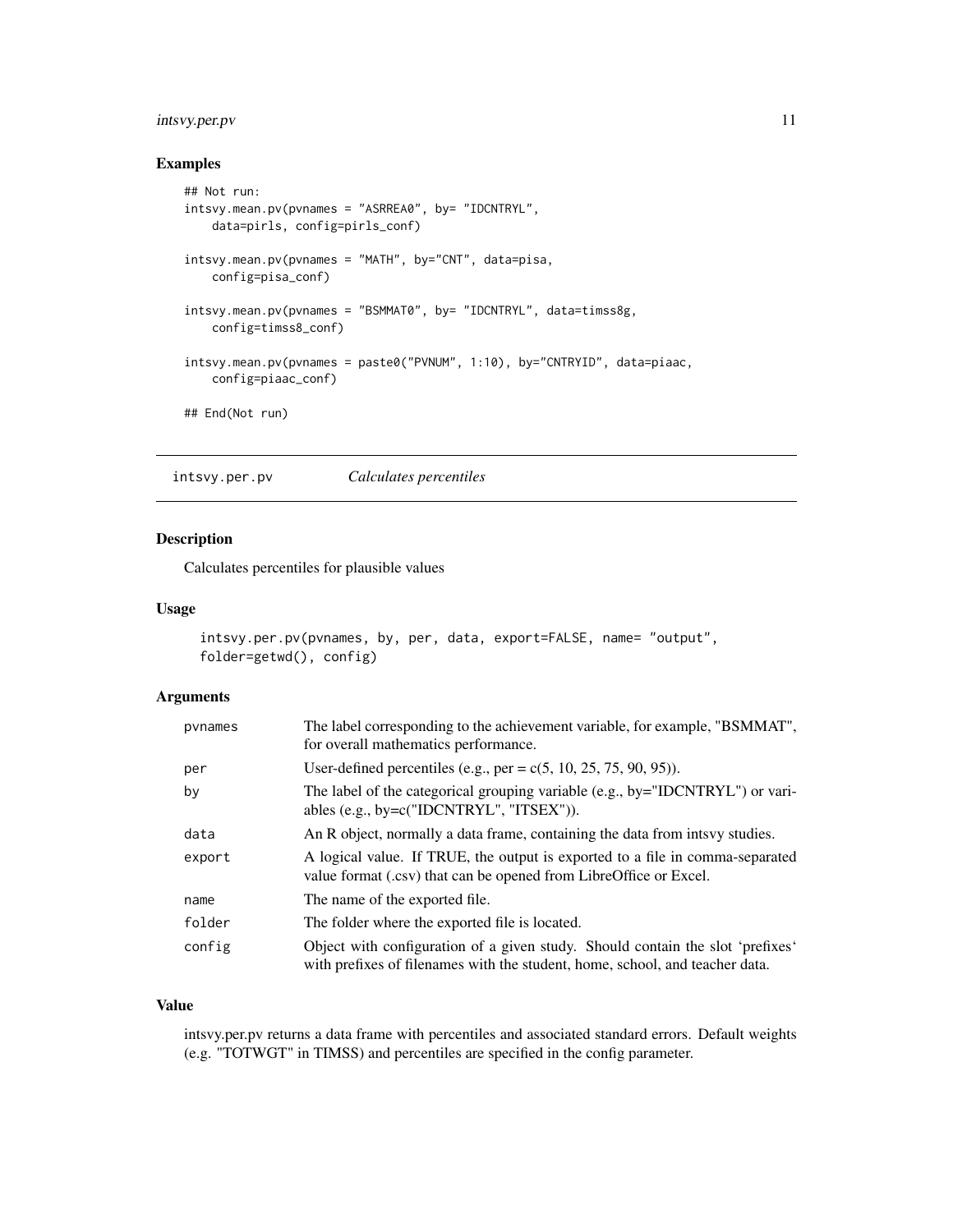### Examples

```
## Not run:
intsvy.mean.pv(pvnames = "ASRREA0", by= "IDCNTRYL",
    data=pirls, config=pirls_conf)

intsvy.mean.pv(pvnames = "MATH", by="CNT", data=pisa,
    config=pisa_conf)

intsvy.mean.pv(pvnames = "BSMMAT0", by= "IDCNTRYL", data=timss8g,
    config=timss8_conf)

intsvy.mean.pv(pvnames = paste0("PVNUM", 1:10), by="CNTRYID", data=piaac,
    config=piaac_conf)

## End(Not run)
```

---

## intsvy.per.pv    *Calculates percentiles*

### Description

Calculates percentiles for plausible values

### Usage

```
intsvy.per.pv(pvnames, by, per, data, export=FALSE, name= "output",
folder=getwd(), config)
```

### Arguments

| | |
|---|---|
| pvnames | The label corresponding to the achievement variable, for example, "BSMMAT", for overall mathematics performance. |
| per | User-defined percentiles (e.g., per = c(5, 10, 25, 75, 90, 95)). |
| by | The label of the categorical grouping variable (e.g., by="IDCNTRYL") or variables (e.g., by=c("IDCNTRYL", "ITSEX")). |
| data | An R object, normally a data frame, containing the data from intsvy studies. |
| export | A logical value. If TRUE, the output is exported to a file in comma-separated value format (.csv) that can be opened from LibreOffice or Excel. |
| name | The name of the exported file. |
| folder | The folder where the exported file is located. |
| config | Object with configuration of a given study. Should contain the slot 'prefixes' with prefixes of filenames with the student, home, school, and teacher data. |

### Value

intsvy.per.pv returns a data frame with percentiles and associated standard errors. Default weights (e.g. "TOTWGT" in TIMSS) and percentiles are specified in the config parameter.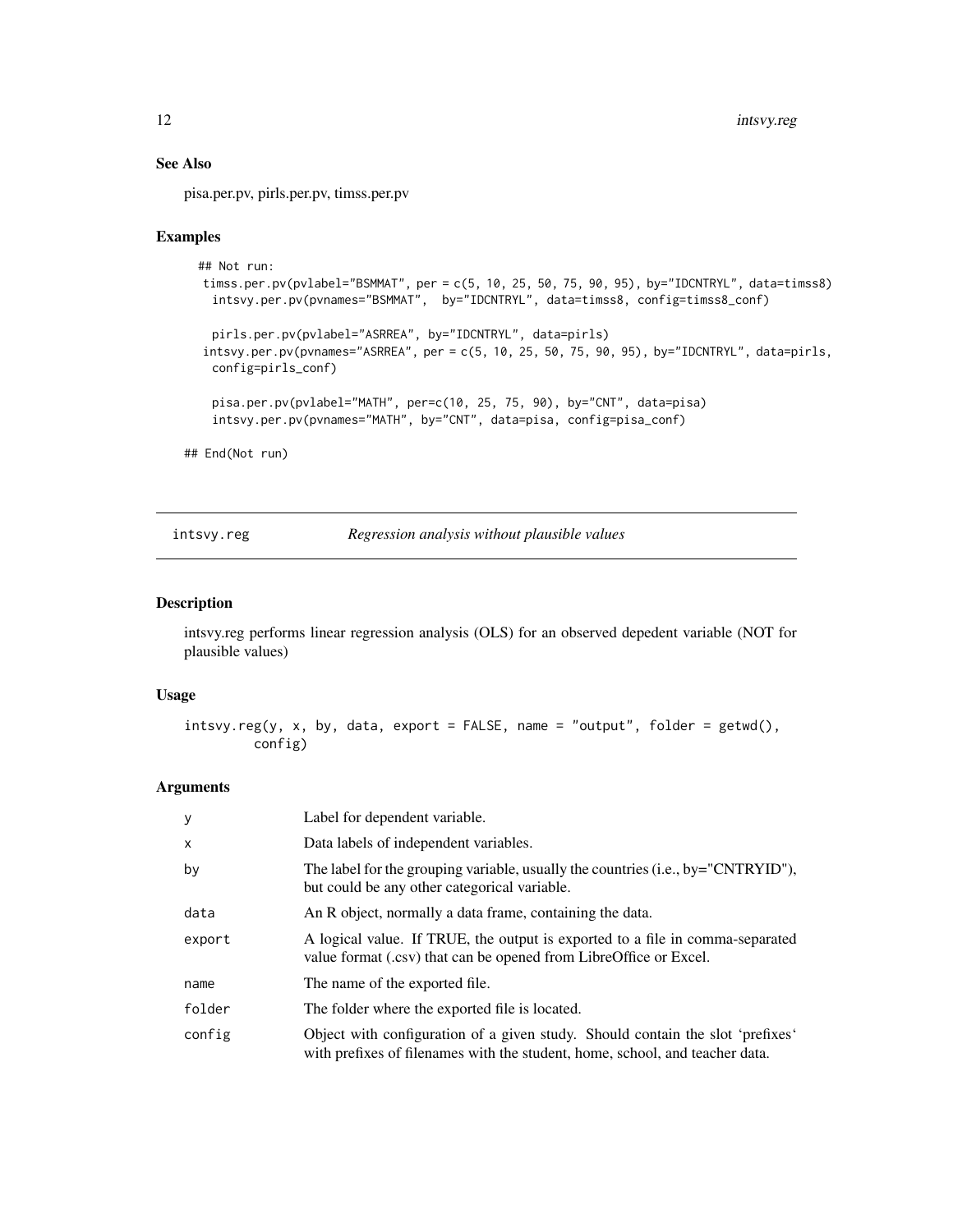### See Also

pisa.per.pv, pirls.per.pv, timss.per.pv

### Examples

```
## Not run:
timss.per.pv(pvlabel="BSMMAT", per = c(5, 10, 25, 50, 75, 90, 95), by="IDCNTRYL", data=timss8)
  intsvy.per.pv(pvnames="BSMMAT",  by="IDCNTRYL", data=timss8, config=timss8_conf)

  pirls.per.pv(pvlabel="ASRREA", by="IDCNTRYL", data=pirls)
 intsvy.per.pv(pvnames="ASRREA", per = c(5, 10, 25, 50, 75, 90, 95), by="IDCNTRYL", data=pirls,
  config=pirls_conf)

  pisa.per.pv(pvlabel="MATH", per=c(10, 25, 75, 90), by="CNT", data=pisa)
  intsvy.per.pv(pvnames="MATH", by="CNT", data=pisa, config=pisa_conf)

## End(Not run)
```

---

## intsvy.reg — *Regression analysis without plausible values*

### Description

intsvy.reg performs linear regression analysis (OLS) for an observed depedent variable (NOT for plausible values)

### Usage

```
intsvy.reg(y, x, by, data, export = FALSE, name = "output", folder = getwd(),
        config)
```

### Arguments

| | |
|---|---|
| y | Label for dependent variable. |
| x | Data labels of independent variables. |
| by | The label for the grouping variable, usually the countries (i.e., by="CNTRYID"), but could be any other categorical variable. |
| data | An R object, normally a data frame, containing the data. |
| export | A logical value. If TRUE, the output is exported to a file in comma-separated value format (.csv) that can be opened from LibreOffice or Excel. |
| name | The name of the exported file. |
| folder | The folder where the exported file is located. |
| config | Object with configuration of a given study. Should contain the slot 'prefixes' with prefixes of filenames with the student, home, school, and teacher data. |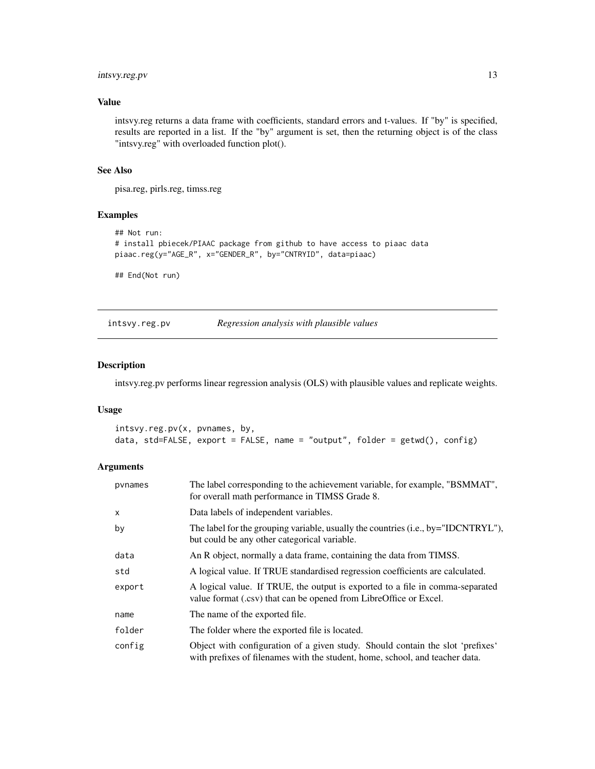### Value

intsvy.reg returns a data frame with coefficients, standard errors and t-values. If "by" is specified, results are reported in a list. If the "by" argument is set, then the returning object is of the class "intsvy.reg" with overloaded function plot().

### See Also

pisa.reg, pirls.reg, timss.reg

### Examples

```
## Not run:
# install pbiecek/PIAAC package from github to have access to piaac data
piaac.reg(y="AGE_R", x="GENDER_R", by="CNTRYID", data=piaac)

## End(Not run)
```

---

## intsvy.reg.pv — *Regression analysis with plausible values*

### Description

intsvy.reg.pv performs linear regression analysis (OLS) with plausible values and replicate weights.

### Usage

```
intsvy.reg.pv(x, pvnames, by,
data, std=FALSE, export = FALSE, name = "output", folder = getwd(), config)
```

### Arguments

| | |
|---|---|
| pvnames | The label corresponding to the achievement variable, for example, "BSMMAT", for overall math performance in TIMSS Grade 8. |
| x | Data labels of independent variables. |
| by | The label for the grouping variable, usually the countries (i.e., by="IDCNTRYL"), but could be any other categorical variable. |
| data | An R object, normally a data frame, containing the data from TIMSS. |
| std | A logical value. If TRUE standardised regression coefficients are calculated. |
| export | A logical value. If TRUE, the output is exported to a file in comma-separated value format (.csv) that can be opened from LibreOffice or Excel. |
| name | The name of the exported file. |
| folder | The folder where the exported file is located. |
| config | Object with configuration of a given study. Should contain the slot 'prefixes' with prefixes of filenames with the student, home, school, and teacher data. |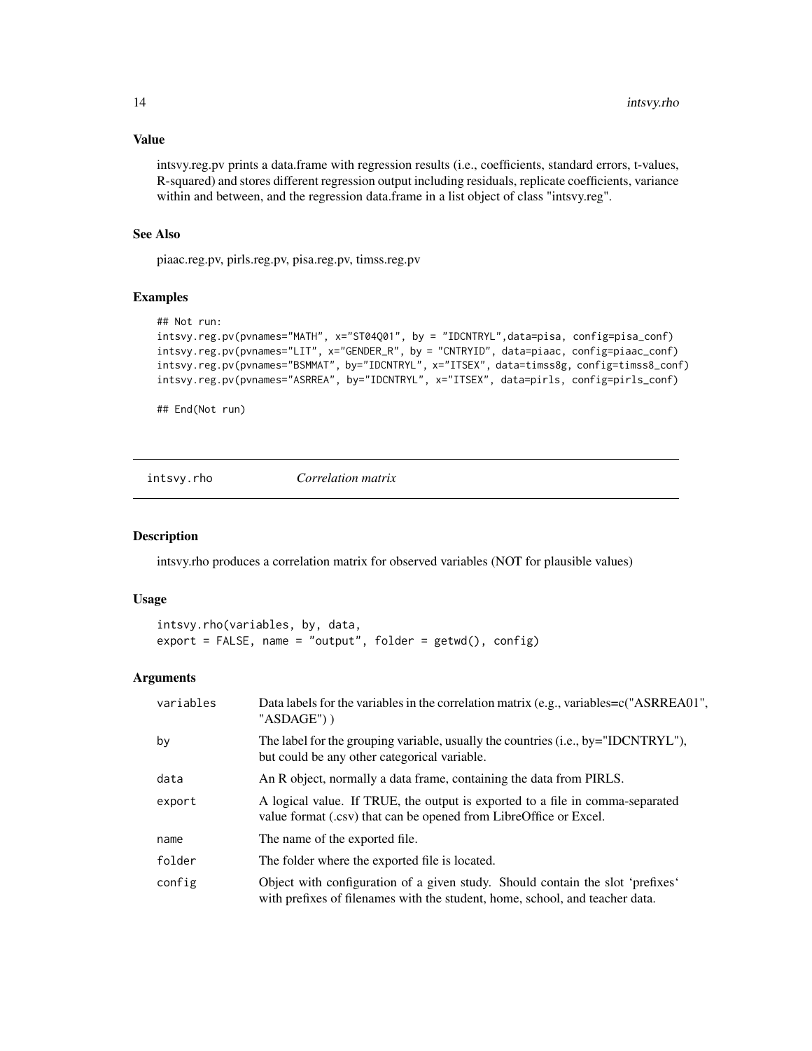### Value

intsvy.reg.pv prints a data.frame with regression results (i.e., coefficients, standard errors, t-values, R-squared) and stores different regression output including residuals, replicate coefficients, variance within and between, and the regression data.frame in a list object of class "intsvy.reg".

### See Also

piaac.reg.pv, pirls.reg.pv, pisa.reg.pv, timss.reg.pv

### Examples

```
## Not run:
intsvy.reg.pv(pvnames="MATH", x="ST04Q01", by = "IDCNTRYL",data=pisa, config=pisa_conf)
intsvy.reg.pv(pvnames="LIT", x="GENDER_R", by = "CNTRYID", data=piaac, config=piaac_conf)
intsvy.reg.pv(pvnames="BSMMAT", by="IDCNTRYL", x="ITSEX", data=timss8g, config=timss8_conf)
intsvy.reg.pv(pvnames="ASRREA", by="IDCNTRYL", x="ITSEX", data=pirls, config=pirls_conf)

## End(Not run)
```

---

## intsvy.rho — *Correlation matrix*

### Description

intsvy.rho produces a correlation matrix for observed variables (NOT for plausible values)

### Usage

```
intsvy.rho(variables, by, data,
export = FALSE, name = "output", folder = getwd(), config)
```

### Arguments

| | |
|---|---|
| variables | Data labels for the variables in the correlation matrix (e.g., variables=c("ASRREA01", "ASDAGE") ) |
| by | The label for the grouping variable, usually the countries (i.e., by="IDCNTRYL"), but could be any other categorical variable. |
| data | An R object, normally a data frame, containing the data from PIRLS. |
| export | A logical value. If TRUE, the output is exported to a file in comma-separated value format (.csv) that can be opened from LibreOffice or Excel. |
| name | The name of the exported file. |
| folder | The folder where the exported file is located. |
| config | Object with configuration of a given study. Should contain the slot 'prefixes' with prefixes of filenames with the student, home, school, and teacher data. |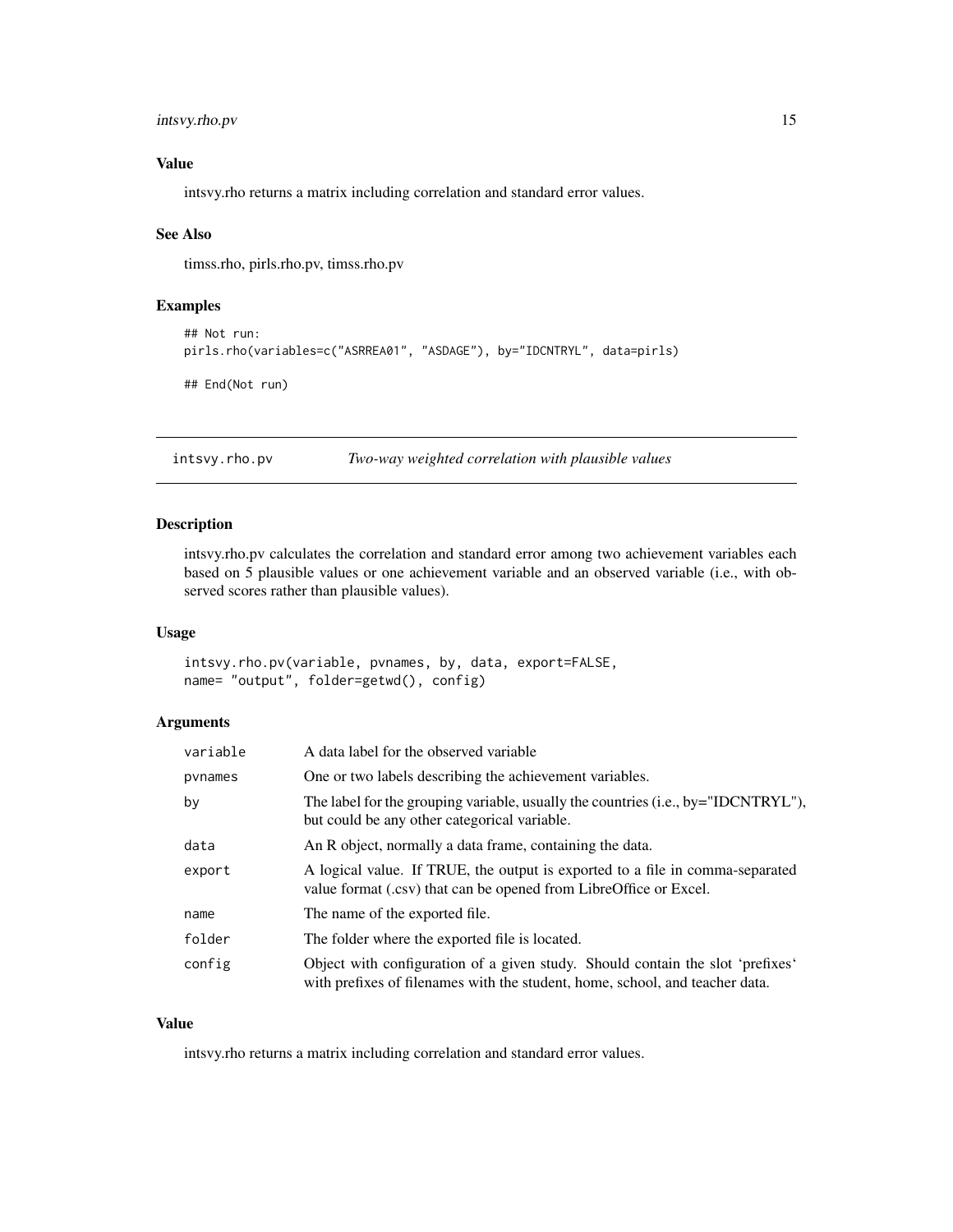### Value

intsvy.rho returns a matrix including correlation and standard error values.

### See Also

timss.rho, pirls.rho.pv, timss.rho.pv

### Examples

```
## Not run:
pirls.rho(variables=c("ASRREA01", "ASDAGE"), by="IDCNTRYL", data=pirls)

## End(Not run)
```

---

## intsvy.rho.pv — *Two-way weighted correlation with plausible values*

---

### Description

intsvy.rho.pv calculates the correlation and standard error among two achievement variables each based on 5 plausible values or one achievement variable and an observed variable (i.e., with observed scores rather than plausible values).

### Usage

```
intsvy.rho.pv(variable, pvnames, by, data, export=FALSE,
name= "output", folder=getwd(), config)
```

### Arguments

| | |
|---|---|
| variable | A data label for the observed variable |
| pvnames | One or two labels describing the achievement variables. |
| by | The label for the grouping variable, usually the countries (i.e., by="IDCNTRYL"), but could be any other categorical variable. |
| data | An R object, normally a data frame, containing the data. |
| export | A logical value. If TRUE, the output is exported to a file in comma-separated value format (.csv) that can be opened from LibreOffice or Excel. |
| name | The name of the exported file. |
| folder | The folder where the exported file is located. |
| config | Object with configuration of a given study. Should contain the slot 'prefixes' with prefixes of filenames with the student, home, school, and teacher data. |

### Value

intsvy.rho returns a matrix including correlation and standard error values.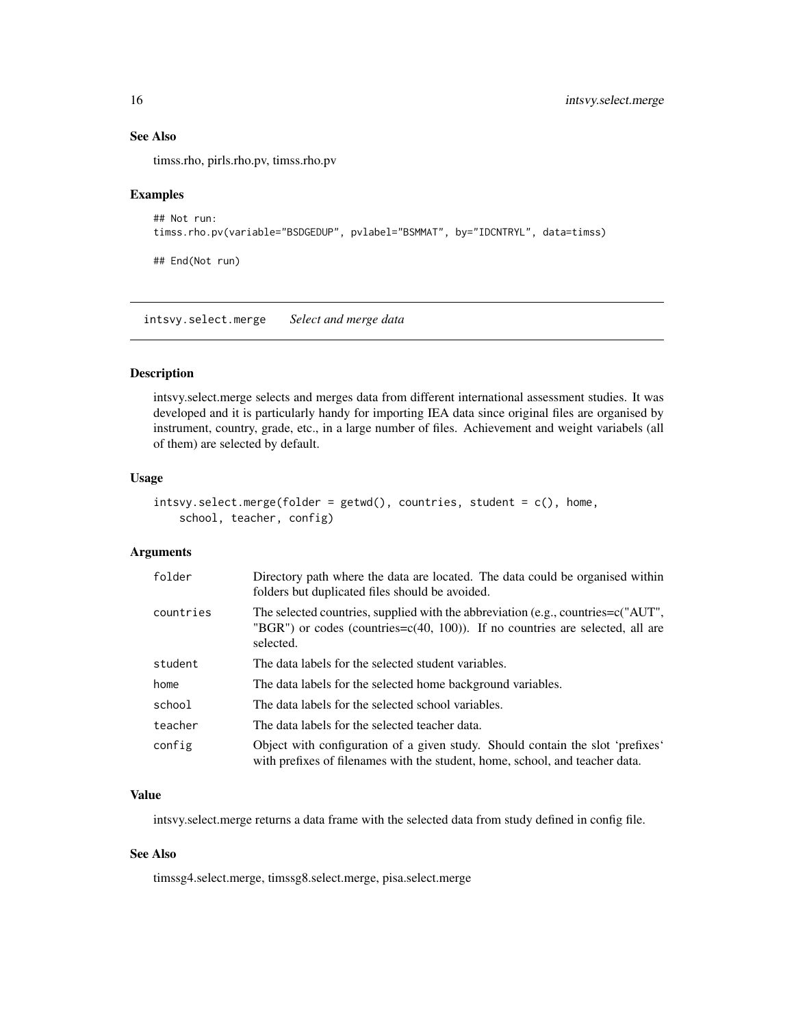### See Also

timss.rho, pirls.rho.pv, timss.rho.pv

### Examples

```
## Not run:
timss.rho.pv(variable="BSDGEDUP", pvlabel="BSMMAT", by="IDCNTRYL", data=timss)

## End(Not run)
```

---

## intsvy.select.merge *Select and merge data*

---

### Description

intsvy.select.merge selects and merges data from different international assessment studies. It was developed and it is particularly handy for importing IEA data since original files are organised by instrument, country, grade, etc., in a large number of files. Achievement and weight variabels (all of them) are selected by default.

### Usage

```
intsvy.select.merge(folder = getwd(), countries, student = c(), home,
    school, teacher, config)
```

### Arguments

| | |
|---|---|
| folder | Directory path where the data are located. The data could be organised within folders but duplicated files should be avoided. |
| countries | The selected countries, supplied with the abbreviation (e.g., countries=c("AUT", "BGR") or codes (countries=c(40, 100)). If no countries are selected, all are selected. |
| student | The data labels for the selected student variables. |
| home | The data labels for the selected home background variables. |
| school | The data labels for the selected school variables. |
| teacher | The data labels for the selected teacher data. |
| config | Object with configuration of a given study. Should contain the slot 'prefixes' with prefixes of filenames with the student, home, school, and teacher data. |

### Value

intsvy.select.merge returns a data frame with the selected data from study defined in config file.

### See Also

timssg4.select.merge, timssg8.select.merge, pisa.select.merge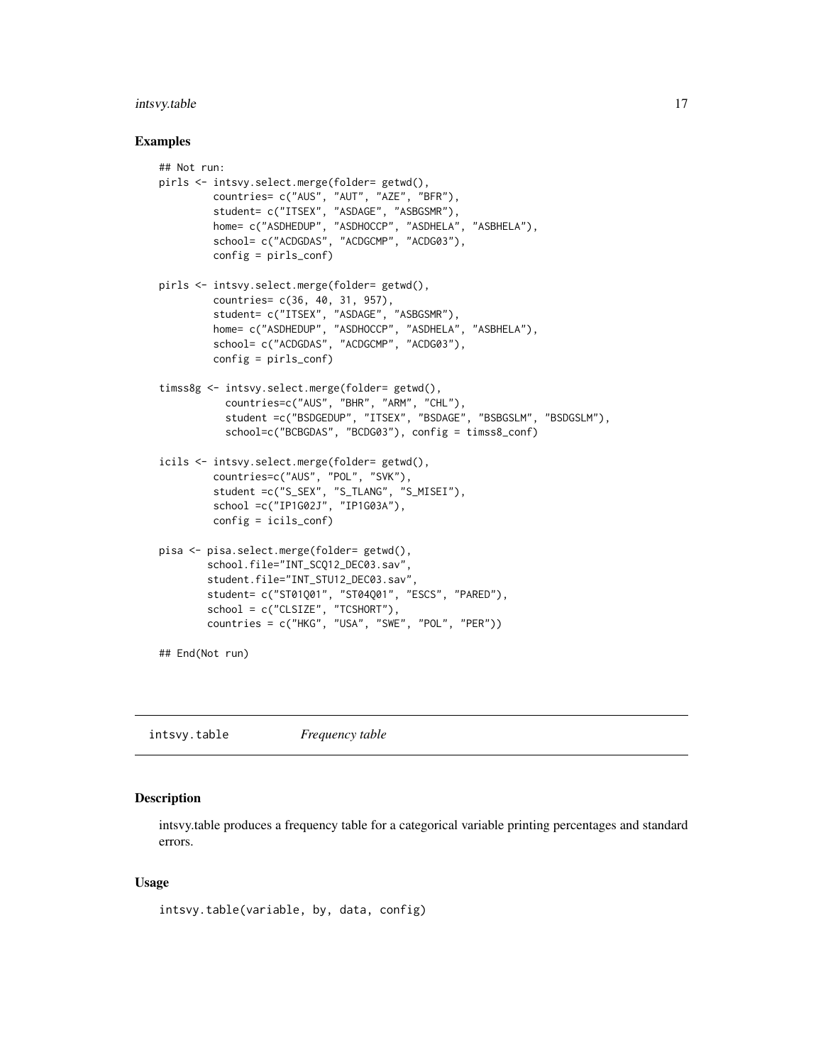### Examples

```
## Not run:
pirls <- intsvy.select.merge(folder= getwd(),
         countries= c("AUS", "AUT", "AZE", "BFR"),
         student= c("ITSEX", "ASDAGE", "ASBGSMR"),
         home= c("ASDHEDUP", "ASDHOCCP", "ASDHELA", "ASBHELA"),
         school= c("ACDGDAS", "ACDGCMP", "ACDG03"),
         config = pirls_conf)

pirls <- intsvy.select.merge(folder= getwd(),
         countries= c(36, 40, 31, 957),
         student= c("ITSEX", "ASDAGE", "ASBGSMR"),
         home= c("ASDHEDUP", "ASDHOCCP", "ASDHELA", "ASBHELA"),
         school= c("ACDGDAS", "ACDGCMP", "ACDG03"),
         config = pirls_conf)

timss8g <- intsvy.select.merge(folder= getwd(),
           countries=c("AUS", "BHR", "ARM", "CHL"),
           student =c("BSDGEDUP", "ITSEX", "BSDAGE", "BSBGSLM", "BSDGSLM"),
           school=c("BCBGDAS", "BCDG03"), config = timss8_conf)

icils <- intsvy.select.merge(folder= getwd(),
         countries=c("AUS", "POL", "SVK"),
         student =c("S_SEX", "S_TLANG", "S_MISEI"),
         school =c("IP1G02J", "IP1G03A"),
         config = icils_conf)

pisa <- pisa.select.merge(folder= getwd(),
        school.file="INT_SCQ12_DEC03.sav",
        student.file="INT_STU12_DEC03.sav",
        student= c("ST01Q01", "ST04Q01", "ESCS", "PARED"),
        school = c("CLSIZE", "TCSHORT"),
        countries = c("HKG", "USA", "SWE", "POL", "PER"))

## End(Not run)
```

---

## intsvy.table *Frequency table*

---

### Description

intsvy.table produces a frequency table for a categorical variable printing percentages and standard errors.

### Usage

```
intsvy.table(variable, by, data, config)
```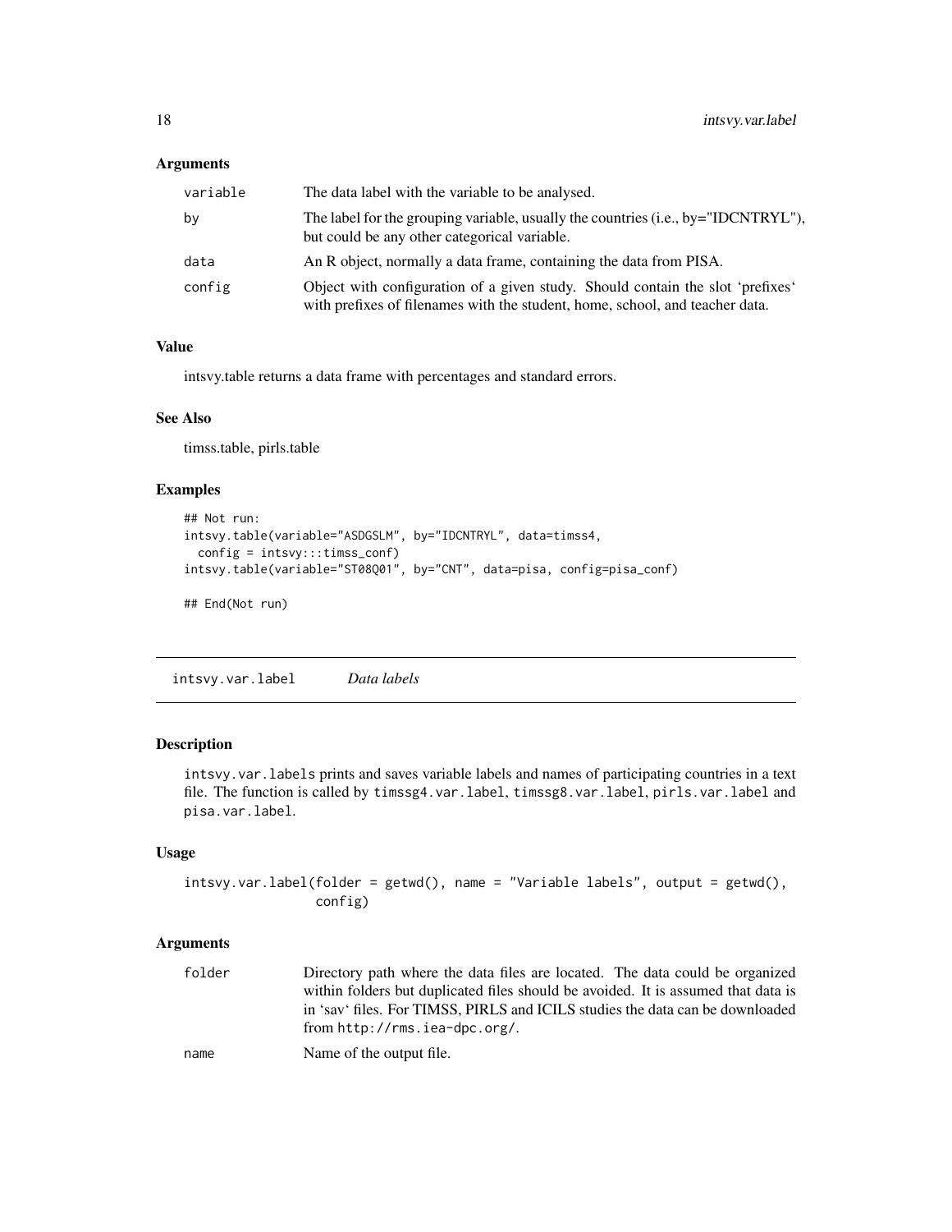### Arguments

| | |
|---|---|
| `variable` | The data label with the variable to be analysed. |
| `by` | The label for the grouping variable, usually the countries (i.e., by="IDCNTRYL"), but could be any other categorical variable. |
| `data` | An R object, normally a data frame, containing the data from PISA. |
| `config` | Object with configuration of a given study. Should contain the slot 'prefixes' with prefixes of filenames with the student, home, school, and teacher data. |

### Value

intsvy.table returns a data frame with percentages and standard errors.

### See Also

timss.table, pirls.table

### Examples

```
## Not run:
intsvy.table(variable="ASDGSLM", by="IDCNTRYL", data=timss4,
  config = intsvy:::timss_conf)
intsvy.table(variable="ST08Q01", by="CNT", data=pisa, config=pisa_conf)

## End(Not run)
```

---

## `intsvy.var.label` *Data labels*

### Description

`intsvy.var.labels` prints and saves variable labels and names of participating countries in a text file. The function is called by `timssg4.var.label`, `timssg8.var.label`, `pirls.var.label` and `pisa.var.label`.

### Usage

```
intsvy.var.label(folder = getwd(), name = "Variable labels", output = getwd(),
                 config)
```

### Arguments

| | |
|---|---|
| `folder` | Directory path where the data files are located. The data could be organized within folders but duplicated files should be avoided. It is assumed that data is in 'sav' files. For TIMSS, PIRLS and ICILS studies the data can be downloaded from `http://rms.iea-dpc.org/`. |
| `name` | Name of the output file. |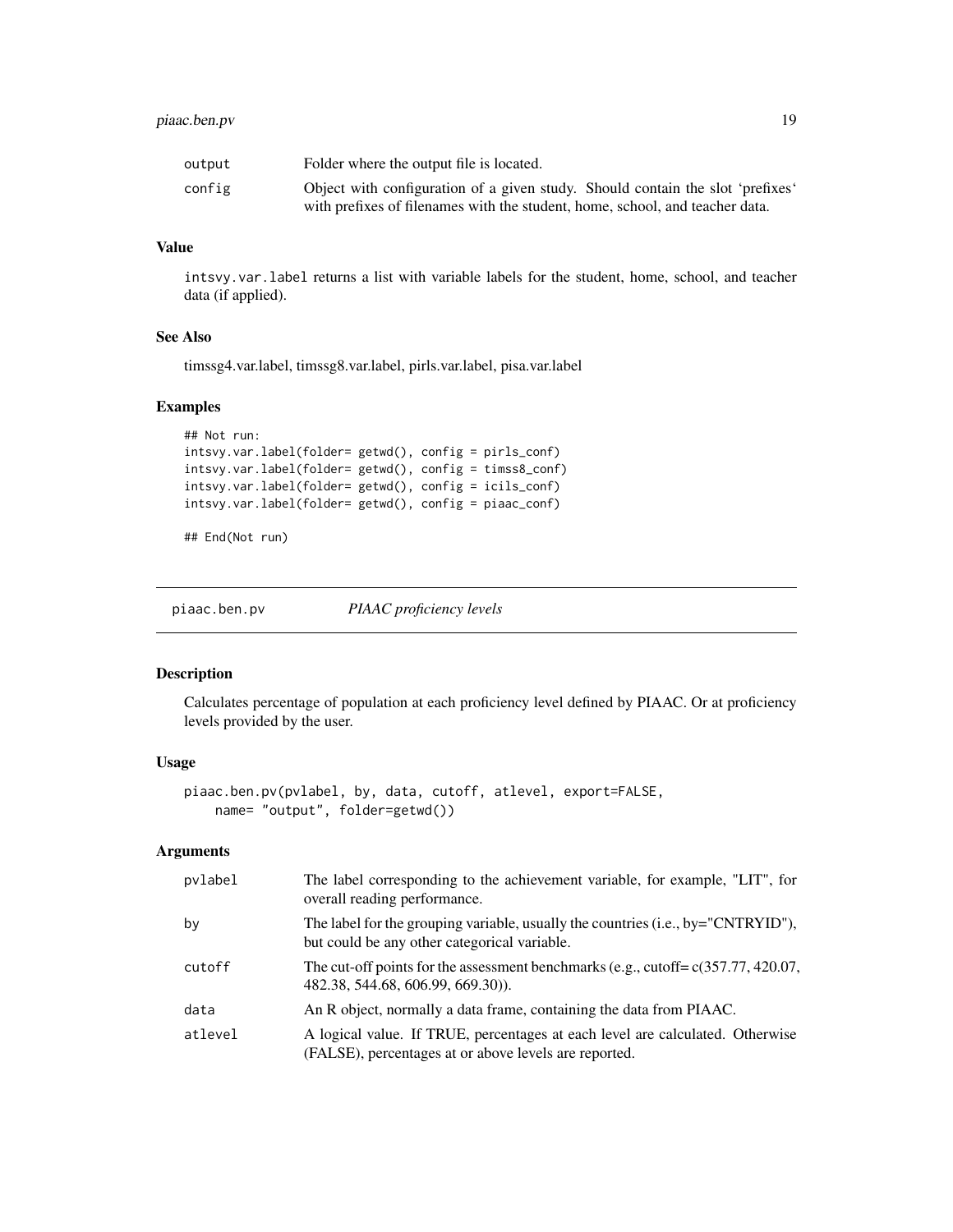| | |
|---|---|
| output | Folder where the output file is located. |
| config | Object with configuration of a given study. Should contain the slot 'prefixes' with prefixes of filenames with the student, home, school, and teacher data. |

### Value

intsvy.var.label returns a list with variable labels for the student, home, school, and teacher data (if applied).

### See Also

timssg4.var.label, timssg8.var.label, pirls.var.label, pisa.var.label

### Examples

```
## Not run:
intsvy.var.label(folder= getwd(), config = pirls_conf)
intsvy.var.label(folder= getwd(), config = timss8_conf)
intsvy.var.label(folder= getwd(), config = icils_conf)
intsvy.var.label(folder= getwd(), config = piaac_conf)

## End(Not run)
```

---

## piaac.ben.pv *PIAAC proficiency levels*

---

### Description

Calculates percentage of population at each proficiency level defined by PIAAC. Or at proficiency levels provided by the user.

### Usage

```
piaac.ben.pv(pvlabel, by, data, cutoff, atlevel, export=FALSE,
    name= "output", folder=getwd())
```

### Arguments

| | |
|---|---|
| pvlabel | The label corresponding to the achievement variable, for example, "LIT", for overall reading performance. |
| by | The label for the grouping variable, usually the countries (i.e., by="CNTRYID"), but could be any other categorical variable. |
| cutoff | The cut-off points for the assessment benchmarks (e.g., cutoff= c(357.77, 420.07, 482.38, 544.68, 606.99, 669.30)). |
| data | An R object, normally a data frame, containing the data from PIAAC. |
| atlevel | A logical value. If TRUE, percentages at each level are calculated. Otherwise (FALSE), percentages at or above levels are reported. |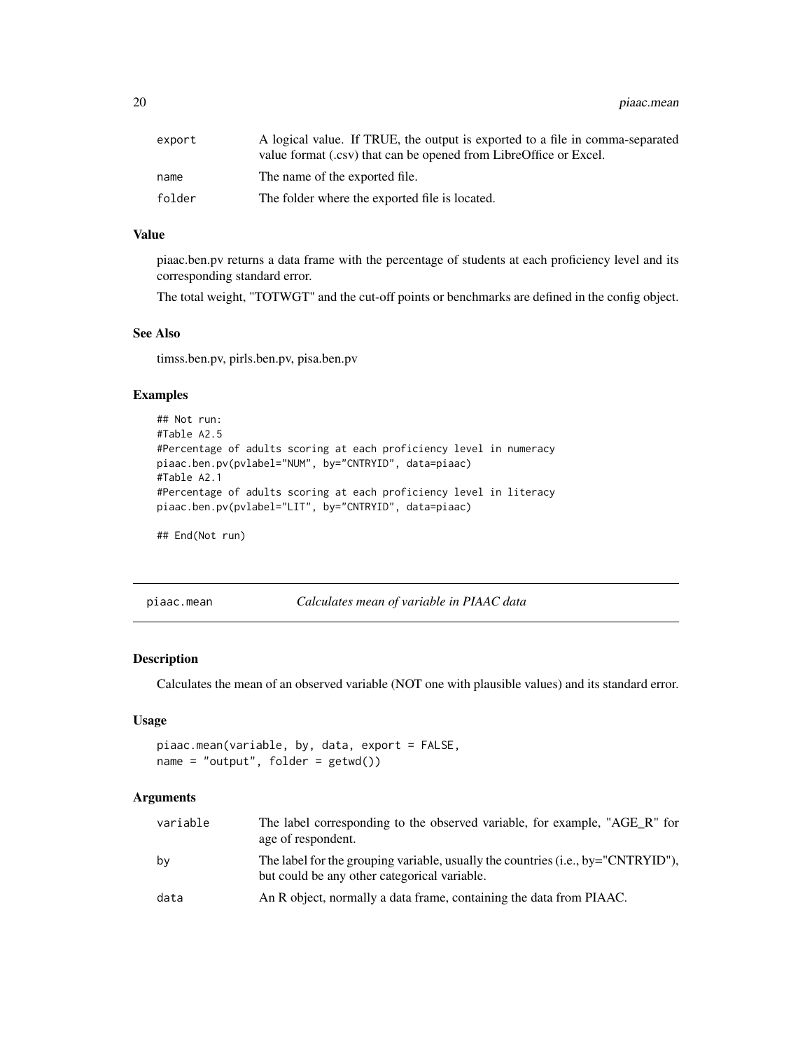| | |
|---|---|
| export | A logical value. If TRUE, the output is exported to a file in comma-separated value format (.csv) that can be opened from LibreOffice or Excel. |
| name | The name of the exported file. |
| folder | The folder where the exported file is located. |

### Value

piaac.ben.pv returns a data frame with the percentage of students at each proficiency level and its corresponding standard error.

The total weight, "TOTWGT" and the cut-off points or benchmarks are defined in the config object.

### See Also

timss.ben.pv, pirls.ben.pv, pisa.ben.pv

### Examples

```
## Not run:
#Table A2.5
#Percentage of adults scoring at each proficiency level in numeracy
piaac.ben.pv(pvlabel="NUM", by="CNTRYID", data=piaac)
#Table A2.1
#Percentage of adults scoring at each proficiency level in literacy
piaac.ben.pv(pvlabel="LIT", by="CNTRYID", data=piaac)

## End(Not run)
```

---

## piaac.mean — *Calculates mean of variable in PIAAC data*

### Description

Calculates the mean of an observed variable (NOT one with plausible values) and its standard error.

### Usage

```
piaac.mean(variable, by, data, export = FALSE,
name = "output", folder = getwd())
```

### Arguments

| | |
|---|---|
| variable | The label corresponding to the observed variable, for example, "AGE_R" for age of respondent. |
| by | The label for the grouping variable, usually the countries (i.e., by="CNTRYID"), but could be any other categorical variable. |
| data | An R object, normally a data frame, containing the data from PIAAC. |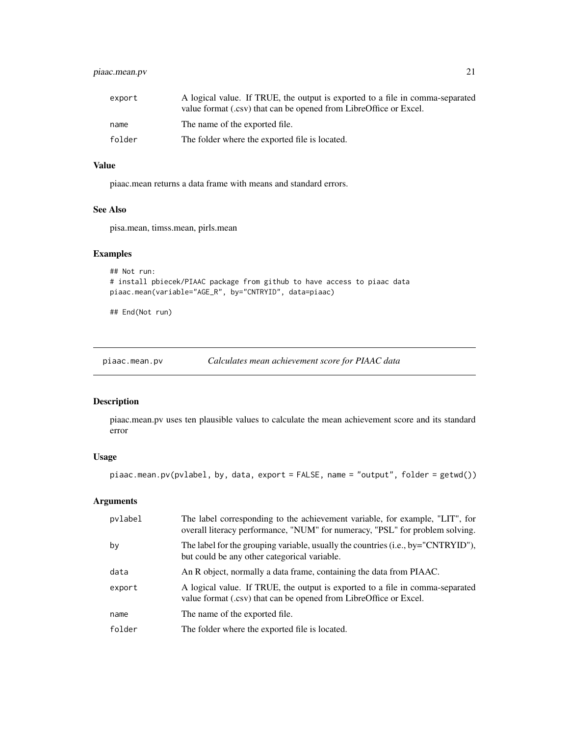| | |
|---|---|
| export | A logical value. If TRUE, the output is exported to a file in comma-separated value format (.csv) that can be opened from LibreOffice or Excel. |
| name | The name of the exported file. |
| folder | The folder where the exported file is located. |

### Value

piaac.mean returns a data frame with means and standard errors.

### See Also

pisa.mean, timss.mean, pirls.mean

### Examples

```
## Not run:
# install pbiecek/PIAAC package from github to have access to piaac data
piaac.mean(variable="AGE_R", by="CNTRYID", data=piaac)

## End(Not run)
```

---

## piaac.mean.pv    *Calculates mean achievement score for PIAAC data*

### Description

piaac.mean.pv uses ten plausible values to calculate the mean achievement score and its standard error

### Usage

```
piaac.mean.pv(pvlabel, by, data, export = FALSE, name = "output", folder = getwd())
```

### Arguments

| | |
|---|---|
| pvlabel | The label corresponding to the achievement variable, for example, "LIT", for overall literacy performance, "NUM" for numeracy, "PSL" for problem solving. |
| by | The label for the grouping variable, usually the countries (i.e., by="CNTRYID"), but could be any other categorical variable. |
| data | An R object, normally a data frame, containing the data from PIAAC. |
| export | A logical value. If TRUE, the output is exported to a file in comma-separated value format (.csv) that can be opened from LibreOffice or Excel. |
| name | The name of the exported file. |
| folder | The folder where the exported file is located. |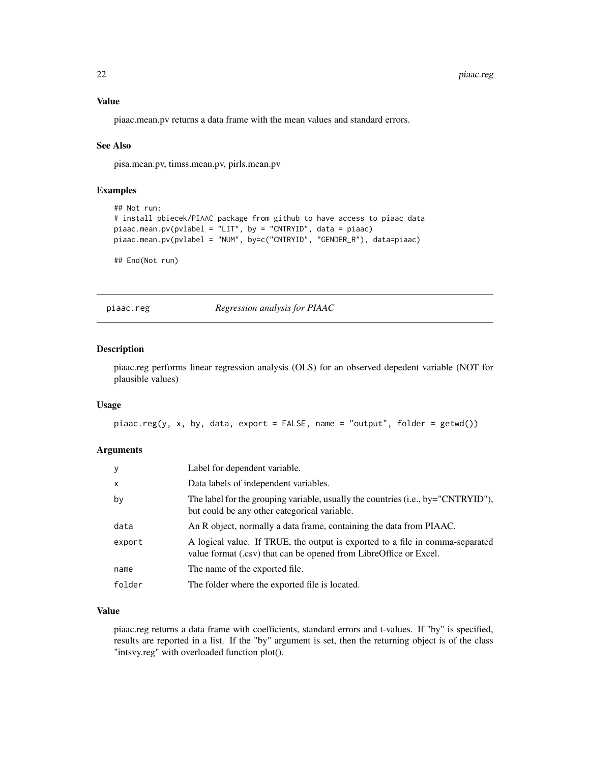### Value

piaac.mean.pv returns a data frame with the mean values and standard errors.

### See Also

pisa.mean.pv, timss.mean.pv, pirls.mean.pv

### Examples

```
## Not run:
# install pbiecek/PIAAC package from github to have access to piaac data
piaac.mean.pv(pvlabel = "LIT", by = "CNTRYID", data = piaac)
piaac.mean.pv(pvlabel = "NUM", by=c("CNTRYID", "GENDER_R"), data=piaac)

## End(Not run)
```

---

## piaac.reg — *Regression analysis for PIAAC*

### Description

piaac.reg performs linear regression analysis (OLS) for an observed depedent variable (NOT for plausible values)

### Usage

```
piaac.reg(y, x, by, data, export = FALSE, name = "output", folder = getwd())
```

### Arguments

| Argument | Description |
|---|---|
| y | Label for dependent variable. |
| x | Data labels of independent variables. |
| by | The label for the grouping variable, usually the countries (i.e., by="CNTRYID"), but could be any other categorical variable. |
| data | An R object, normally a data frame, containing the data from PIAAC. |
| export | A logical value. If TRUE, the output is exported to a file in comma-separated value format (.csv) that can be opened from LibreOffice or Excel. |
| name | The name of the exported file. |
| folder | The folder where the exported file is located. |

### Value

piaac.reg returns a data frame with coefficients, standard errors and t-values. If "by" is specified, results are reported in a list. If the "by" argument is set, then the returning object is of the class "intsvy.reg" with overloaded function plot().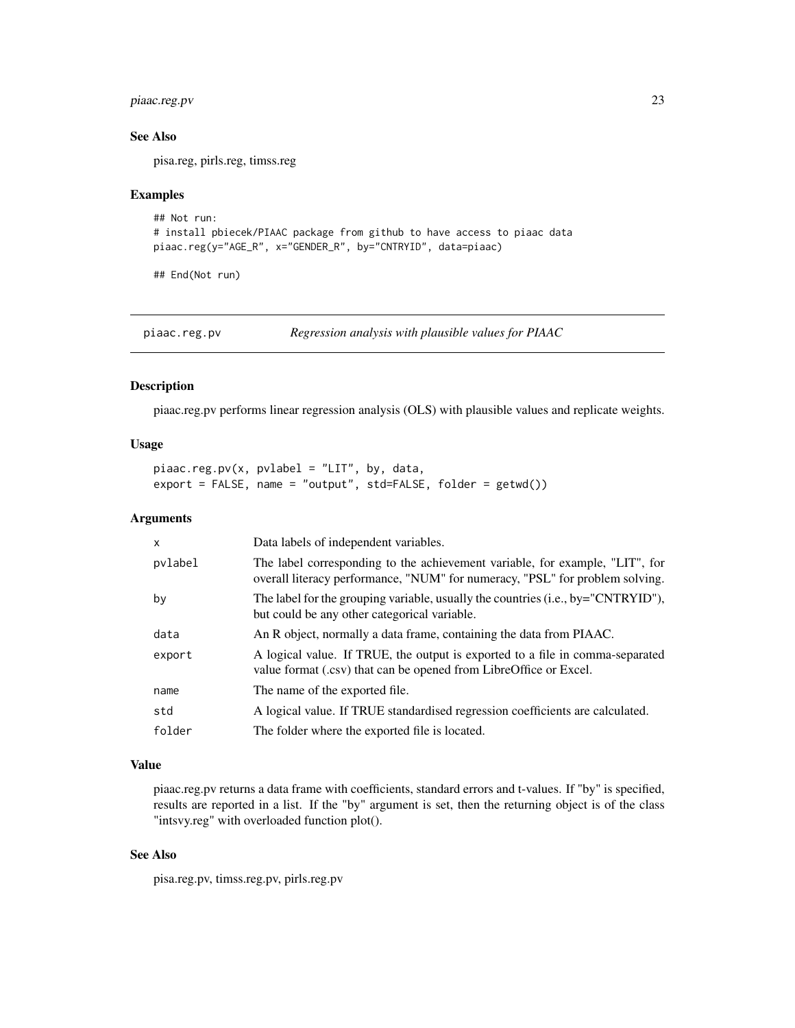## See Also

pisa.reg, pirls.reg, timss.reg

## Examples

```
## Not run:
# install pbiecek/PIAAC package from github to have access to piaac data
piaac.reg(y="AGE_R", x="GENDER_R", by="CNTRYID", data=piaac)

## End(Not run)
```

---

# piaac.reg.pv *Regression analysis with plausible values for PIAAC*

## Description

piaac.reg.pv performs linear regression analysis (OLS) with plausible values and replicate weights.

## Usage

```
piaac.reg.pv(x, pvlabel = "LIT", by, data,
export = FALSE, name = "output", std=FALSE, folder = getwd())
```

## Arguments

| | |
|---|---|
| `x` | Data labels of independent variables. |
| `pvlabel` | The label corresponding to the achievement variable, for example, "LIT", for overall literacy performance, "NUM" for numeracy, "PSL" for problem solving. |
| `by` | The label for the grouping variable, usually the countries (i.e., by="CNTRYID"), but could be any other categorical variable. |
| `data` | An R object, normally a data frame, containing the data from PIAAC. |
| `export` | A logical value. If TRUE, the output is exported to a file in comma-separated value format (.csv) that can be opened from LibreOffice or Excel. |
| `name` | The name of the exported file. |
| `std` | A logical value. If TRUE standardised regression coefficients are calculated. |
| `folder` | The folder where the exported file is located. |

## Value

piaac.reg.pv returns a data frame with coefficients, standard errors and t-values. If "by" is specified, results are reported in a list. If the "by" argument is set, then the returning object is of the class "intsvy.reg" with overloaded function plot().

## See Also

pisa.reg.pv, timss.reg.pv, pirls.reg.pv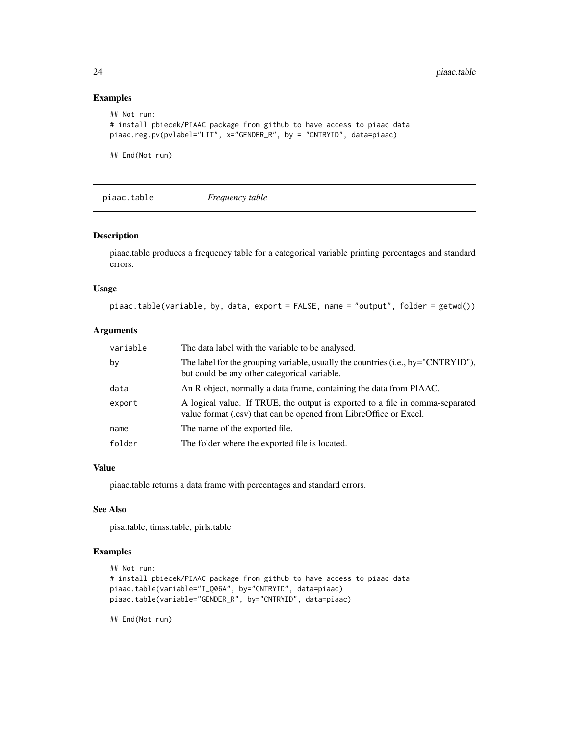## Examples

```
## Not run:
# install pbiecek/PIAAC package from github to have access to piaac data
piaac.reg.pv(pvlabel="LIT", x="GENDER_R", by = "CNTRYID", data=piaac)

## End(Not run)
```

---

## piaac.table    *Frequency table*

### Description

piaac.table produces a frequency table for a categorical variable printing percentages and standard errors.

### Usage

```
piaac.table(variable, by, data, export = FALSE, name = "output", folder = getwd())
```

### Arguments

| | |
|---|---|
| variable | The data label with the variable to be analysed. |
| by | The label for the grouping variable, usually the countries (i.e., by="CNTRYID"), but could be any other categorical variable. |
| data | An R object, normally a data frame, containing the data from PIAAC. |
| export | A logical value. If TRUE, the output is exported to a file in comma-separated value format (.csv) that can be opened from LibreOffice or Excel. |
| name | The name of the exported file. |
| folder | The folder where the exported file is located. |

### Value

piaac.table returns a data frame with percentages and standard errors.

### See Also

pisa.table, timss.table, pirls.table

### Examples

```
## Not run:
# install pbiecek/PIAAC package from github to have access to piaac data
piaac.table(variable="I_Q06A", by="CNTRYID", data=piaac)
piaac.table(variable="GENDER_R", by="CNTRYID", data=piaac)

## End(Not run)
```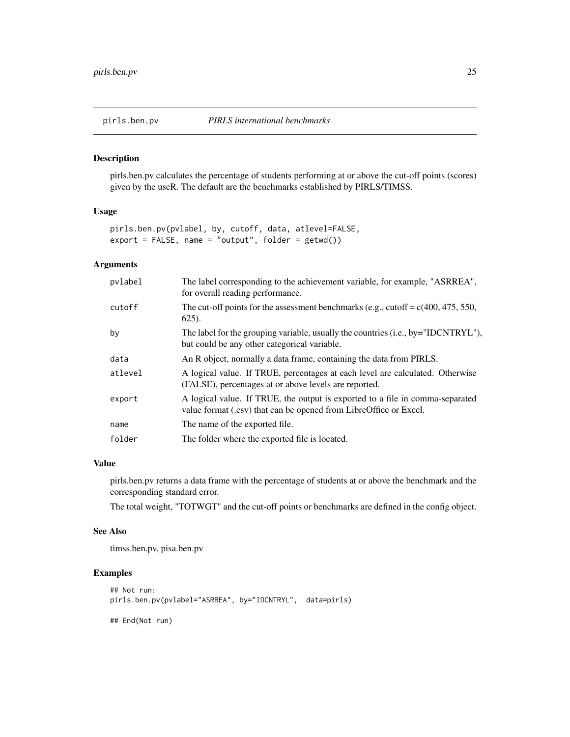## pirls.ben.pv *PIRLS international benchmarks*

### Description

pirls.ben.pv calculates the percentage of students performing at or above the cut-off points (scores) given by the useR. The default are the benchmarks established by PIRLS/TIMSS.

### Usage

```
pirls.ben.pv(pvlabel, by, cutoff, data, atlevel=FALSE,
export = FALSE, name = "output", folder = getwd())
```

### Arguments

| | |
|---|---|
| `pvlabel` | The label corresponding to the achievement variable, for example, "ASRREA", for overall reading performance. |
| `cutoff` | The cut-off points for the assessment benchmarks (e.g., cutoff = c(400, 475, 550, 625). |
| `by` | The label for the grouping variable, usually the countries (i.e., by="IDCNTRYL"), but could be any other categorical variable. |
| `data` | An R object, normally a data frame, containing the data from PIRLS. |
| `atlevel` | A logical value. If TRUE, percentages at each level are calculated. Otherwise (FALSE), percentages at or above levels are reported. |
| `export` | A logical value. If TRUE, the output is exported to a file in comma-separated value format (.csv) that can be opened from LibreOffice or Excel. |
| `name` | The name of the exported file. |
| `folder` | The folder where the exported file is located. |

### Value

pirls.ben.pv returns a data frame with the percentage of students at or above the benchmark and the corresponding standard error.

The total weight, "TOTWGT" and the cut-off points or benchmarks are defined in the config object.

### See Also

timss.ben.pv, pisa.ben.pv

### Examples

```
## Not run:
pirls.ben.pv(pvlabel="ASRREA", by="IDCNTRYL",  data=pirls)

## End(Not run)
```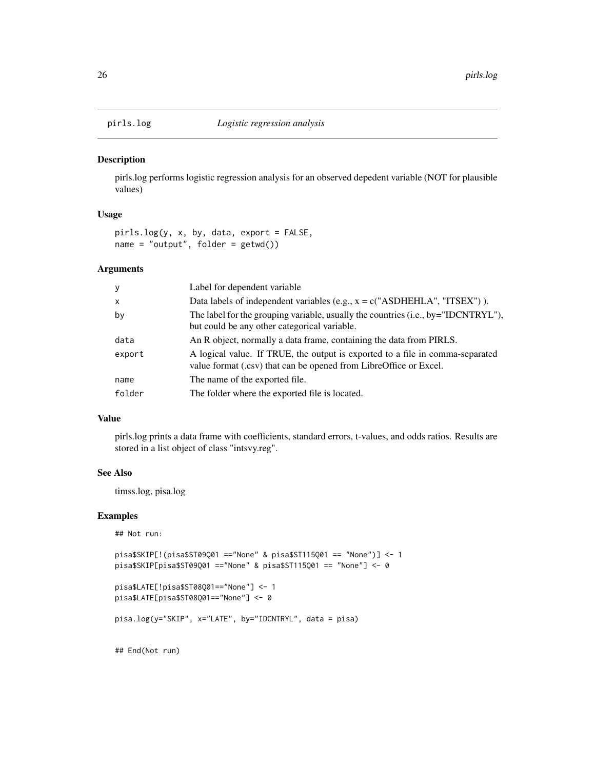# pirls.log *Logistic regression analysis*

## Description

pirls.log performs logistic regression analysis for an observed depedent variable (NOT for plausible values)

## Usage

```
pirls.log(y, x, by, data, export = FALSE,
name = "output", folder = getwd())
```

## Arguments

| Argument | Description |
|---|---|
| y | Label for dependent variable |
| x | Data labels of independent variables (e.g., x = c("ASDHEHLA", "ITSEX") ). |
| by | The label for the grouping variable, usually the countries (i.e., by="IDCNTRYL"), but could be any other categorical variable. |
| data | An R object, normally a data frame, containing the data from PIRLS. |
| export | A logical value. If TRUE, the output is exported to a file in comma-separated value format (.csv) that can be opened from LibreOffice or Excel. |
| name | The name of the exported file. |
| folder | The folder where the exported file is located. |

## Value

pirls.log prints a data frame with coefficients, standard errors, t-values, and odds ratios. Results are stored in a list object of class "intsvy.reg".

## See Also

timss.log, pisa.log

## Examples

```
## Not run:

pisa$SKIP[!(pisa$ST09Q01 =="None" & pisa$ST115Q01 == "None")] <- 1
pisa$SKIP[pisa$ST09Q01 =="None" & pisa$ST115Q01 == "None"] <- 0

pisa$LATE[!pisa$ST08Q01=="None"] <- 1
pisa$LATE[pisa$ST08Q01=="None"] <- 0

pisa.log(y="SKIP", x="LATE", by="IDCNTRYL", data = pisa)


## End(Not run)
```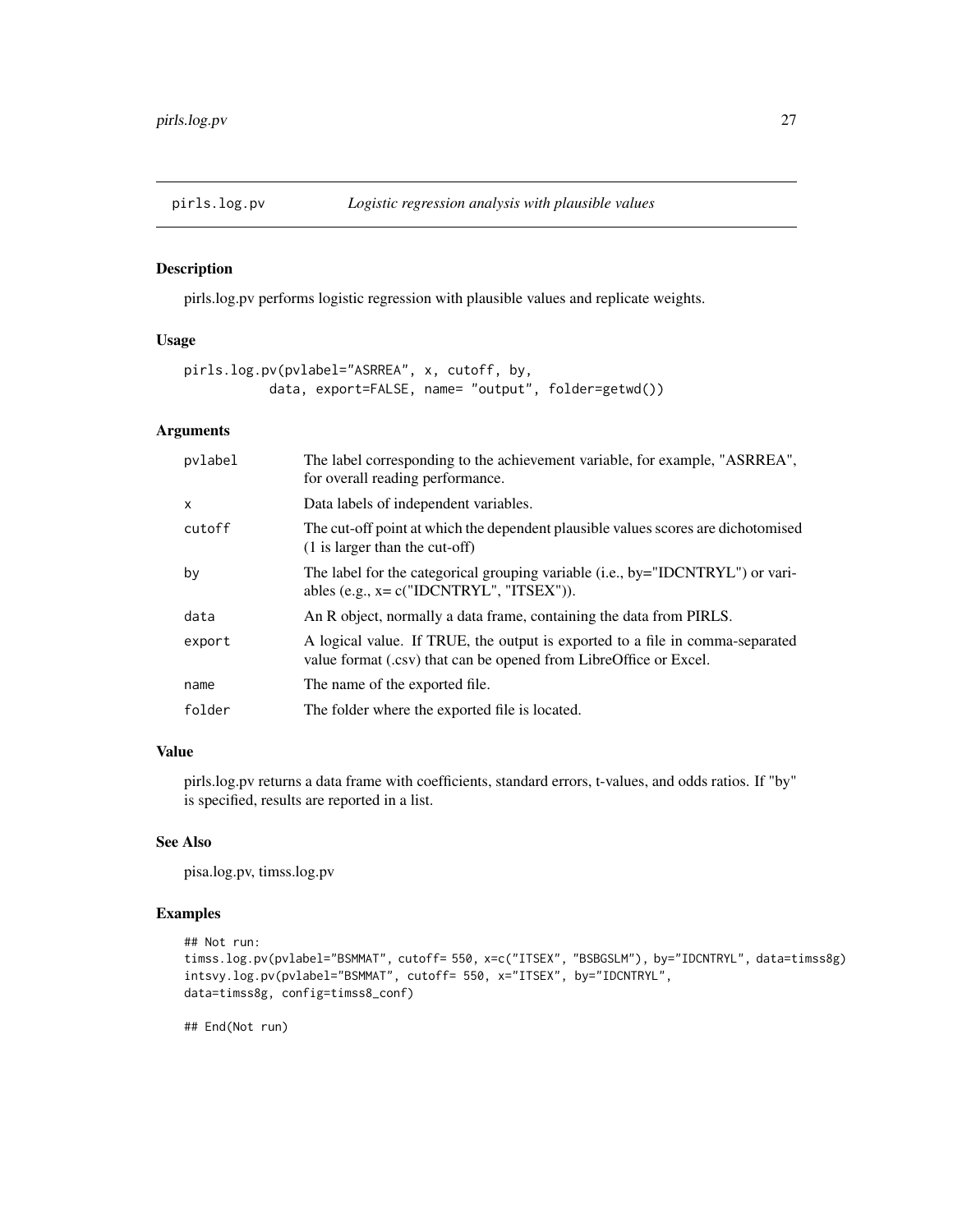# pirls.log.pv — *Logistic regression analysis with plausible values*

## Description

pirls.log.pv performs logistic regression with plausible values and replicate weights.

## Usage

```
pirls.log.pv(pvlabel="ASRREA", x, cutoff, by,
          data, export=FALSE, name= "output", folder=getwd())
```

## Arguments

| | |
|---|---|
| pvlabel | The label corresponding to the achievement variable, for example, "ASRREA", for overall reading performance. |
| x | Data labels of independent variables. |
| cutoff | The cut-off point at which the dependent plausible values scores are dichotomised (1 is larger than the cut-off) |
| by | The label for the categorical grouping variable (i.e., by="IDCNTRYL") or variables (e.g., x= c("IDCNTRYL", "ITSEX")). |
| data | An R object, normally a data frame, containing the data from PIRLS. |
| export | A logical value. If TRUE, the output is exported to a file in comma-separated value format (.csv) that can be opened from LibreOffice or Excel. |
| name | The name of the exported file. |
| folder | The folder where the exported file is located. |

## Value

pirls.log.pv returns a data frame with coefficients, standard errors, t-values, and odds ratios. If "by" is specified, results are reported in a list.

## See Also

pisa.log.pv, timss.log.pv

## Examples

```
## Not run:
timss.log.pv(pvlabel="BSMMAT", cutoff= 550, x=c("ITSEX", "BSBGSLM"), by="IDCNTRYL", data=timss8g)
intsvy.log.pv(pvlabel="BSMMAT", cutoff= 550, x="ITSEX", by="IDCNTRYL",
data=timss8g, config=timss8_conf)

## End(Not run)
```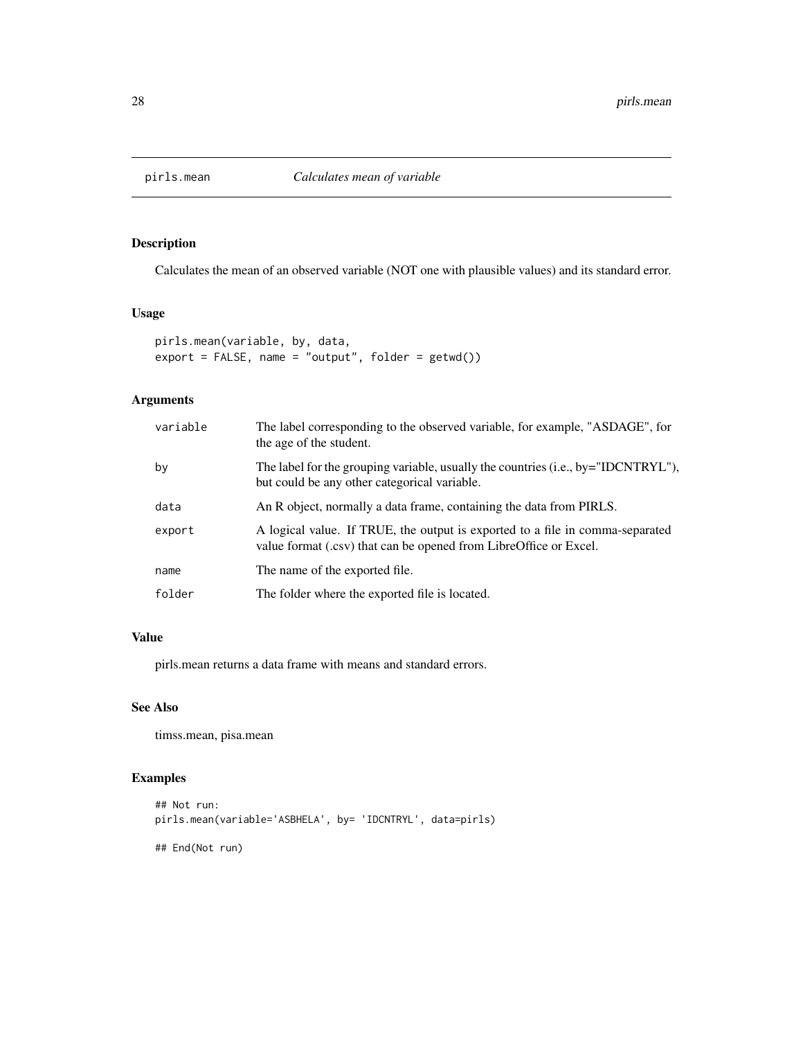# pirls.mean *Calculates mean of variable*

## Description

Calculates the mean of an observed variable (NOT one with plausible values) and its standard error.

## Usage

```
pirls.mean(variable, by, data,
export = FALSE, name = "output", folder = getwd())
```

## Arguments

| | |
|---|---|
| variable | The label corresponding to the observed variable, for example, "ASDAGE", for the age of the student. |
| by | The label for the grouping variable, usually the countries (i.e., by="IDCNTRYL"), but could be any other categorical variable. |
| data | An R object, normally a data frame, containing the data from PIRLS. |
| export | A logical value. If TRUE, the output is exported to a file in comma-separated value format (.csv) that can be opened from LibreOffice or Excel. |
| name | The name of the exported file. |
| folder | The folder where the exported file is located. |

## Value

pirls.mean returns a data frame with means and standard errors.

## See Also

timss.mean, pisa.mean

## Examples

```
## Not run:
pirls.mean(variable='ASBHELA', by= 'IDCNTRYL', data=pirls)

## End(Not run)
```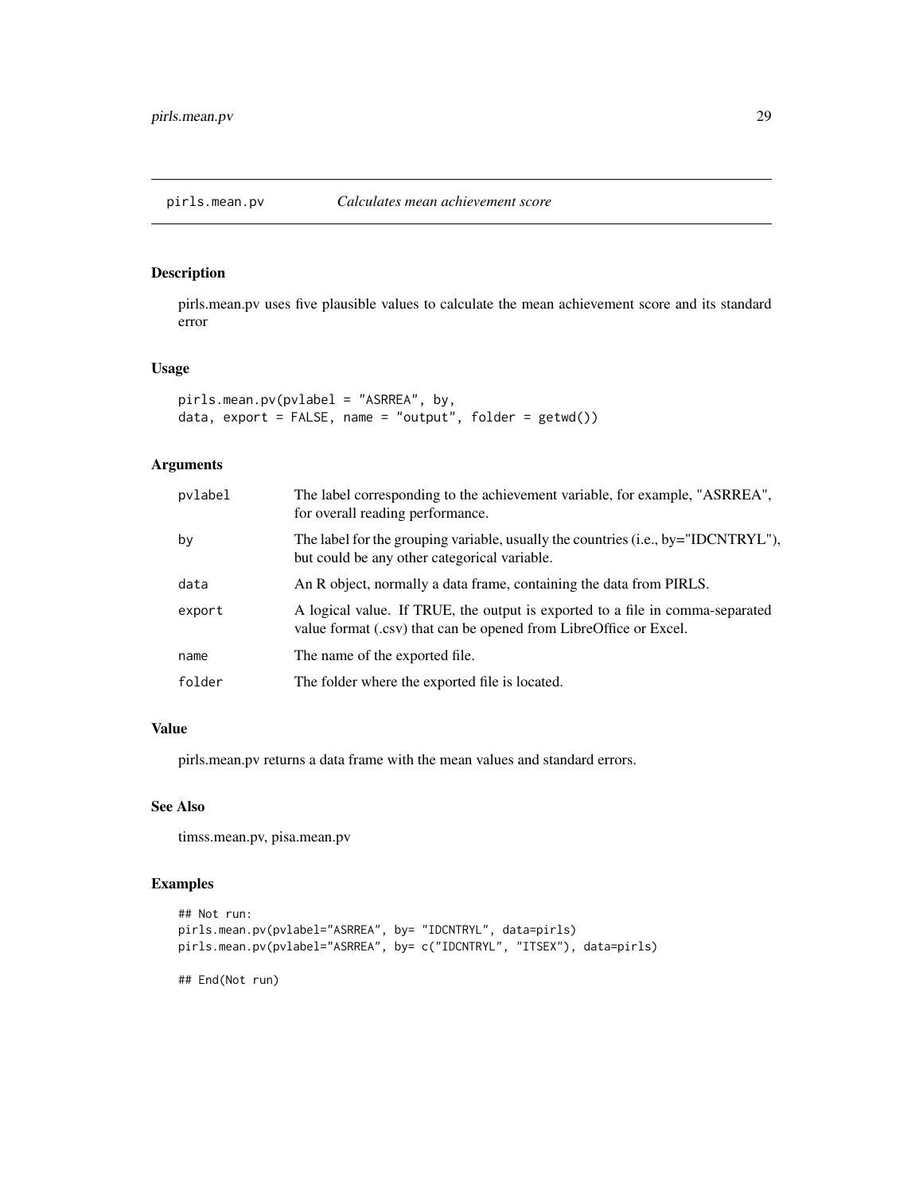# pirls.mean.pv *Calculates mean achievement score*

## Description

pirls.mean.pv uses five plausible values to calculate the mean achievement score and its standard error

## Usage

```
pirls.mean.pv(pvlabel = "ASRREA", by,
data, export = FALSE, name = "output", folder = getwd())
```

## Arguments

| | |
|---|---|
| pvlabel | The label corresponding to the achievement variable, for example, "ASRREA", for overall reading performance. |
| by | The label for the grouping variable, usually the countries (i.e., by="IDCNTRYL"), but could be any other categorical variable. |
| data | An R object, normally a data frame, containing the data from PIRLS. |
| export | A logical value. If TRUE, the output is exported to a file in comma-separated value format (.csv) that can be opened from LibreOffice or Excel. |
| name | The name of the exported file. |
| folder | The folder where the exported file is located. |

## Value

pirls.mean.pv returns a data frame with the mean values and standard errors.

## See Also

timss.mean.pv, pisa.mean.pv

## Examples

```
## Not run:
pirls.mean.pv(pvlabel="ASRREA", by= "IDCNTRYL", data=pirls)
pirls.mean.pv(pvlabel="ASRREA", by= c("IDCNTRYL", "ITSEX"), data=pirls)

## End(Not run)
```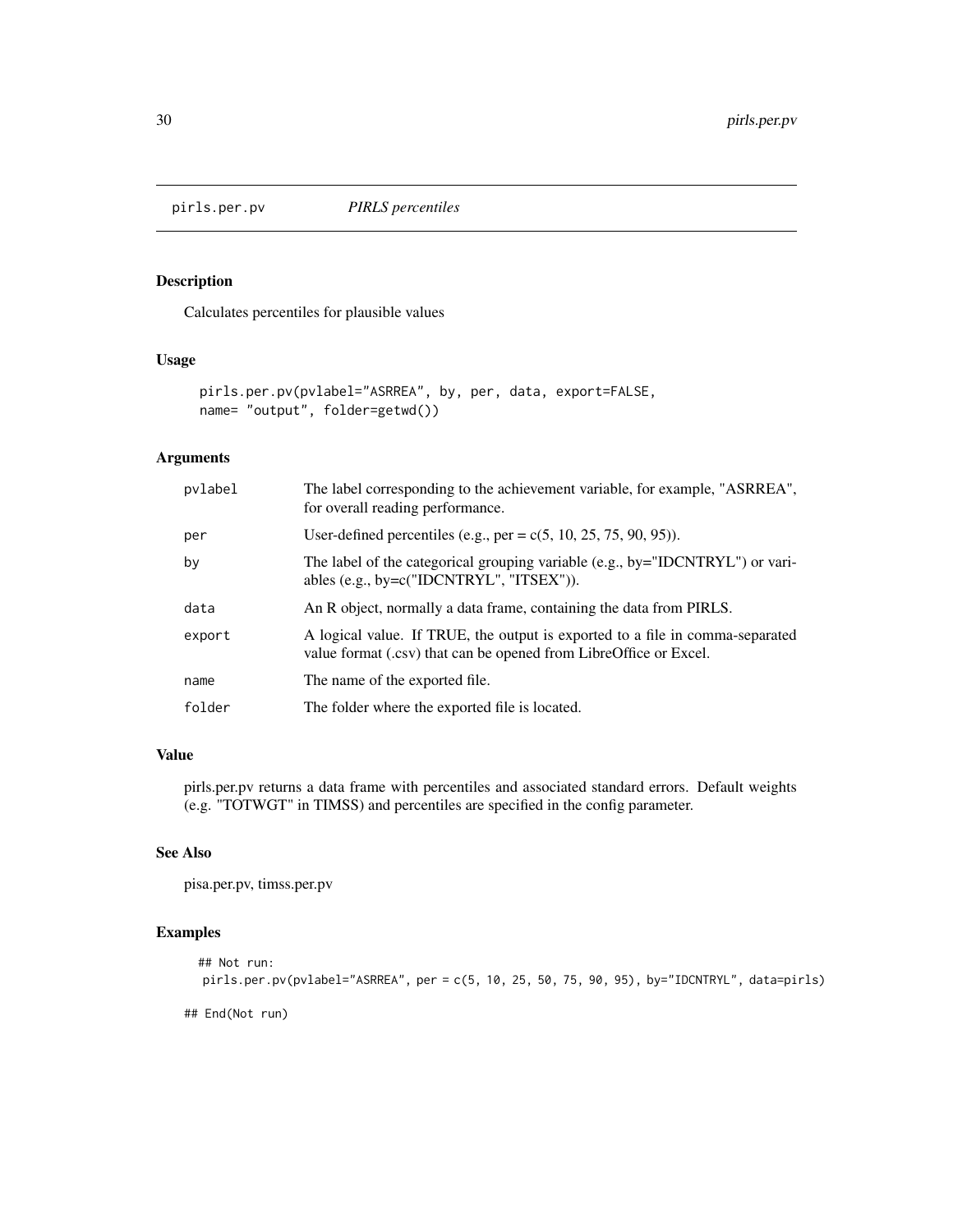## pirls.per.pv *PIRLS percentiles*

### Description

Calculates percentiles for plausible values

### Usage

```
pirls.per.pv(pvlabel="ASRREA", by, per, data, export=FALSE,
name= "output", folder=getwd())
```

### Arguments

| | |
|---|---|
| pvlabel | The label corresponding to the achievement variable, for example, "ASRREA", for overall reading performance. |
| per | User-defined percentiles (e.g., per = c(5, 10, 25, 75, 90, 95)). |
| by | The label of the categorical grouping variable (e.g., by="IDCNTRYL") or variables (e.g., by=c("IDCNTRYL", "ITSEX")). |
| data | An R object, normally a data frame, containing the data from PIRLS. |
| export | A logical value. If TRUE, the output is exported to a file in comma-separated value format (.csv) that can be opened from LibreOffice or Excel. |
| name | The name of the exported file. |
| folder | The folder where the exported file is located. |

### Value

pirls.per.pv returns a data frame with percentiles and associated standard errors. Default weights (e.g. "TOTWGT" in TIMSS) and percentiles are specified in the config parameter.

### See Also

pisa.per.pv, timss.per.pv

### Examples

```
## Not run:
pirls.per.pv(pvlabel="ASRREA", per = c(5, 10, 25, 50, 75, 90, 95), by="IDCNTRYL", data=pirls)

## End(Not run)
```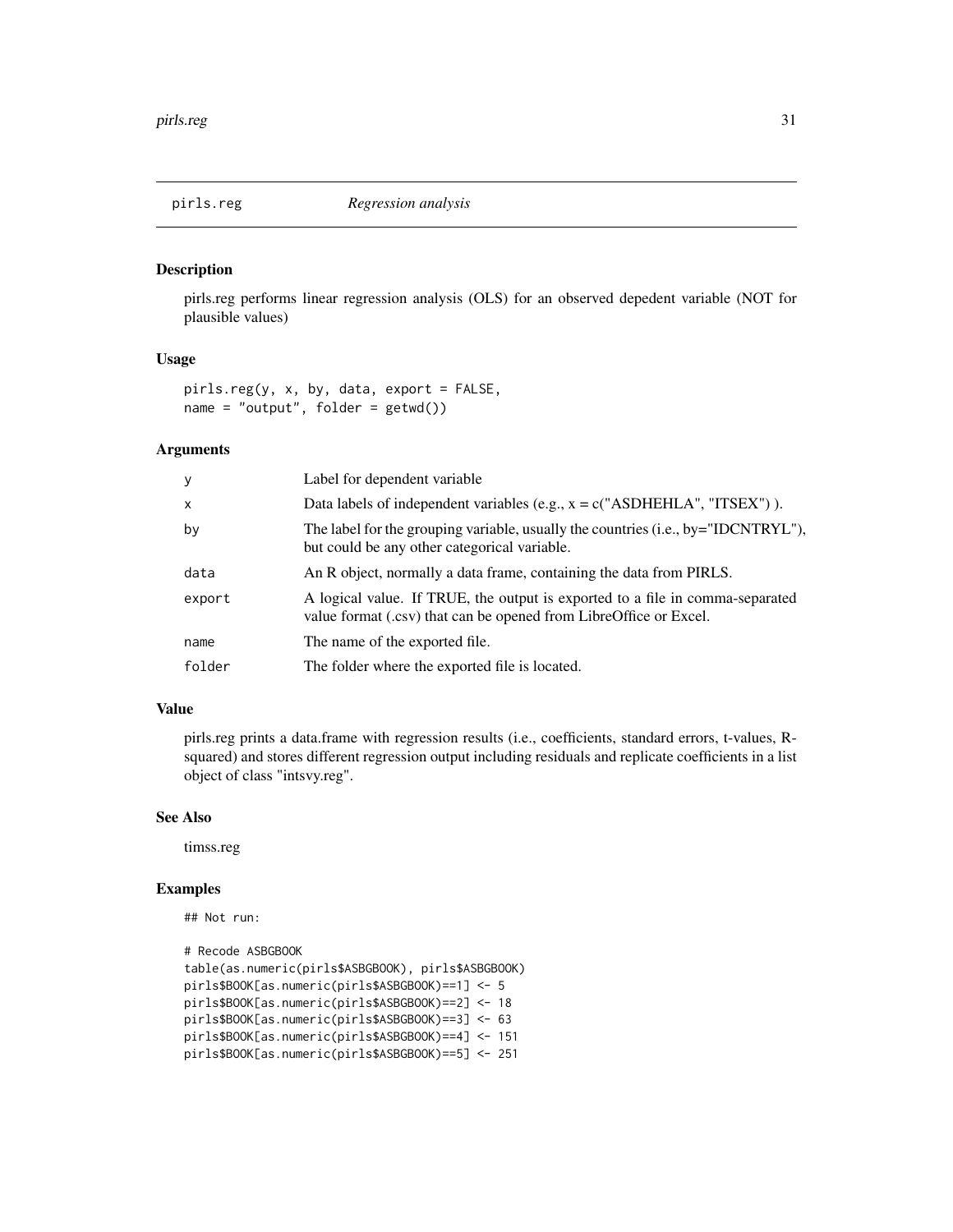## pirls.reg *Regression analysis*

### Description

pirls.reg performs linear regression analysis (OLS) for an observed depedent variable (NOT for plausible values)

### Usage

```
pirls.reg(y, x, by, data, export = FALSE,
name = "output", folder = getwd())
```

### Arguments

| | |
|---|---|
| y | Label for dependent variable |
| x | Data labels of independent variables (e.g., x = c("ASDHEHLA", "ITSEX") ). |
| by | The label for the grouping variable, usually the countries (i.e., by="IDCNTRYL"), but could be any other categorical variable. |
| data | An R object, normally a data frame, containing the data from PIRLS. |
| export | A logical value. If TRUE, the output is exported to a file in comma-separated value format (.csv) that can be opened from LibreOffice or Excel. |
| name | The name of the exported file. |
| folder | The folder where the exported file is located. |

### Value

pirls.reg prints a data.frame with regression results (i.e., coefficients, standard errors, t-values, R-squared) and stores different regression output including residuals and replicate coefficients in a list object of class "intsvy.reg".

### See Also

timss.reg

### Examples

```
## Not run:

# Recode ASBGBOOK
table(as.numeric(pirls$ASBGBOOK), pirls$ASBGBOOK)
pirls$BOOK[as.numeric(pirls$ASBGBOOK)==1] <- 5
pirls$BOOK[as.numeric(pirls$ASBGBOOK)==2] <- 18
pirls$BOOK[as.numeric(pirls$ASBGBOOK)==3] <- 63
pirls$BOOK[as.numeric(pirls$ASBGBOOK)==4] <- 151
pirls$BOOK[as.numeric(pirls$ASBGBOOK)==5] <- 251
```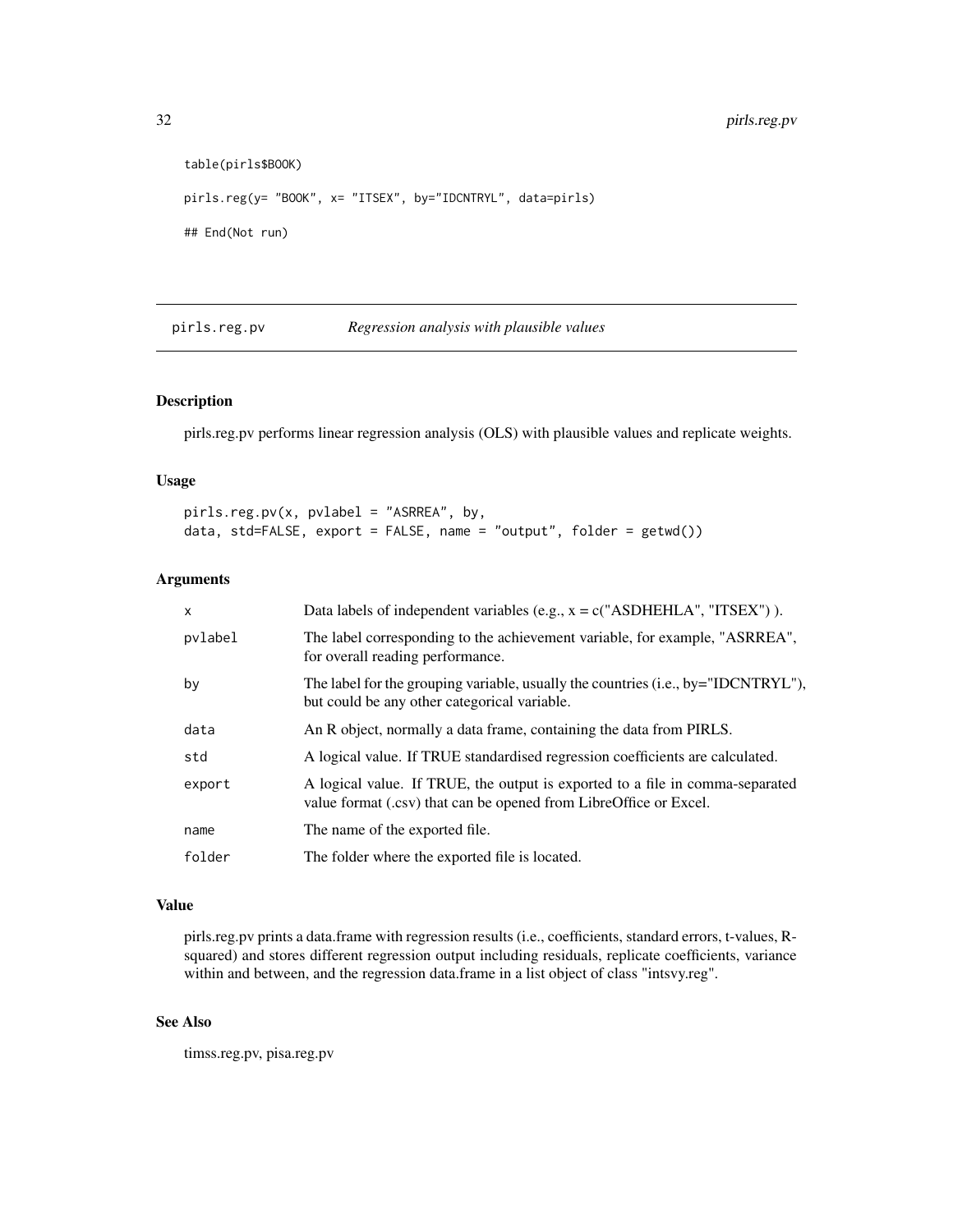```
table(pirls$BOOK)

pirls.reg(y= "BOOK", x= "ITSEX", by="IDCNTRYL", data=pirls)

## End(Not run)
```

---

## pirls.reg.pv *Regression analysis with plausible values*

---

### Description

pirls.reg.pv performs linear regression analysis (OLS) with plausible values and replicate weights.

### Usage

```
pirls.reg.pv(x, pvlabel = "ASRREA", by,
data, std=FALSE, export = FALSE, name = "output", folder = getwd())
```

### Arguments

| | |
|---|---|
| x | Data labels of independent variables (e.g., x = c("ASDHEHLA", "ITSEX") ). |
| pvlabel | The label corresponding to the achievement variable, for example, "ASRREA", for overall reading performance. |
| by | The label for the grouping variable, usually the countries (i.e., by="IDCNTRYL"), but could be any other categorical variable. |
| data | An R object, normally a data frame, containing the data from PIRLS. |
| std | A logical value. If TRUE standardised regression coefficients are calculated. |
| export | A logical value. If TRUE, the output is exported to a file in comma-separated value format (.csv) that can be opened from LibreOffice or Excel. |
| name | The name of the exported file. |
| folder | The folder where the exported file is located. |

### Value

pirls.reg.pv prints a data.frame with regression results (i.e., coefficients, standard errors, t-values, R-squared) and stores different regression output including residuals, replicate coefficients, variance within and between, and the regression data.frame in a list object of class "intsvy.reg".

### See Also

timss.reg.pv, pisa.reg.pv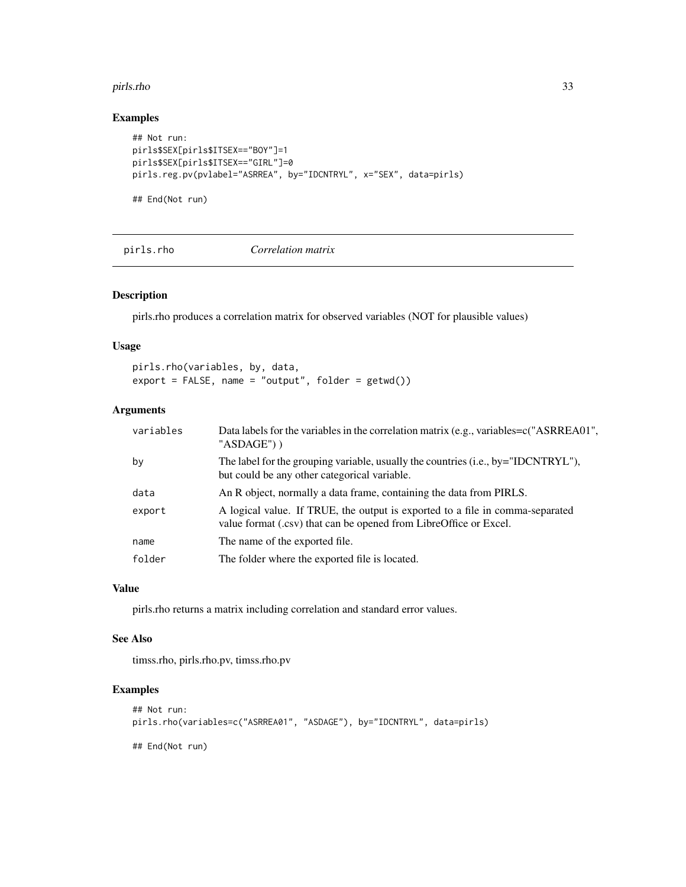### Examples

```
## Not run:
pirls$SEX[pirls$ITSEX=="BOY"]=1
pirls$SEX[pirls$ITSEX=="GIRL"]=0
pirls.reg.pv(pvlabel="ASRREA", by="IDCNTRYL", x="SEX", data=pirls)

## End(Not run)
```

## pirls.rho *Correlation matrix*

### Description

pirls.rho produces a correlation matrix for observed variables (NOT for plausible values)

### Usage

```
pirls.rho(variables, by, data,
export = FALSE, name = "output", folder = getwd())
```

### Arguments

| | |
|---|---|
| variables | Data labels for the variables in the correlation matrix (e.g., variables=c("ASRREA01", "ASDAGE") ) |
| by | The label for the grouping variable, usually the countries (i.e., by="IDCNTRYL"), but could be any other categorical variable. |
| data | An R object, normally a data frame, containing the data from PIRLS. |
| export | A logical value. If TRUE, the output is exported to a file in comma-separated value format (.csv) that can be opened from LibreOffice or Excel. |
| name | The name of the exported file. |
| folder | The folder where the exported file is located. |

### Value

pirls.rho returns a matrix including correlation and standard error values.

### See Also

timss.rho, pirls.rho.pv, timss.rho.pv

### Examples

```
## Not run:
pirls.rho(variables=c("ASRREA01", "ASDAGE"), by="IDCNTRYL", data=pirls)

## End(Not run)
```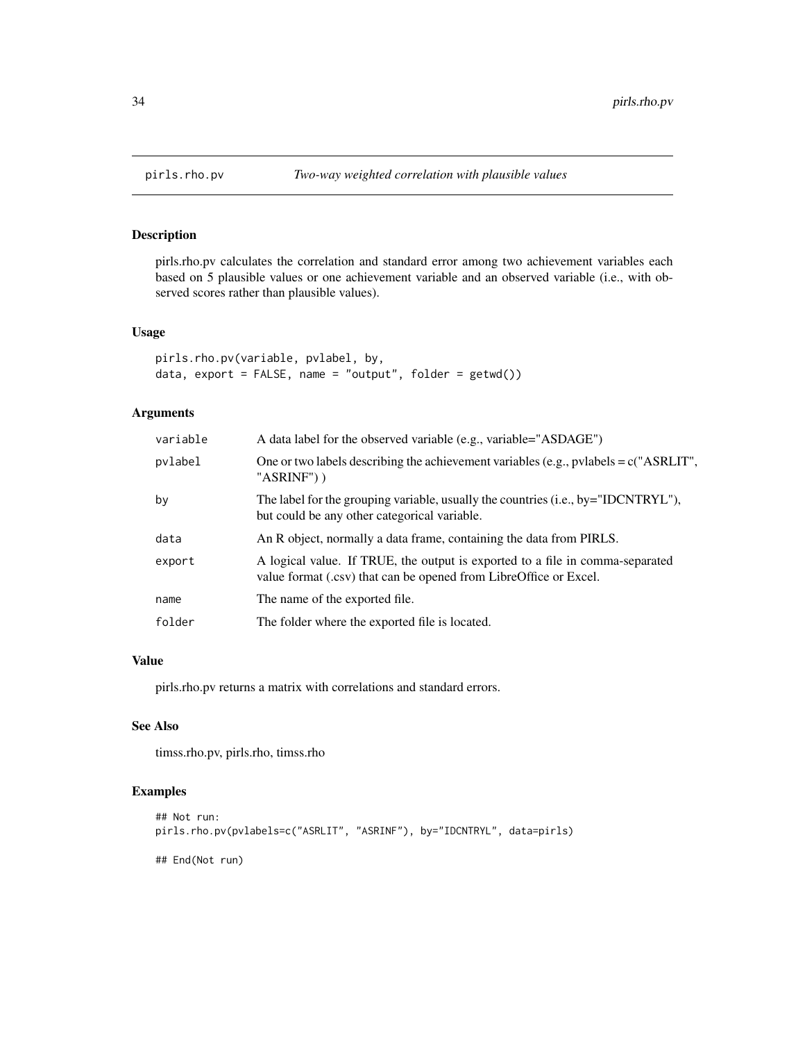# pirls.rho.pv *Two-way weighted correlation with plausible values*

## Description

pirls.rho.pv calculates the correlation and standard error among two achievement variables each based on 5 plausible values or one achievement variable and an observed variable (i.e., with observed scores rather than plausible values).

## Usage

```
pirls.rho.pv(variable, pvlabel, by,
data, export = FALSE, name = "output", folder = getwd())
```

## Arguments

| | |
|---|---|
| variable | A data label for the observed variable (e.g., variable="ASDAGE") |
| pvlabel | One or two labels describing the achievement variables (e.g., pvlabels = c("ASRLIT", "ASRINF") ) |
| by | The label for the grouping variable, usually the countries (i.e., by="IDCNTRYL"), but could be any other categorical variable. |
| data | An R object, normally a data frame, containing the data from PIRLS. |
| export | A logical value. If TRUE, the output is exported to a file in comma-separated value format (.csv) that can be opened from LibreOffice or Excel. |
| name | The name of the exported file. |
| folder | The folder where the exported file is located. |

## Value

pirls.rho.pv returns a matrix with correlations and standard errors.

## See Also

timss.rho.pv, pirls.rho, timss.rho

## Examples

```
## Not run:
pirls.rho.pv(pvlabels=c("ASRLIT", "ASRINF"), by="IDCNTRYL", data=pirls)

## End(Not run)
```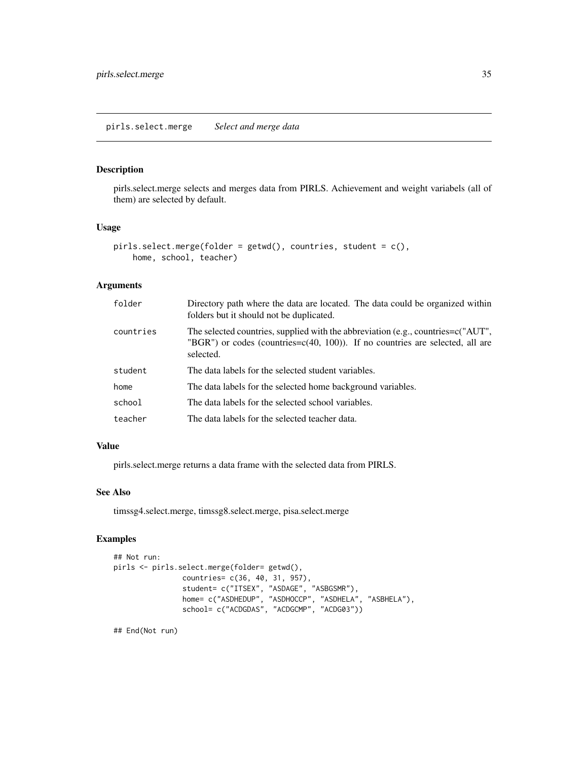## pirls.select.merge *Select and merge data*

### Description

pirls.select.merge selects and merges data from PIRLS. Achievement and weight variabels (all of them) are selected by default.

### Usage

```
pirls.select.merge(folder = getwd(), countries, student = c(),
    home, school, teacher)
```

### Arguments

| | |
|---|---|
| folder | Directory path where the data are located. The data could be organized within folders but it should not be duplicated. |
| countries | The selected countries, supplied with the abbreviation (e.g., countries=c("AUT", "BGR") or codes (countries=c(40, 100)). If no countries are selected, all are selected. |
| student | The data labels for the selected student variables. |
| home | The data labels for the selected home background variables. |
| school | The data labels for the selected school variables. |
| teacher | The data labels for the selected teacher data. |

### Value

pirls.select.merge returns a data frame with the selected data from PIRLS.

### See Also

timssg4.select.merge, timssg8.select.merge, pisa.select.merge

### Examples

```
## Not run:
pirls <- pirls.select.merge(folder= getwd(),
               countries= c(36, 40, 31, 957),
               student= c("ITSEX", "ASDAGE", "ASBGSMR"),
               home= c("ASDHEDUP", "ASDHOCCP", "ASDHELA", "ASBHELA"),
               school= c("ACDGDAS", "ACDGCMP", "ACDG03"))

## End(Not run)
```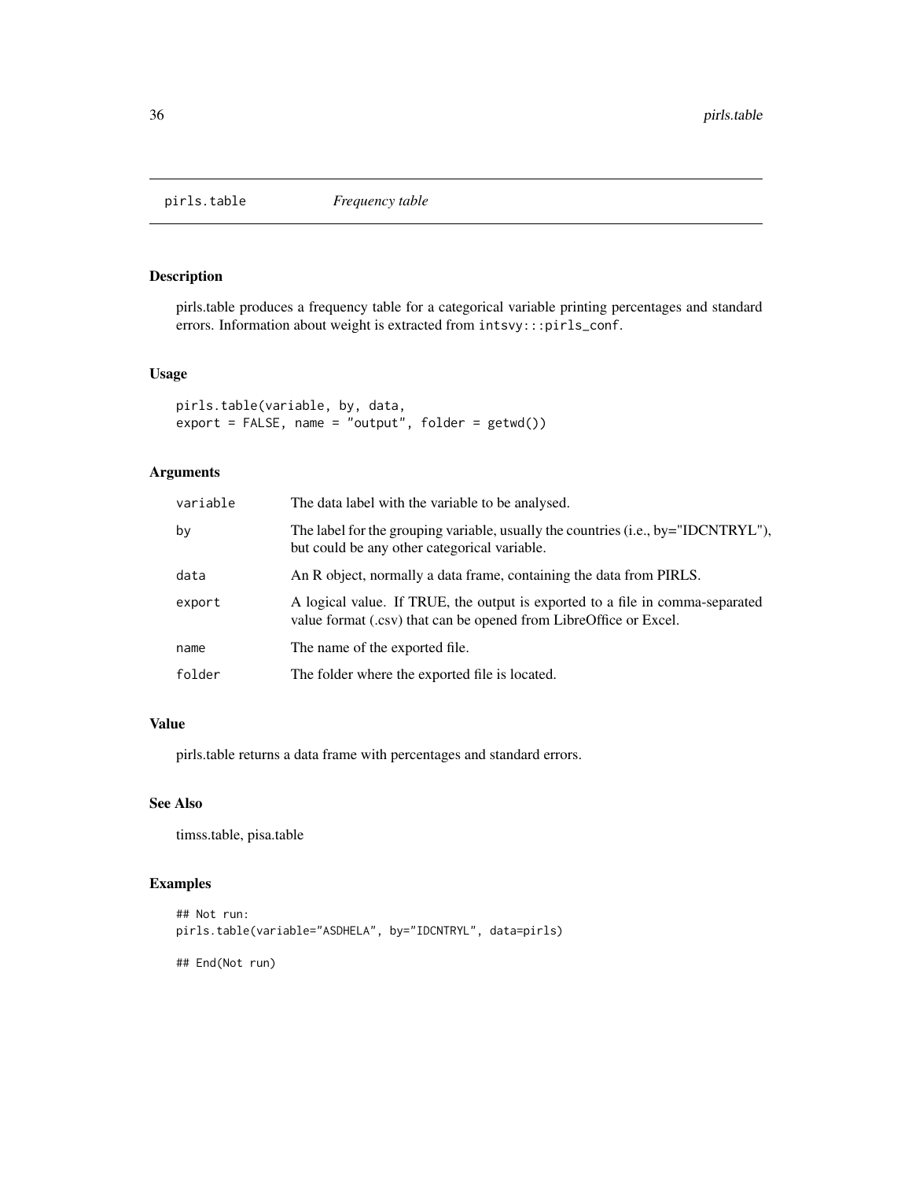# pirls.table *Frequency table*

## Description

pirls.table produces a frequency table for a categorical variable printing percentages and standard errors. Information about weight is extracted from `intsvy:::pirls_conf`.

## Usage

```
pirls.table(variable, by, data,
export = FALSE, name = "output", folder = getwd())
```

## Arguments

| | |
|---|---|
| `variable` | The data label with the variable to be analysed. |
| `by` | The label for the grouping variable, usually the countries (i.e., by="IDCNTRYL"), but could be any other categorical variable. |
| `data` | An R object, normally a data frame, containing the data from PIRLS. |
| `export` | A logical value. If TRUE, the output is exported to a file in comma-separated value format (.csv) that can be opened from LibreOffice or Excel. |
| `name` | The name of the exported file. |
| `folder` | The folder where the exported file is located. |

## Value

pirls.table returns a data frame with percentages and standard errors.

## See Also

timss.table, pisa.table

## Examples

```
## Not run:
pirls.table(variable="ASDHELA", by="IDCNTRYL", data=pirls)

## End(Not run)
```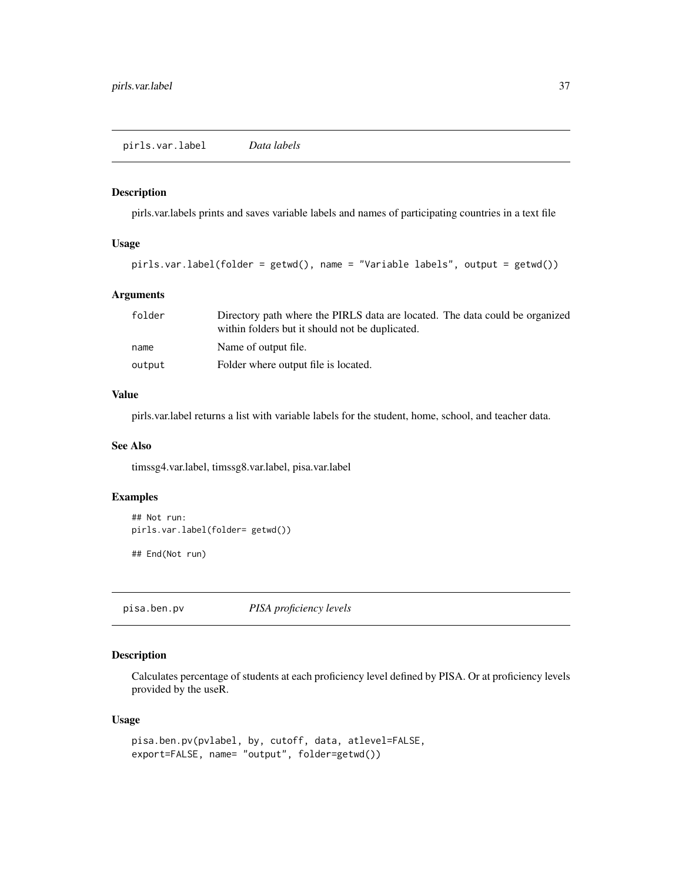## pirls.var.label *Data labels*

### Description

pirls.var.labels prints and saves variable labels and names of participating countries in a text file

### Usage

```
pirls.var.label(folder = getwd(), name = "Variable labels", output = getwd())
```

### Arguments

| | |
|---|---|
| folder | Directory path where the PIRLS data are located. The data could be organized within folders but it should not be duplicated. |
| name | Name of output file. |
| output | Folder where output file is located. |

### Value

pirls.var.label returns a list with variable labels for the student, home, school, and teacher data.

### See Also

timssg4.var.label, timssg8.var.label, pisa.var.label

### Examples

```
## Not run:
pirls.var.label(folder= getwd())

## End(Not run)
```

## pisa.ben.pv *PISA proficiency levels*

### Description

Calculates percentage of students at each proficiency level defined by PISA. Or at proficiency levels provided by the useR.

### Usage

```
pisa.ben.pv(pvlabel, by, cutoff, data, atlevel=FALSE,
export=FALSE, name= "output", folder=getwd())
```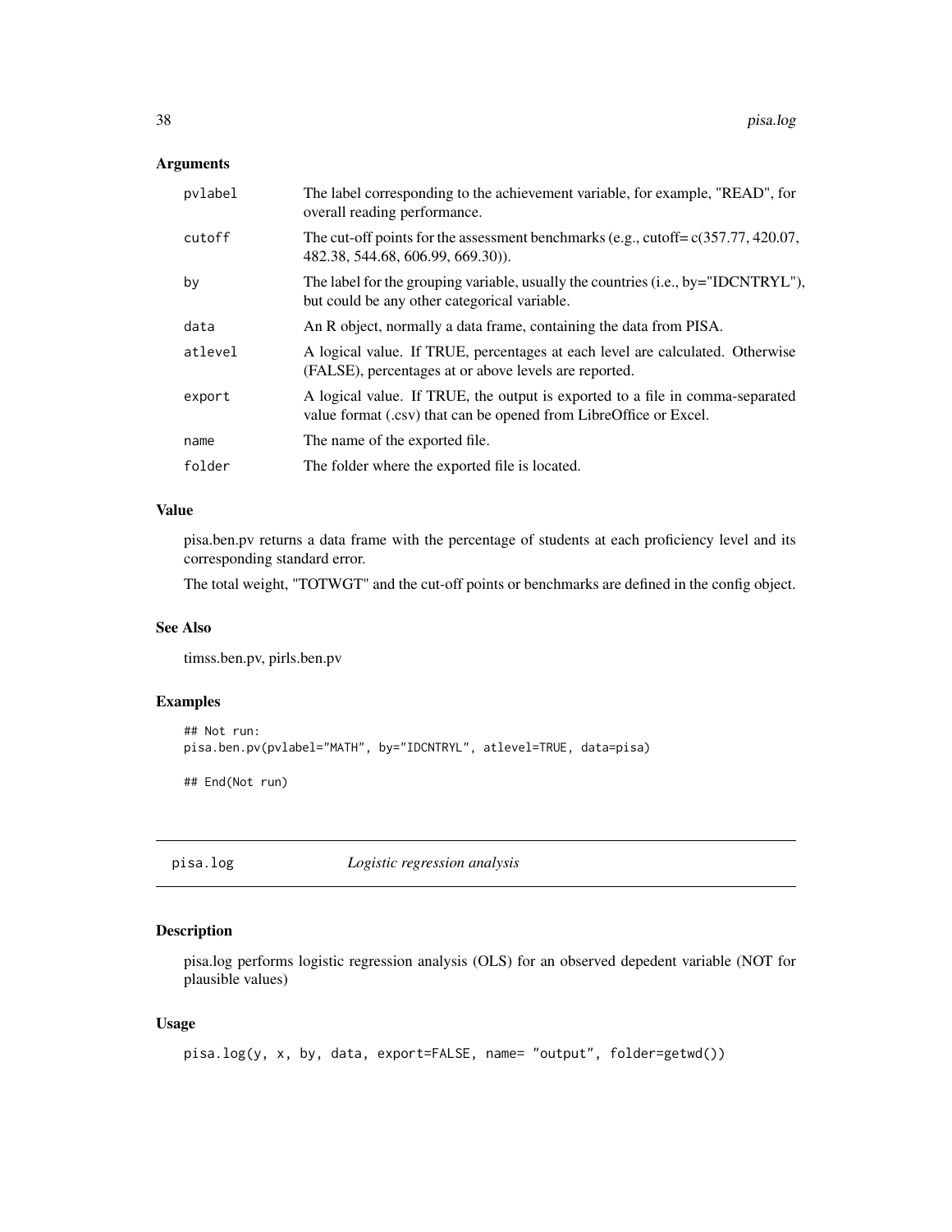## Arguments

| | |
|---|---|
| pvlabel | The label corresponding to the achievement variable, for example, "READ", for overall reading performance. |
| cutoff | The cut-off points for the assessment benchmarks (e.g., cutoff= c(357.77, 420.07, 482.38, 544.68, 606.99, 669.30)). |
| by | The label for the grouping variable, usually the countries (i.e., by="IDCNTRYL"), but could be any other categorical variable. |
| data | An R object, normally a data frame, containing the data from PISA. |
| atlevel | A logical value. If TRUE, percentages at each level are calculated. Otherwise (FALSE), percentages at or above levels are reported. |
| export | A logical value. If TRUE, the output is exported to a file in comma-separated value format (.csv) that can be opened from LibreOffice or Excel. |
| name | The name of the exported file. |
| folder | The folder where the exported file is located. |

## Value

pisa.ben.pv returns a data frame with the percentage of students at each proficiency level and its corresponding standard error.

The total weight, "TOTWGT" and the cut-off points or benchmarks are defined in the config object.

## See Also

timss.ben.pv, pirls.ben.pv

## Examples

```
## Not run:
pisa.ben.pv(pvlabel="MATH", by="IDCNTRYL", atlevel=TRUE, data=pisa)

## End(Not run)
```

---

# pisa.log *Logistic regression analysis*

## Description

pisa.log performs logistic regression analysis (OLS) for an observed depedent variable (NOT for plausible values)

## Usage

```
pisa.log(y, x, by, data, export=FALSE, name= "output", folder=getwd())
```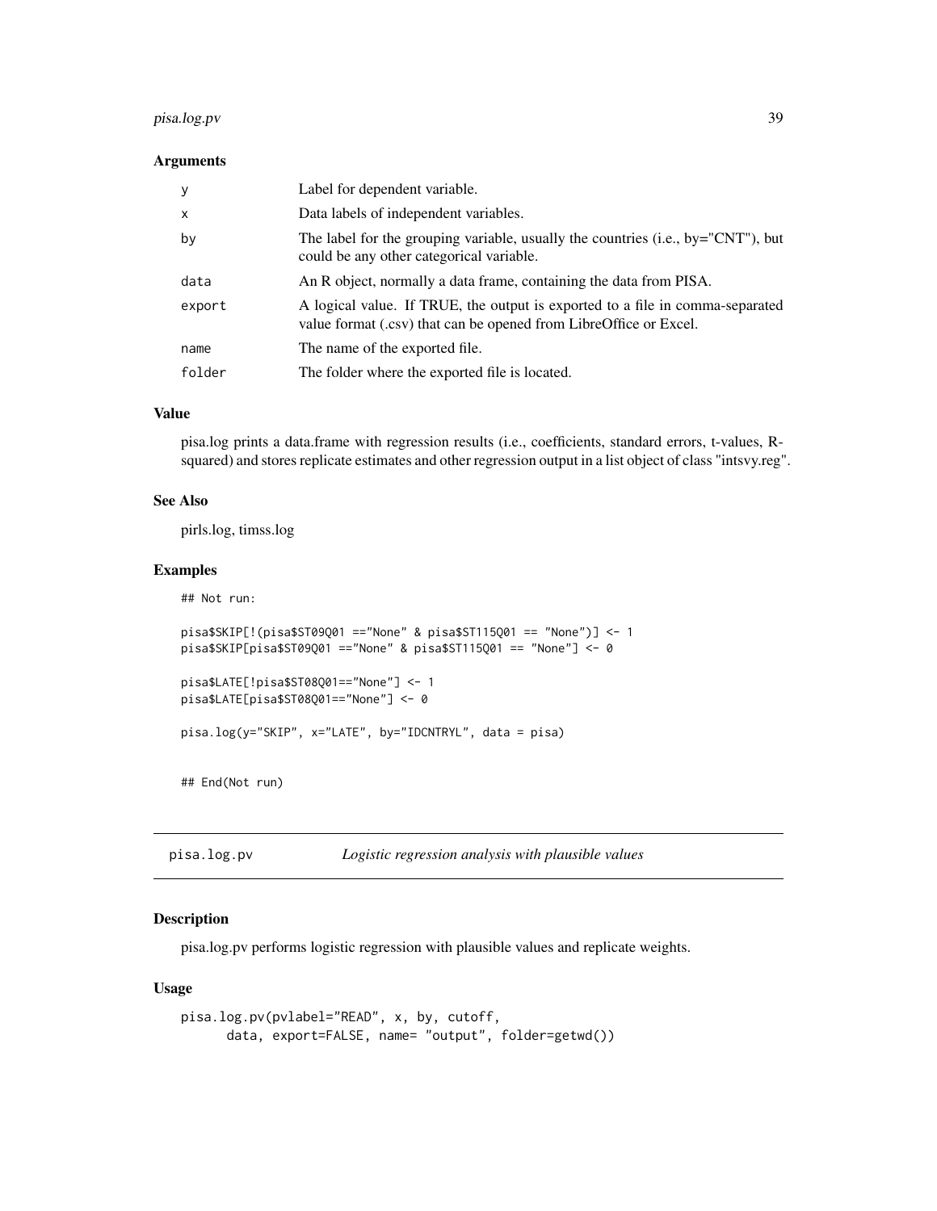### Arguments

| | |
|---|---|
| y | Label for dependent variable. |
| x | Data labels of independent variables. |
| by | The label for the grouping variable, usually the countries (i.e., by="CNT"), but could be any other categorical variable. |
| data | An R object, normally a data frame, containing the data from PISA. |
| export | A logical value. If TRUE, the output is exported to a file in comma-separated value format (.csv) that can be opened from LibreOffice or Excel. |
| name | The name of the exported file. |
| folder | The folder where the exported file is located. |

### Value

pisa.log prints a data.frame with regression results (i.e., coefficients, standard errors, t-values, R-squared) and stores replicate estimates and other regression output in a list object of class "intsvy.reg".

### See Also

pirls.log, timss.log

### Examples

```
## Not run:

pisa$SKIP[!(pisa$ST09Q01 =="None" & pisa$ST115Q01 == "None")] <- 1
pisa$SKIP[pisa$ST09Q01 =="None" & pisa$ST115Q01 == "None"] <- 0

pisa$LATE[!pisa$ST08Q01=="None"] <- 1
pisa$LATE[pisa$ST08Q01=="None"] <- 0

pisa.log(y="SKIP", x="LATE", by="IDCNTRYL", data = pisa)


## End(Not run)
```

## pisa.log.pv — *Logistic regression analysis with plausible values*

### Description

pisa.log.pv performs logistic regression with plausible values and replicate weights.

### Usage

```
pisa.log.pv(pvlabel="READ", x, by, cutoff,
      data, export=FALSE, name= "output", folder=getwd())
```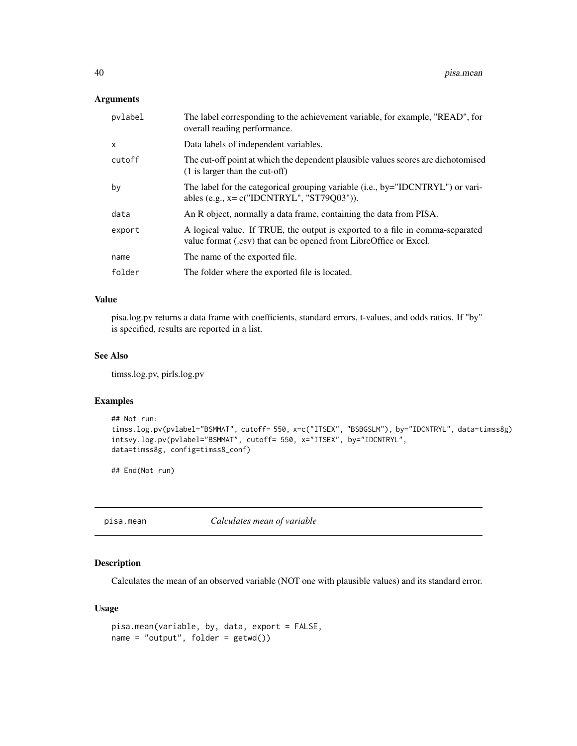### Arguments

| | |
|---|---|
| pvlabel | The label corresponding to the achievement variable, for example, "READ", for overall reading performance. |
| x | Data labels of independent variables. |
| cutoff | The cut-off point at which the dependent plausible values scores are dichotomised (1 is larger than the cut-off) |
| by | The label for the categorical grouping variable (i.e., by="IDCNTRYL") or variables (e.g., x= c("IDCNTRYL", "ST79Q03")). |
| data | An R object, normally a data frame, containing the data from PISA. |
| export | A logical value. If TRUE, the output is exported to a file in comma-separated value format (.csv) that can be opened from LibreOffice or Excel. |
| name | The name of the exported file. |
| folder | The folder where the exported file is located. |

### Value

pisa.log.pv returns a data frame with coefficients, standard errors, t-values, and odds ratios. If "by" is specified, results are reported in a list.

### See Also

timss.log.pv, pirls.log.pv

### Examples

```
## Not run:
timss.log.pv(pvlabel="BSMMAT", cutoff= 550, x=c("ITSEX", "BSBGSLM"), by="IDCNTRYL", data=timss8g)
intsvy.log.pv(pvlabel="BSMMAT", cutoff= 550, x="ITSEX", by="IDCNTRYL",
data=timss8g, config=timss8_conf)

## End(Not run)
```

---

## pisa.mean    *Calculates mean of variable*

---

### Description

Calculates the mean of an observed variable (NOT one with plausible values) and its standard error.

### Usage

```
pisa.mean(variable, by, data, export = FALSE,
name = "output", folder = getwd())
```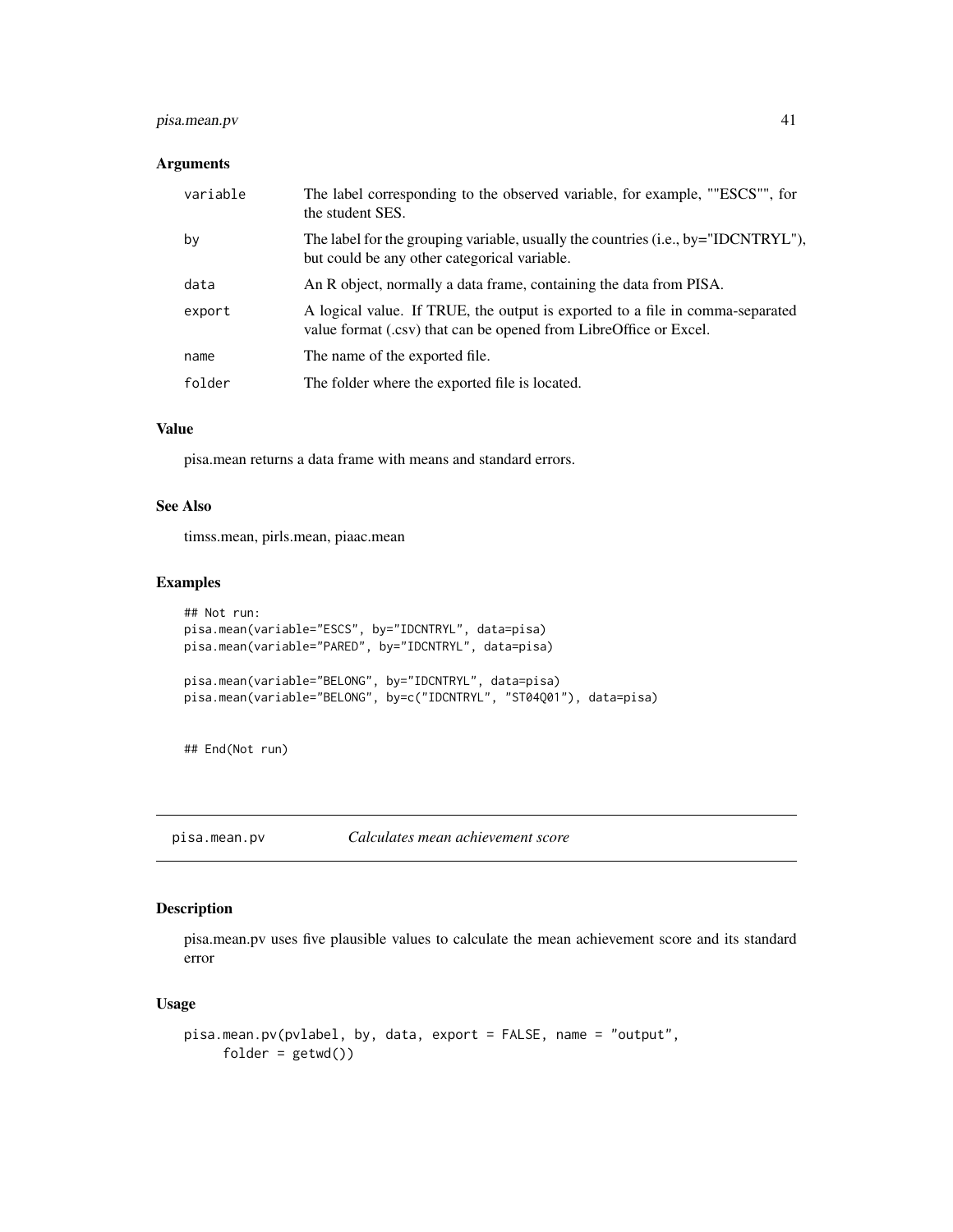### Arguments

| | |
|---|---|
| variable | The label corresponding to the observed variable, for example, ""ESCS"", for the student SES. |
| by | The label for the grouping variable, usually the countries (i.e., by="IDCNTRYL"), but could be any other categorical variable. |
| data | An R object, normally a data frame, containing the data from PISA. |
| export | A logical value. If TRUE, the output is exported to a file in comma-separated value format (.csv) that can be opened from LibreOffice or Excel. |
| name | The name of the exported file. |
| folder | The folder where the exported file is located. |

### Value

pisa.mean returns a data frame with means and standard errors.

### See Also

timss.mean, pirls.mean, piaac.mean

### Examples

```
## Not run:
pisa.mean(variable="ESCS", by="IDCNTRYL", data=pisa)
pisa.mean(variable="PARED", by="IDCNTRYL", data=pisa)

pisa.mean(variable="BELONG", by="IDCNTRYL", data=pisa)
pisa.mean(variable="BELONG", by=c("IDCNTRYL", "ST04Q01"), data=pisa)


## End(Not run)
```

---

## pisa.mean.pv *Calculates mean achievement score*

### Description

pisa.mean.pv uses five plausible values to calculate the mean achievement score and its standard error

### Usage

```
pisa.mean.pv(pvlabel, by, data, export = FALSE, name = "output",
     folder = getwd())
```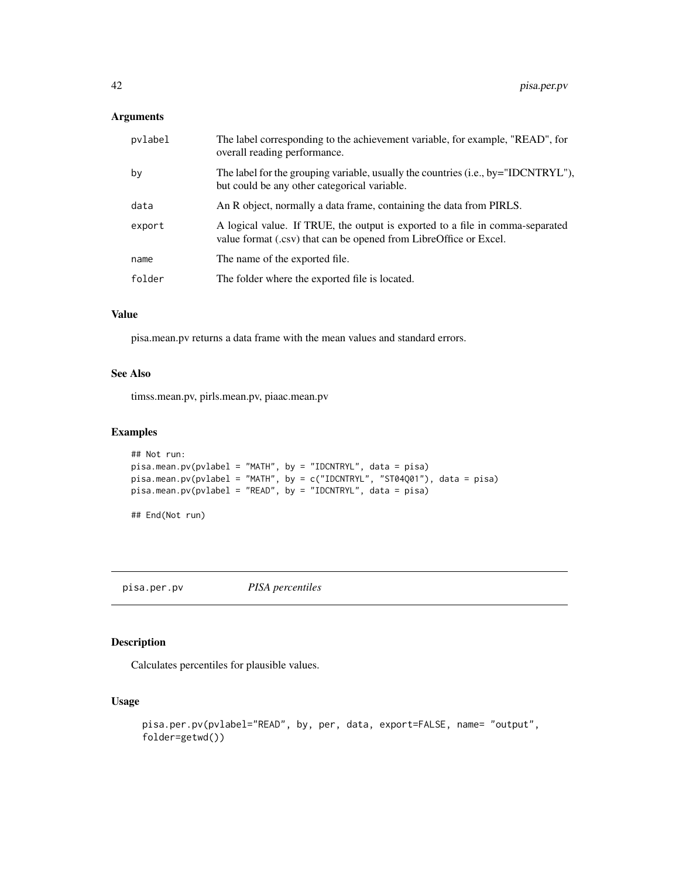### Arguments

| | |
|---|---|
| pvlabel | The label corresponding to the achievement variable, for example, "READ", for overall reading performance. |
| by | The label for the grouping variable, usually the countries (i.e., by="IDCNTRYL"), but could be any other categorical variable. |
| data | An R object, normally a data frame, containing the data from PIRLS. |
| export | A logical value. If TRUE, the output is exported to a file in comma-separated value format (.csv) that can be opened from LibreOffice or Excel. |
| name | The name of the exported file. |
| folder | The folder where the exported file is located. |

### Value

pisa.mean.pv returns a data frame with the mean values and standard errors.

### See Also

timss.mean.pv, pirls.mean.pv, piaac.mean.pv

### Examples

```
## Not run:
pisa.mean.pv(pvlabel = "MATH", by = "IDCNTRYL", data = pisa)
pisa.mean.pv(pvlabel = "MATH", by = c("IDCNTRYL", "ST04Q01"), data = pisa)
pisa.mean.pv(pvlabel = "READ", by = "IDCNTRYL", data = pisa)

## End(Not run)
```

---

## pisa.per.pv *PISA percentiles*

---

### Description

Calculates percentiles for plausible values.

### Usage

```
pisa.per.pv(pvlabel="READ", by, per, data, export=FALSE, name= "output",
folder=getwd())
```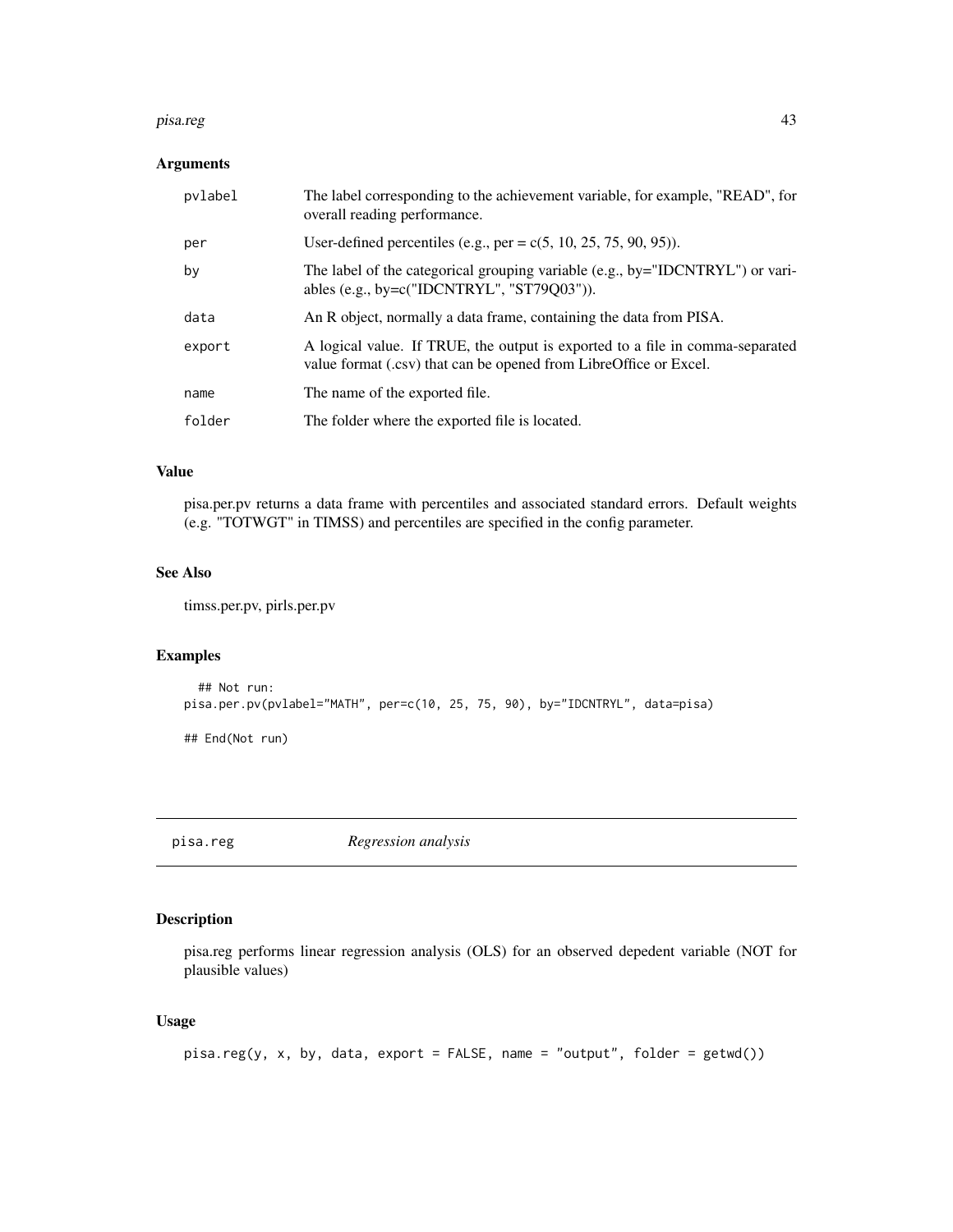### Arguments

| | |
|---|---|
| pvlabel | The label corresponding to the achievement variable, for example, "READ", for overall reading performance. |
| per | User-defined percentiles (e.g., per = c(5, 10, 25, 75, 90, 95)). |
| by | The label of the categorical grouping variable (e.g., by="IDCNTRYL") or variables (e.g., by=c("IDCNTRYL", "ST79Q03")). |
| data | An R object, normally a data frame, containing the data from PISA. |
| export | A logical value. If TRUE, the output is exported to a file in comma-separated value format (.csv) that can be opened from LibreOffice or Excel. |
| name | The name of the exported file. |
| folder | The folder where the exported file is located. |

### Value

pisa.per.pv returns a data frame with percentiles and associated standard errors. Default weights (e.g. "TOTWGT" in TIMSS) and percentiles are specified in the config parameter.

### See Also

timss.per.pv, pirls.per.pv

### Examples

```
  ## Not run:
pisa.per.pv(pvlabel="MATH", per=c(10, 25, 75, 90), by="IDCNTRYL", data=pisa)

## End(Not run)
```

---

## pisa.reg *Regression analysis*

---

### Description

pisa.reg performs linear regression analysis (OLS) for an observed depedent variable (NOT for plausible values)

### Usage

```
pisa.reg(y, x, by, data, export = FALSE, name = "output", folder = getwd())
```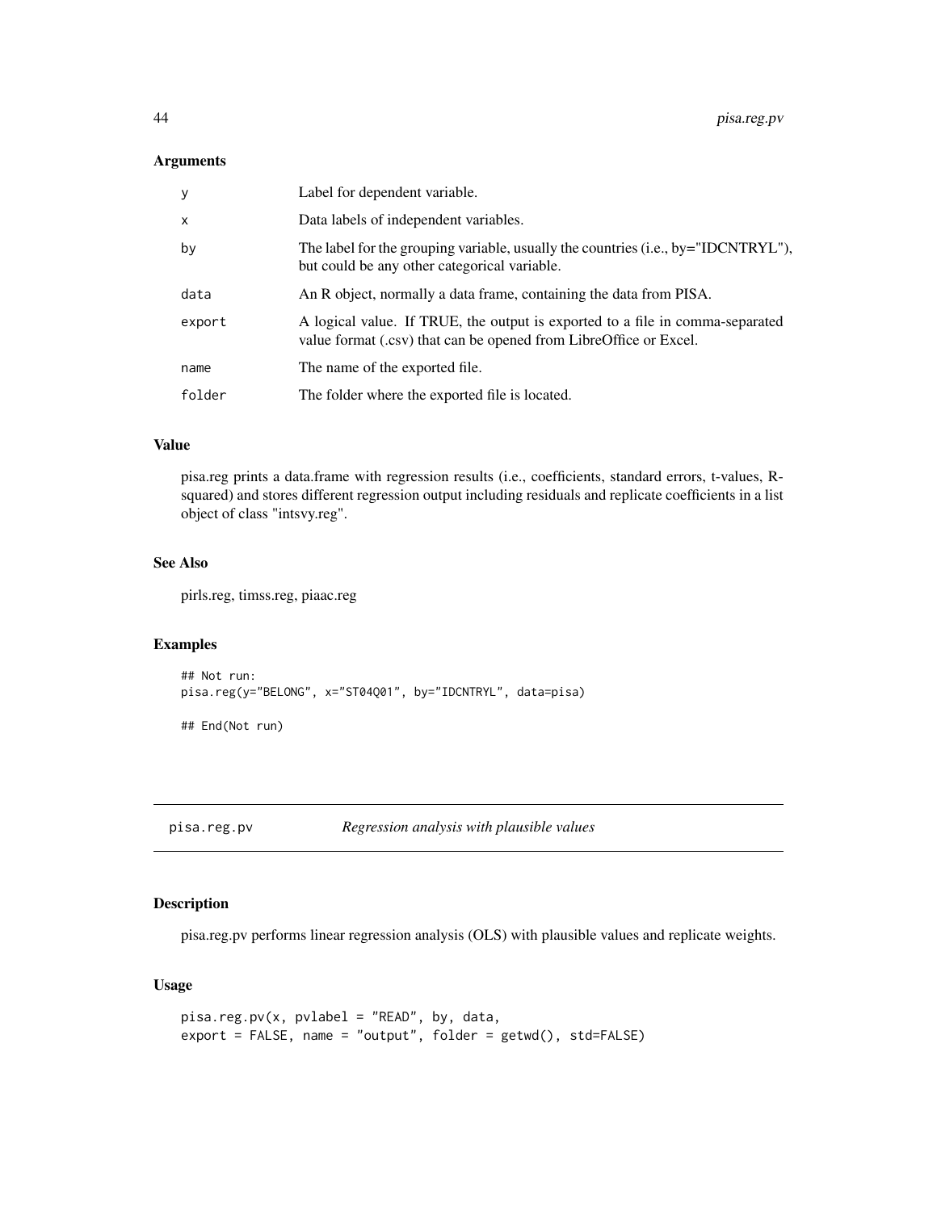### Arguments

| | |
|---|---|
| `y` | Label for dependent variable. |
| `x` | Data labels of independent variables. |
| `by` | The label for the grouping variable, usually the countries (i.e., by="IDCNTRYL"), but could be any other categorical variable. |
| `data` | An R object, normally a data frame, containing the data from PISA. |
| `export` | A logical value. If TRUE, the output is exported to a file in comma-separated value format (.csv) that can be opened from LibreOffice or Excel. |
| `name` | The name of the exported file. |
| `folder` | The folder where the exported file is located. |

### Value

pisa.reg prints a data.frame with regression results (i.e., coefficients, standard errors, t-values, R-squared) and stores different regression output including residuals and replicate coefficients in a list object of class "intsvy.reg".

### See Also

pirls.reg, timss.reg, piaac.reg

### Examples

```
## Not run:
pisa.reg(y="BELONG", x="ST04Q01", by="IDCNTRYL", data=pisa)

## End(Not run)
```

---

## pisa.reg.pv — *Regression analysis with plausible values*

---

### Description

pisa.reg.pv performs linear regression analysis (OLS) with plausible values and replicate weights.

### Usage

```
pisa.reg.pv(x, pvlabel = "READ", by, data,
export = FALSE, name = "output", folder = getwd(), std=FALSE)
```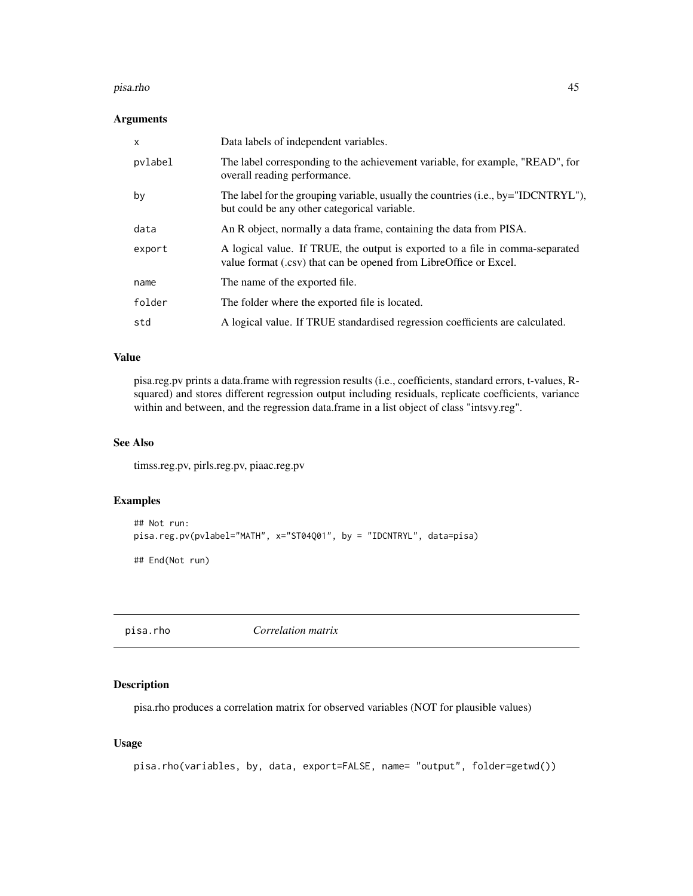### Arguments

| | |
|---|---|
| x | Data labels of independent variables. |
| pvlabel | The label corresponding to the achievement variable, for example, "READ", for overall reading performance. |
| by | The label for the grouping variable, usually the countries (i.e., by="IDCNTRYL"), but could be any other categorical variable. |
| data | An R object, normally a data frame, containing the data from PISA. |
| export | A logical value. If TRUE, the output is exported to a file in comma-separated value format (.csv) that can be opened from LibreOffice or Excel. |
| name | The name of the exported file. |
| folder | The folder where the exported file is located. |
| std | A logical value. If TRUE standardised regression coefficients are calculated. |

### Value

pisa.reg.pv prints a data.frame with regression results (i.e., coefficients, standard errors, t-values, R-squared) and stores different regression output including residuals, replicate coefficients, variance within and between, and the regression data.frame in a list object of class "intsvy.reg".

### See Also

timss.reg.pv, pirls.reg.pv, piaac.reg.pv

### Examples

```
## Not run:
pisa.reg.pv(pvlabel="MATH", x="ST04Q01", by = "IDCNTRYL", data=pisa)

## End(Not run)
```

---

## pisa.rho *Correlation matrix*

### Description

pisa.rho produces a correlation matrix for observed variables (NOT for plausible values)

### Usage

```
pisa.rho(variables, by, data, export=FALSE, name= "output", folder=getwd())
```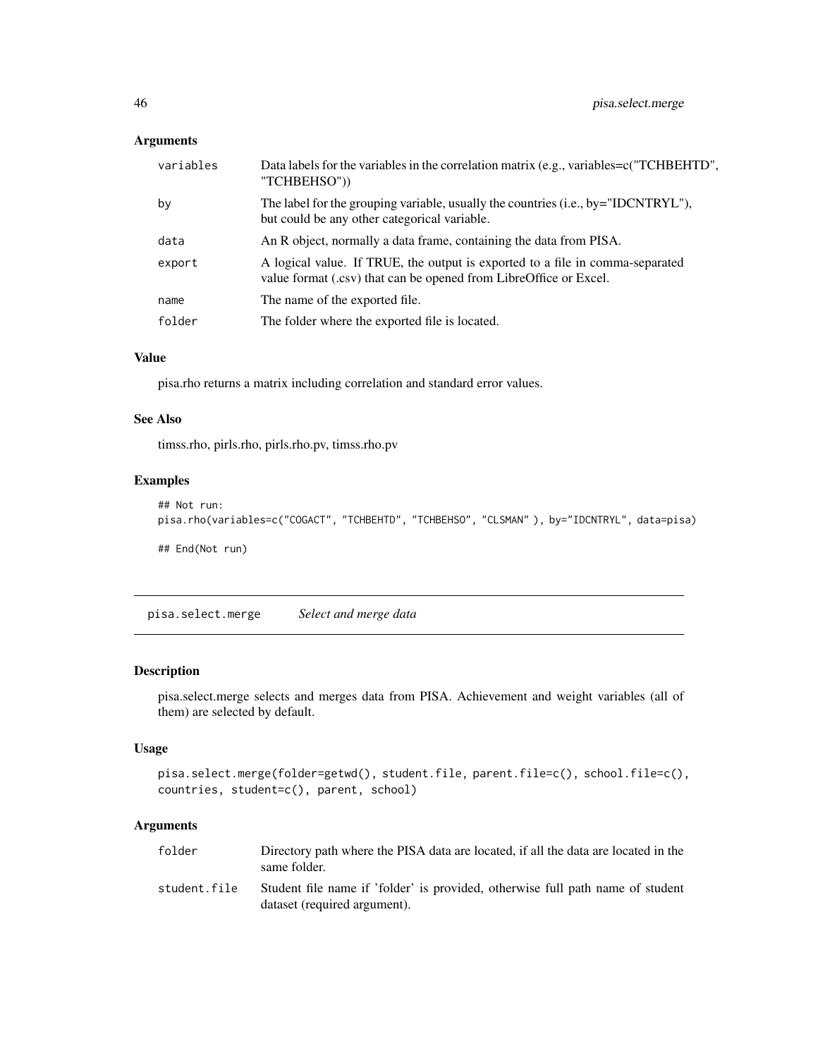### Arguments

| | |
|---|---|
| `variables` | Data labels for the variables in the correlation matrix (e.g., variables=c("TCHBEHTD", "TCHBEHSO")) |
| `by` | The label for the grouping variable, usually the countries (i.e., by="IDCNTRYL"), but could be any other categorical variable. |
| `data` | An R object, normally a data frame, containing the data from PISA. |
| `export` | A logical value. If TRUE, the output is exported to a file in comma-separated value format (.csv) that can be opened from LibreOffice or Excel. |
| `name` | The name of the exported file. |
| `folder` | The folder where the exported file is located. |

### Value

pisa.rho returns a matrix including correlation and standard error values.

### See Also

timss.rho, pirls.rho, pirls.rho.pv, timss.rho.pv

### Examples

```
## Not run:
pisa.rho(variables=c("COGACT", "TCHBEHTD", "TCHBEHSO", "CLSMAN" ), by="IDCNTRYL", data=pisa)

## End(Not run)
```

## pisa.select.merge    *Select and merge data*

### Description

pisa.select.merge selects and merges data from PISA. Achievement and weight variables (all of them) are selected by default.

### Usage

```
pisa.select.merge(folder=getwd(), student.file, parent.file=c(), school.file=c(),
countries, student=c(), parent, school)
```

### Arguments

| | |
|---|---|
| `folder` | Directory path where the PISA data are located, if all the data are located in the same folder. |
| `student.file` | Student file name if 'folder' is provided, otherwise full path name of student dataset (required argument). |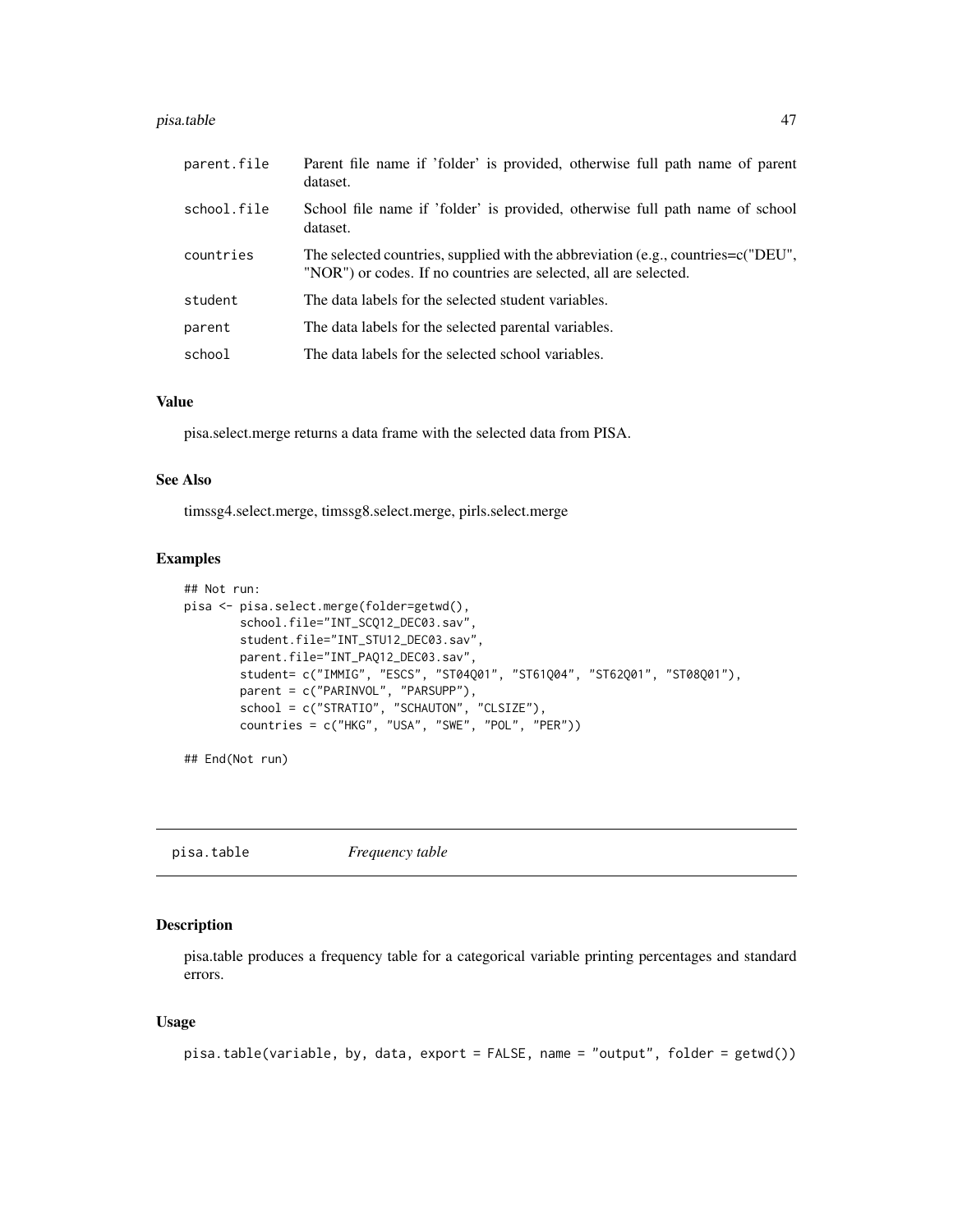| | |
|---|---|
| parent.file | Parent file name if 'folder' is provided, otherwise full path name of parent dataset. |
| school.file | School file name if 'folder' is provided, otherwise full path name of school dataset. |
| countries | The selected countries, supplied with the abbreviation (e.g., countries=c("DEU", "NOR") or codes. If no countries are selected, all are selected. |
| student | The data labels for the selected student variables. |
| parent | The data labels for the selected parental variables. |
| school | The data labels for the selected school variables. |

### Value

pisa.select.merge returns a data frame with the selected data from PISA.

### See Also

timssg4.select.merge, timssg8.select.merge, pirls.select.merge

### Examples

```
## Not run:
pisa <- pisa.select.merge(folder=getwd(),
        school.file="INT_SCQ12_DEC03.sav",
        student.file="INT_STU12_DEC03.sav",
        parent.file="INT_PAQ12_DEC03.sav",
        student= c("IMMIG", "ESCS", "ST04Q01", "ST61Q04", "ST62Q01", "ST08Q01"),
        parent = c("PARINVOL", "PARSUPP"),
        school = c("STRATIO", "SCHAUTON", "CLSIZE"),
        countries = c("HKG", "USA", "SWE", "POL", "PER"))

## End(Not run)
```

---

## pisa.table *Frequency table*

### Description

pisa.table produces a frequency table for a categorical variable printing percentages and standard errors.

### Usage

```
pisa.table(variable, by, data, export = FALSE, name = "output", folder = getwd())
```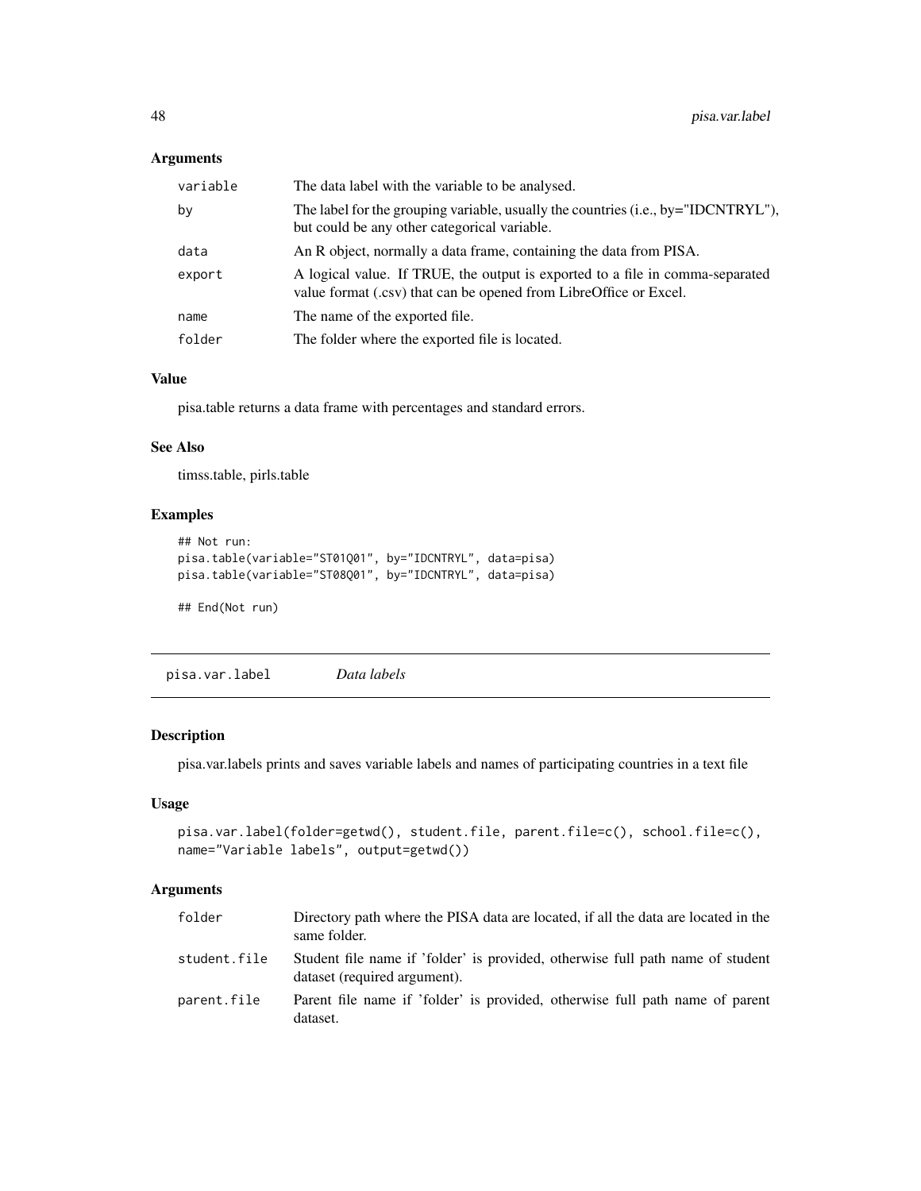### Arguments

| | |
|---|---|
| variable | The data label with the variable to be analysed. |
| by | The label for the grouping variable, usually the countries (i.e., by="IDCNTRYL"), but could be any other categorical variable. |
| data | An R object, normally a data frame, containing the data from PISA. |
| export | A logical value. If TRUE, the output is exported to a file in comma-separated value format (.csv) that can be opened from LibreOffice or Excel. |
| name | The name of the exported file. |
| folder | The folder where the exported file is located. |

### Value

pisa.table returns a data frame with percentages and standard errors.

### See Also

timss.table, pirls.table

### Examples

```
## Not run:
pisa.table(variable="ST01Q01", by="IDCNTRYL", data=pisa)
pisa.table(variable="ST08Q01", by="IDCNTRYL", data=pisa)

## End(Not run)
```

---

## pisa.var.label *Data labels*

### Description

pisa.var.labels prints and saves variable labels and names of participating countries in a text file

### Usage

```
pisa.var.label(folder=getwd(), student.file, parent.file=c(), school.file=c(),
name="Variable labels", output=getwd())
```

### Arguments

| | |
|---|---|
| folder | Directory path where the PISA data are located, if all the data are located in the same folder. |
| student.file | Student file name if 'folder' is provided, otherwise full path name of student dataset (required argument). |
| parent.file | Parent file name if 'folder' is provided, otherwise full path name of parent dataset. |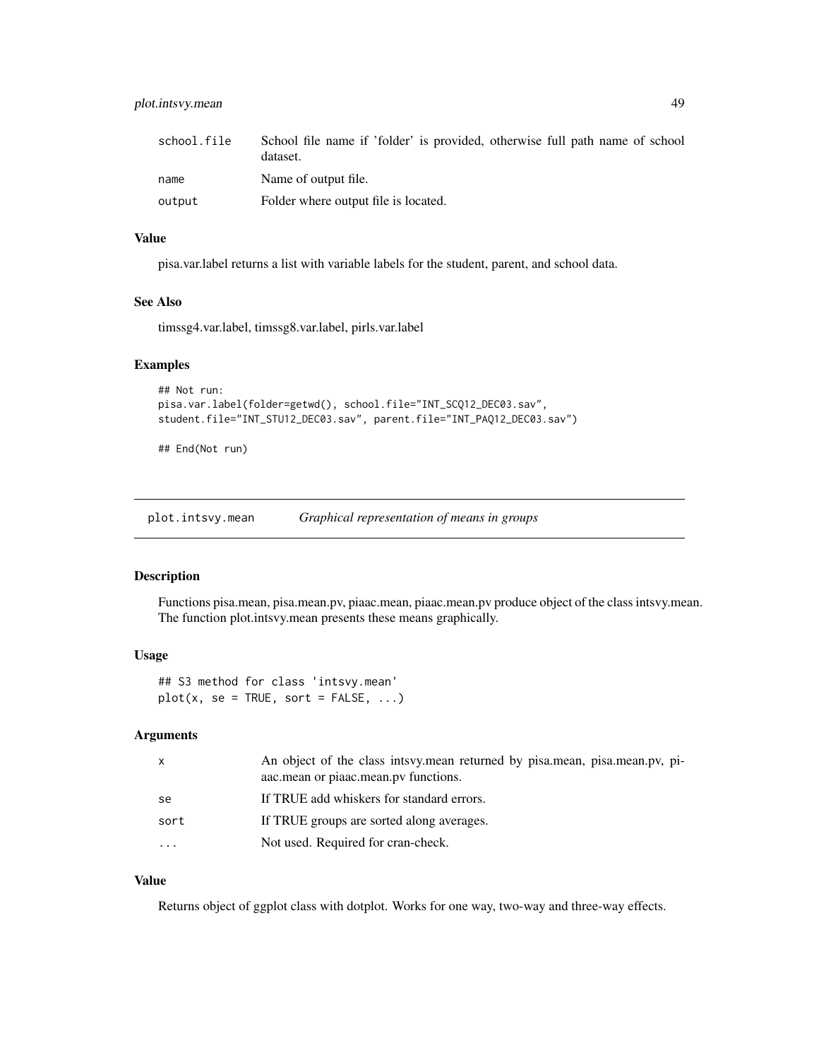| | |
|---|---|
| school.file | School file name if 'folder' is provided, otherwise full path name of school dataset. |
| name | Name of output file. |
| output | Folder where output file is located. |

### Value

pisa.var.label returns a list with variable labels for the student, parent, and school data.

### See Also

timssg4.var.label, timssg8.var.label, pirls.var.label

### Examples

```
## Not run:
pisa.var.label(folder=getwd(), school.file="INT_SCQ12_DEC03.sav",
student.file="INT_STU12_DEC03.sav", parent.file="INT_PAQ12_DEC03.sav")

## End(Not run)
```

---

## plot.intsvy.mean *Graphical representation of means in groups*

---

### Description

Functions pisa.mean, pisa.mean.pv, piaac.mean, piaac.mean.pv produce object of the class intsvy.mean. The function plot.intsvy.mean presents these means graphically.

### Usage

```
## S3 method for class 'intsvy.mean'
plot(x, se = TRUE, sort = FALSE, ...)
```

### Arguments

| | |
|---|---|
| x | An object of the class intsvy.mean returned by pisa.mean, pisa.mean.pv, piaac.mean or piaac.mean.pv functions. |
| se | If TRUE add whiskers for standard errors. |
| sort | If TRUE groups are sorted along averages. |
| ... | Not used. Required for cran-check. |

### Value

Returns object of ggplot class with dotplot. Works for one way, two-way and three-way effects.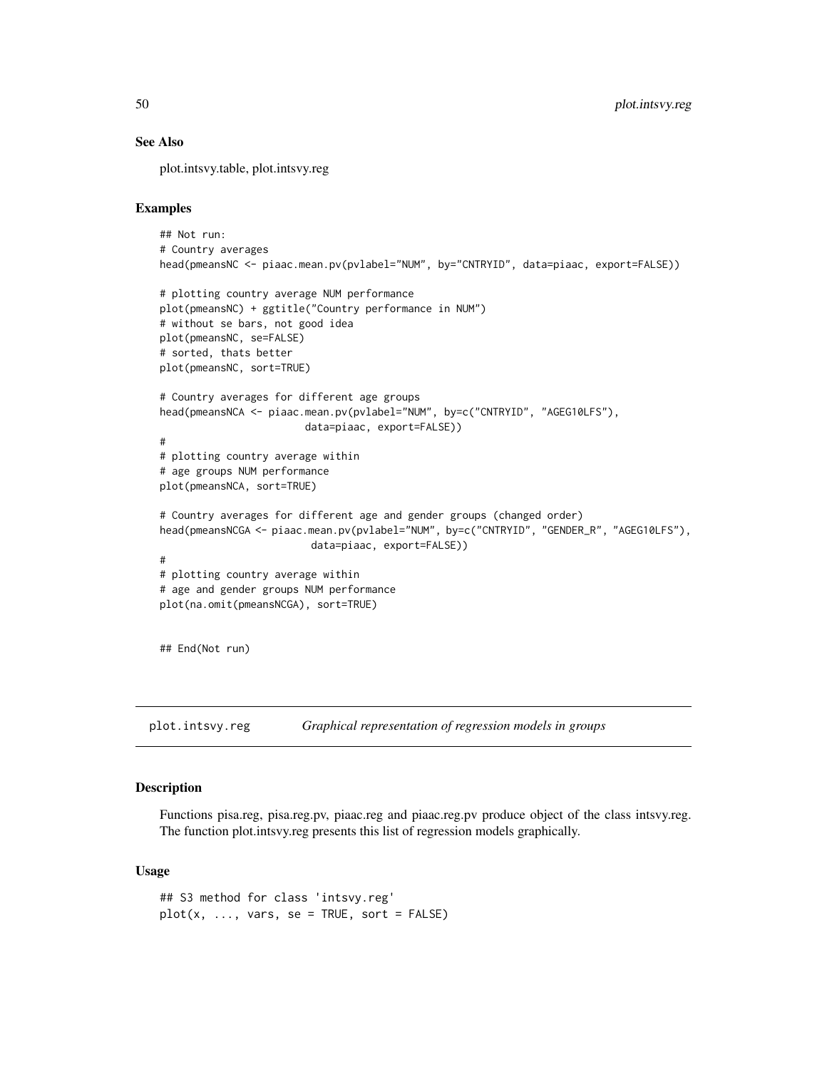### See Also

plot.intsvy.table, plot.intsvy.reg

### Examples

```
## Not run:
# Country averages
head(pmeansNC <- piaac.mean.pv(pvlabel="NUM", by="CNTRYID", data=piaac, export=FALSE))

# plotting country average NUM performance
plot(pmeansNC) + ggtitle("Country performance in NUM")
# without se bars, not good idea
plot(pmeansNC, se=FALSE)
# sorted, thats better
plot(pmeansNC, sort=TRUE)

# Country averages for different age groups
head(pmeansNCA <- piaac.mean.pv(pvlabel="NUM", by=c("CNTRYID", "AGEG10LFS"),
                        data=piaac, export=FALSE))
#
# plotting country average within
# age groups NUM performance
plot(pmeansNCA, sort=TRUE)

# Country averages for different age and gender groups (changed order)
head(pmeansNCGA <- piaac.mean.pv(pvlabel="NUM", by=c("CNTRYID", "GENDER_R", "AGEG10LFS"),
                         data=piaac, export=FALSE))
#
# plotting country average within
# age and gender groups NUM performance
plot(na.omit(pmeansNCGA), sort=TRUE)


## End(Not run)
```

---

## plot.intsvy.reg *Graphical representation of regression models in groups*

### Description

Functions pisa.reg, pisa.reg.pv, piaac.reg and piaac.reg.pv produce object of the class intsvy.reg. The function plot.intsvy.reg presents this list of regression models graphically.

### Usage

```
## S3 method for class 'intsvy.reg'
plot(x, ..., vars, se = TRUE, sort = FALSE)
```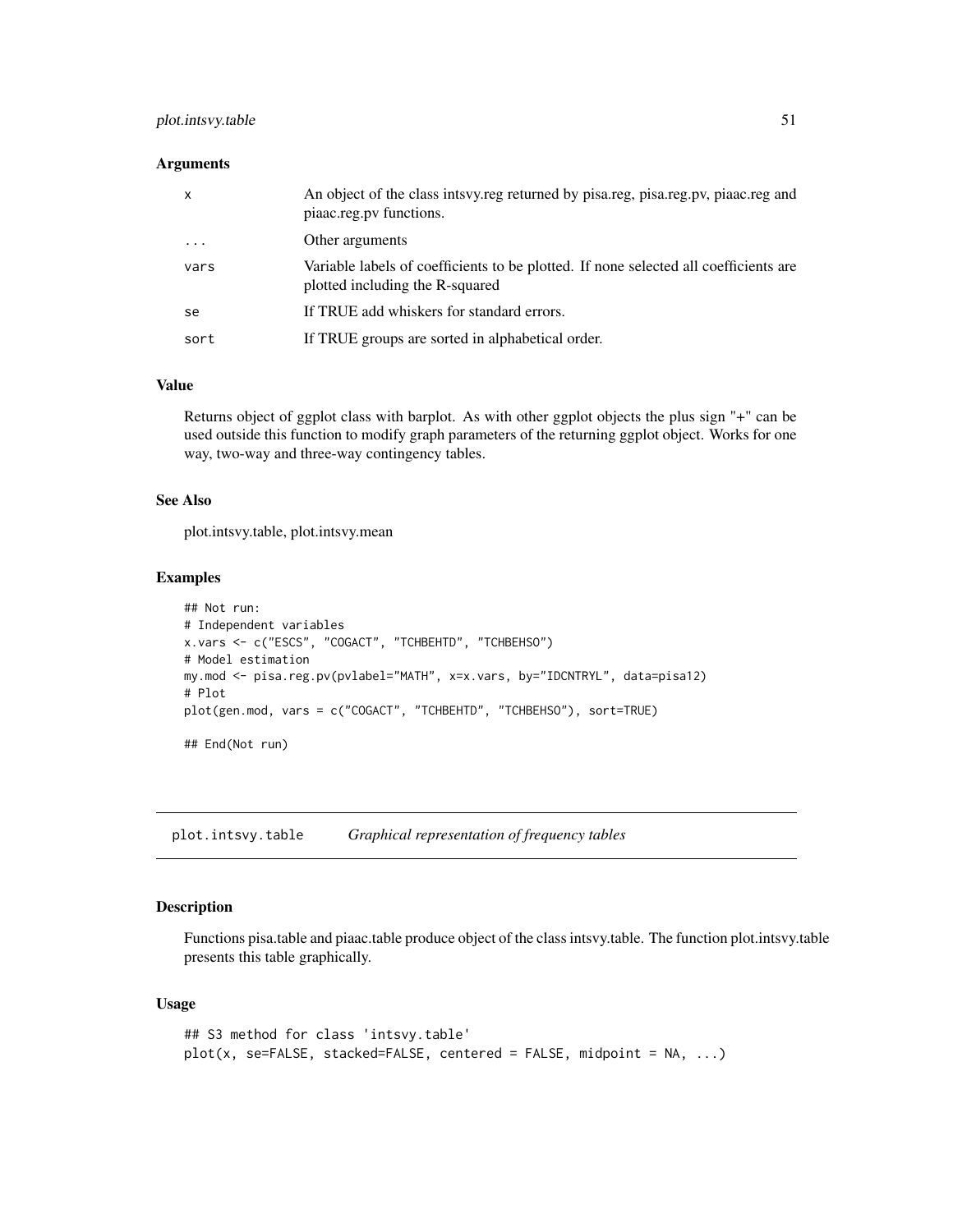### Arguments

| | |
|---|---|
| x | An object of the class intsvy.reg returned by pisa.reg, pisa.reg.pv, piaac.reg and piaac.reg.pv functions. |
| ... | Other arguments |
| vars | Variable labels of coefficients to be plotted. If none selected all coefficients are plotted including the R-squared |
| se | If TRUE add whiskers for standard errors. |
| sort | If TRUE groups are sorted in alphabetical order. |

### Value

Returns object of ggplot class with barplot. As with other ggplot objects the plus sign "+" can be used outside this function to modify graph parameters of the returning ggplot object. Works for one way, two-way and three-way contingency tables.

### See Also

plot.intsvy.table, plot.intsvy.mean

### Examples

```
## Not run:
# Independent variables
x.vars <- c("ESCS", "COGACT", "TCHBEHTD", "TCHBEHSO")
# Model estimation
my.mod <- pisa.reg.pv(pvlabel="MATH", x=x.vars, by="IDCNTRYL", data=pisa12)
# Plot
plot(gen.mod, vars = c("COGACT", "TCHBEHTD", "TCHBEHSO"), sort=TRUE)

## End(Not run)
```

## plot.intsvy.table    *Graphical representation of frequency tables*

### Description

Functions pisa.table and piaac.table produce object of the class intsvy.table. The function plot.intsvy.table presents this table graphically.

### Usage

```
## S3 method for class 'intsvy.table'
plot(x, se=FALSE, stacked=FALSE, centered = FALSE, midpoint = NA, ...)
```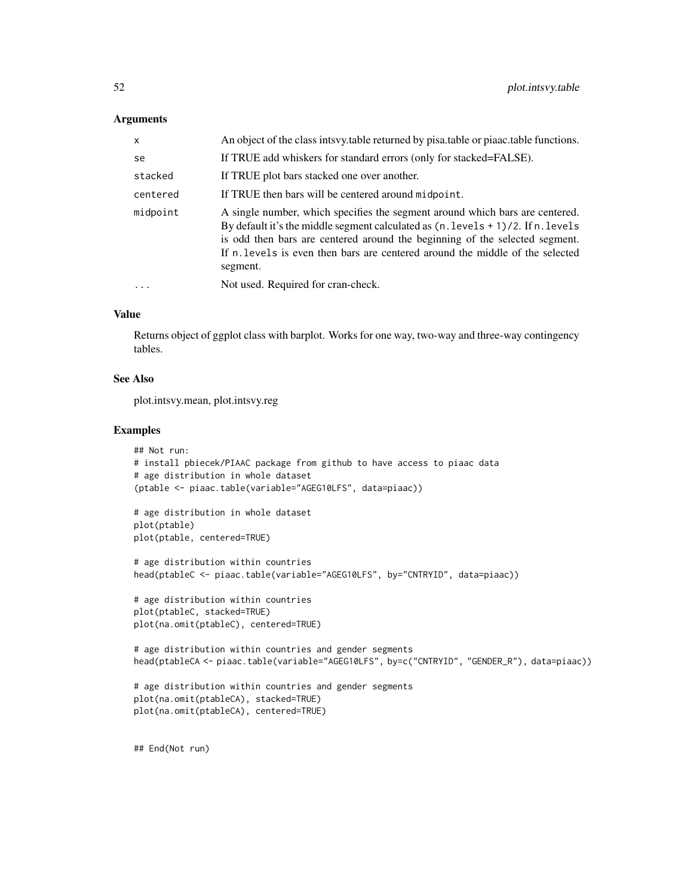### Arguments

| | |
|---|---|
| x | An object of the class intsvy.table returned by pisa.table or piaac.table functions. |
| se | If TRUE add whiskers for standard errors (only for stacked=FALSE). |
| stacked | If TRUE plot bars stacked one over another. |
| centered | If TRUE then bars will be centered around `midpoint`. |
| midpoint | A single number, which specifies the segment around which bars are centered. By default it's the middle segment calculated as `(n.levels + 1)/2`. If `n.levels` is odd then bars are centered around the beginning of the selected segment. If `n.levels` is even then bars are centered around the middle of the selected segment. |
| ... | Not used. Required for cran-check. |

### Value

Returns object of ggplot class with barplot. Works for one way, two-way and three-way contingency tables.

### See Also

plot.intsvy.mean, plot.intsvy.reg

### Examples

```
## Not run:
# install pbiecek/PIAAC package from github to have access to piaac data
# age distribution in whole dataset
(ptable <- piaac.table(variable="AGEG10LFS", data=piaac))

# age distribution in whole dataset
plot(ptable)
plot(ptable, centered=TRUE)

# age distribution within countries
head(ptableC <- piaac.table(variable="AGEG10LFS", by="CNTRYID", data=piaac))

# age distribution within countries
plot(ptableC, stacked=TRUE)
plot(na.omit(ptableC), centered=TRUE)

# age distribution within countries and gender segments
head(ptableCA <- piaac.table(variable="AGEG10LFS", by=c("CNTRYID", "GENDER_R"), data=piaac))

# age distribution within countries and gender segments
plot(na.omit(ptableCA), stacked=TRUE)
plot(na.omit(ptableCA), centered=TRUE)


## End(Not run)
```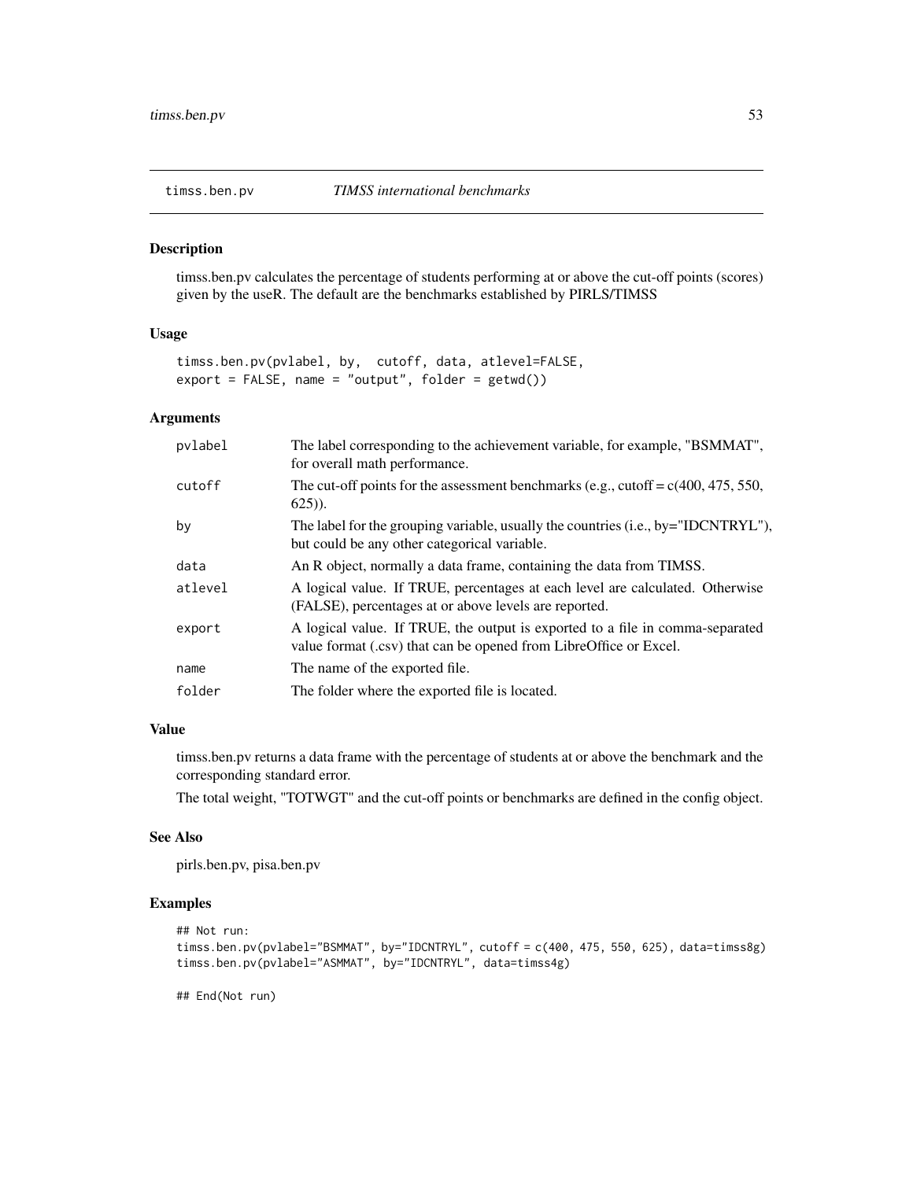## timss.ben.pv *TIMSS international benchmarks*

### Description

timss.ben.pv calculates the percentage of students performing at or above the cut-off points (scores) given by the useR. The default are the benchmarks established by PIRLS/TIMSS

### Usage

```
timss.ben.pv(pvlabel, by,  cutoff, data, atlevel=FALSE,
export = FALSE, name = "output", folder = getwd())
```

### Arguments

| | |
|---|---|
| pvlabel | The label corresponding to the achievement variable, for example, "BSMMAT", for overall math performance. |
| cutoff | The cut-off points for the assessment benchmarks (e.g., cutoff = c(400, 475, 550, 625)). |
| by | The label for the grouping variable, usually the countries (i.e., by="IDCNTRYL"), but could be any other categorical variable. |
| data | An R object, normally a data frame, containing the data from TIMSS. |
| atlevel | A logical value. If TRUE, percentages at each level are calculated. Otherwise (FALSE), percentages at or above levels are reported. |
| export | A logical value. If TRUE, the output is exported to a file in comma-separated value format (.csv) that can be opened from LibreOffice or Excel. |
| name | The name of the exported file. |
| folder | The folder where the exported file is located. |

### Value

timss.ben.pv returns a data frame with the percentage of students at or above the benchmark and the corresponding standard error.

The total weight, "TOTWGT" and the cut-off points or benchmarks are defined in the config object.

### See Also

pirls.ben.pv, pisa.ben.pv

### Examples

```
## Not run:
timss.ben.pv(pvlabel="BSMMAT", by="IDCNTRYL", cutoff = c(400, 475, 550, 625), data=timss8g)
timss.ben.pv(pvlabel="ASMMAT", by="IDCNTRYL", data=timss4g)

## End(Not run)
```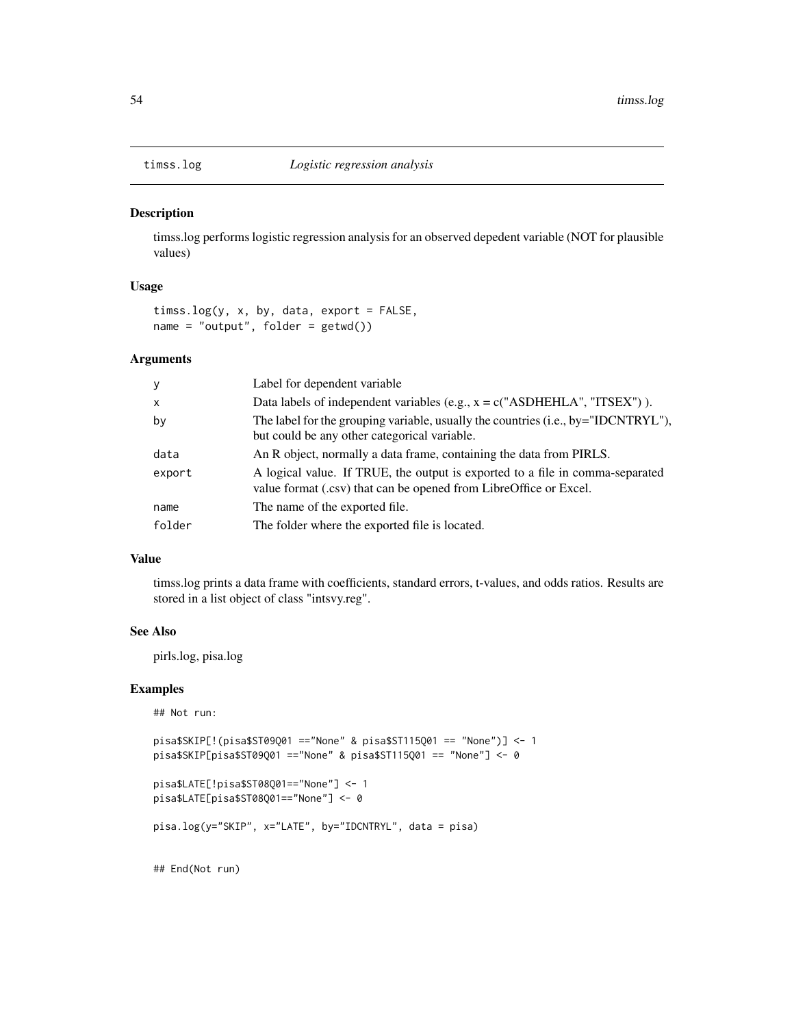## timss.log *Logistic regression analysis*

### Description

timss.log performs logistic regression analysis for an observed depedent variable (NOT for plausible values)

### Usage

```
timss.log(y, x, by, data, export = FALSE,
name = "output", folder = getwd())
```

### Arguments

| | |
|---|---|
| y | Label for dependent variable |
| x | Data labels of independent variables (e.g., x = c("ASDHEHLA", "ITSEX") ). |
| by | The label for the grouping variable, usually the countries (i.e., by="IDCNTRYL"), but could be any other categorical variable. |
| data | An R object, normally a data frame, containing the data from PIRLS. |
| export | A logical value. If TRUE, the output is exported to a file in comma-separated value format (.csv) that can be opened from LibreOffice or Excel. |
| name | The name of the exported file. |
| folder | The folder where the exported file is located. |

### Value

timss.log prints a data frame with coefficients, standard errors, t-values, and odds ratios. Results are stored in a list object of class "intsvy.reg".

### See Also

pirls.log, pisa.log

### Examples

```
## Not run:

pisa$SKIP[!(pisa$ST09Q01 =="None" & pisa$ST115Q01 == "None")] <- 1
pisa$SKIP[pisa$ST09Q01 =="None" & pisa$ST115Q01 == "None"] <- 0

pisa$LATE[!pisa$ST08Q01=="None"] <- 1
pisa$LATE[pisa$ST08Q01=="None"] <- 0

pisa.log(y="SKIP", x="LATE", by="IDCNTRYL", data = pisa)


## End(Not run)
```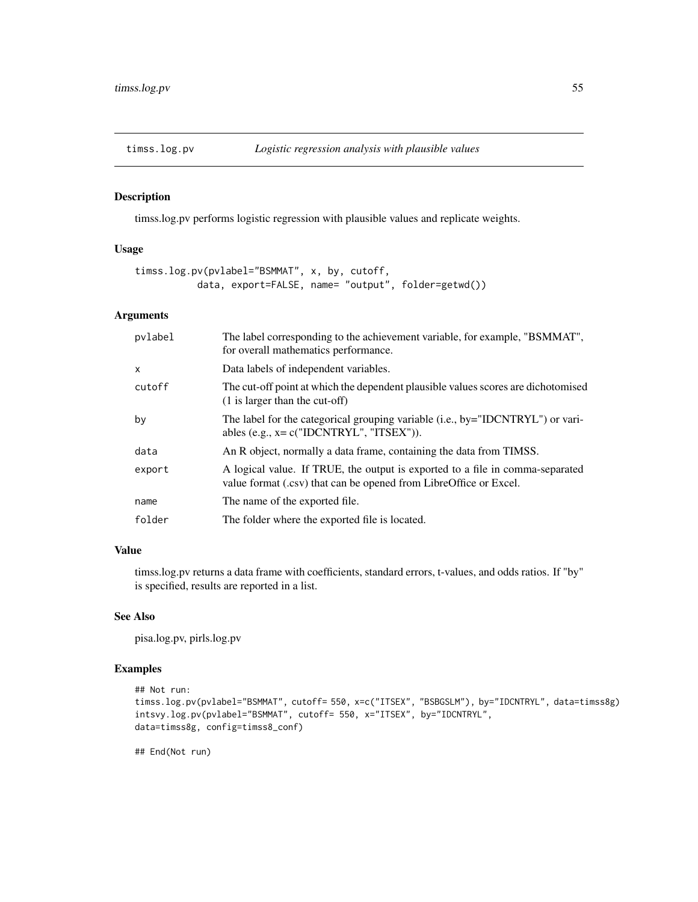## timss.log.pv *Logistic regression analysis with plausible values*

### Description

timss.log.pv performs logistic regression with plausible values and replicate weights.

### Usage

```
timss.log.pv(pvlabel="BSMMAT", x, by, cutoff,
           data, export=FALSE, name= "output", folder=getwd())
```

### Arguments

| | |
|---|---|
| pvlabel | The label corresponding to the achievement variable, for example, "BSMMAT", for overall mathematics performance. |
| x | Data labels of independent variables. |
| cutoff | The cut-off point at which the dependent plausible values scores are dichotomised (1 is larger than the cut-off) |
| by | The label for the categorical grouping variable (i.e., by="IDCNTRYL") or variables (e.g., x= c("IDCNTRYL", "ITSEX")). |
| data | An R object, normally a data frame, containing the data from TIMSS. |
| export | A logical value. If TRUE, the output is exported to a file in comma-separated value format (.csv) that can be opened from LibreOffice or Excel. |
| name | The name of the exported file. |
| folder | The folder where the exported file is located. |

### Value

timss.log.pv returns a data frame with coefficients, standard errors, t-values, and odds ratios. If "by" is specified, results are reported in a list.

### See Also

pisa.log.pv, pirls.log.pv

### Examples

```
## Not run:
timss.log.pv(pvlabel="BSMMAT", cutoff= 550, x=c("ITSEX", "BSBGSLM"), by="IDCNTRYL", data=timss8g)
intsvy.log.pv(pvlabel="BSMMAT", cutoff= 550, x="ITSEX", by="IDCNTRYL",
data=timss8g, config=timss8_conf)

## End(Not run)
```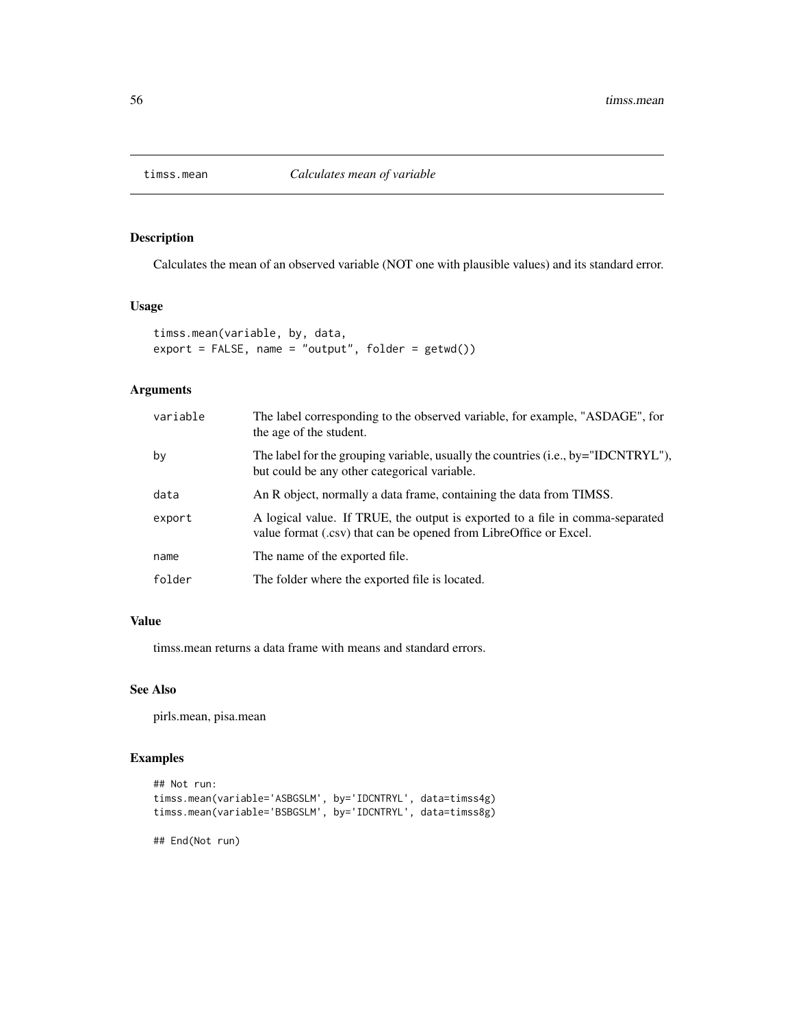# timss.mean — *Calculates mean of variable*

## Description

Calculates the mean of an observed variable (NOT one with plausible values) and its standard error.

## Usage

```
timss.mean(variable, by, data,
export = FALSE, name = "output", folder = getwd())
```

## Arguments

| Argument | Description |
| --- | --- |
| variable | The label corresponding to the observed variable, for example, "ASDAGE", for the age of the student. |
| by | The label for the grouping variable, usually the countries (i.e., by="IDCNTRYL"), but could be any other categorical variable. |
| data | An R object, normally a data frame, containing the data from TIMSS. |
| export | A logical value. If TRUE, the output is exported to a file in comma-separated value format (.csv) that can be opened from LibreOffice or Excel. |
| name | The name of the exported file. |
| folder | The folder where the exported file is located. |

## Value

timss.mean returns a data frame with means and standard errors.

## See Also

pirls.mean, pisa.mean

## Examples

```
## Not run:
timss.mean(variable='ASBGSLM', by='IDCNTRYL', data=timss4g)
timss.mean(variable='BSBGSLM', by='IDCNTRYL', data=timss8g)

## End(Not run)
```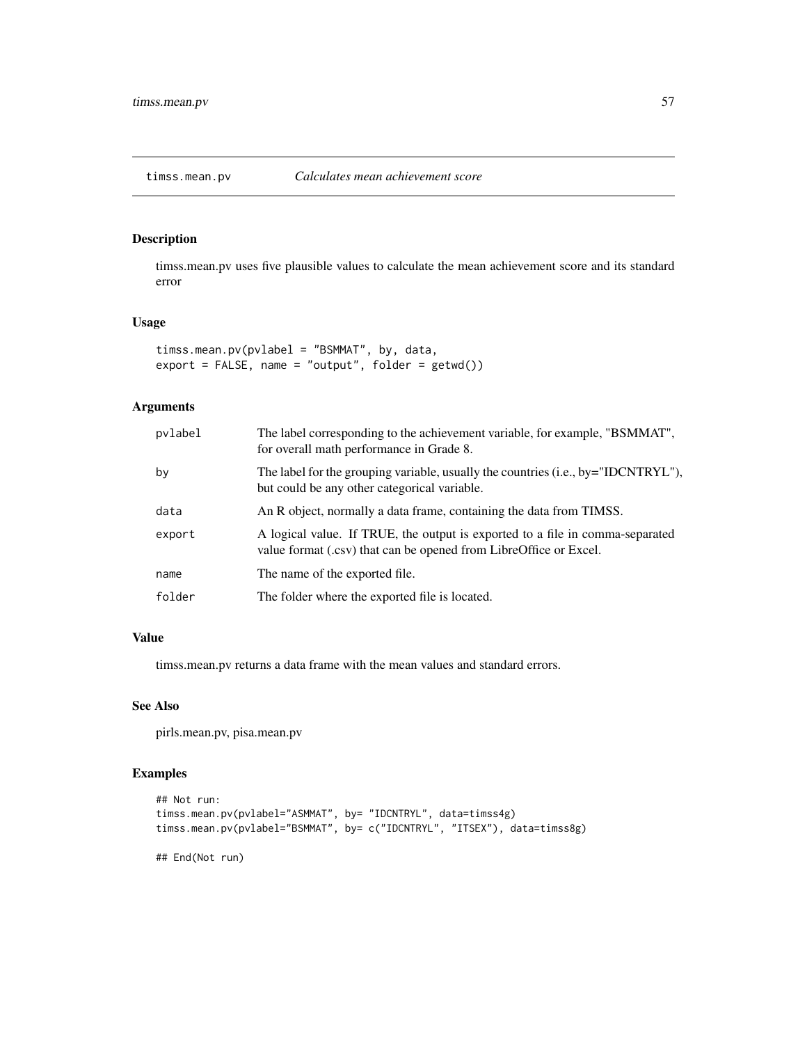# timss.mean.pv — *Calculates mean achievement score*

## Description

timss.mean.pv uses five plausible values to calculate the mean achievement score and its standard error

## Usage

```
timss.mean.pv(pvlabel = "BSMMAT", by, data,
export = FALSE, name = "output", folder = getwd())
```

## Arguments

| | |
|---|---|
| pvlabel | The label corresponding to the achievement variable, for example, "BSMMAT", for overall math performance in Grade 8. |
| by | The label for the grouping variable, usually the countries (i.e., by="IDCNTRYL"), but could be any other categorical variable. |
| data | An R object, normally a data frame, containing the data from TIMSS. |
| export | A logical value. If TRUE, the output is exported to a file in comma-separated value format (.csv) that can be opened from LibreOffice or Excel. |
| name | The name of the exported file. |
| folder | The folder where the exported file is located. |

## Value

timss.mean.pv returns a data frame with the mean values and standard errors.

## See Also

pirls.mean.pv, pisa.mean.pv

## Examples

```
## Not run:
timss.mean.pv(pvlabel="ASMMAT", by= "IDCNTRYL", data=timss4g)
timss.mean.pv(pvlabel="BSMMAT", by= c("IDCNTRYL", "ITSEX"), data=timss8g)

## End(Not run)
```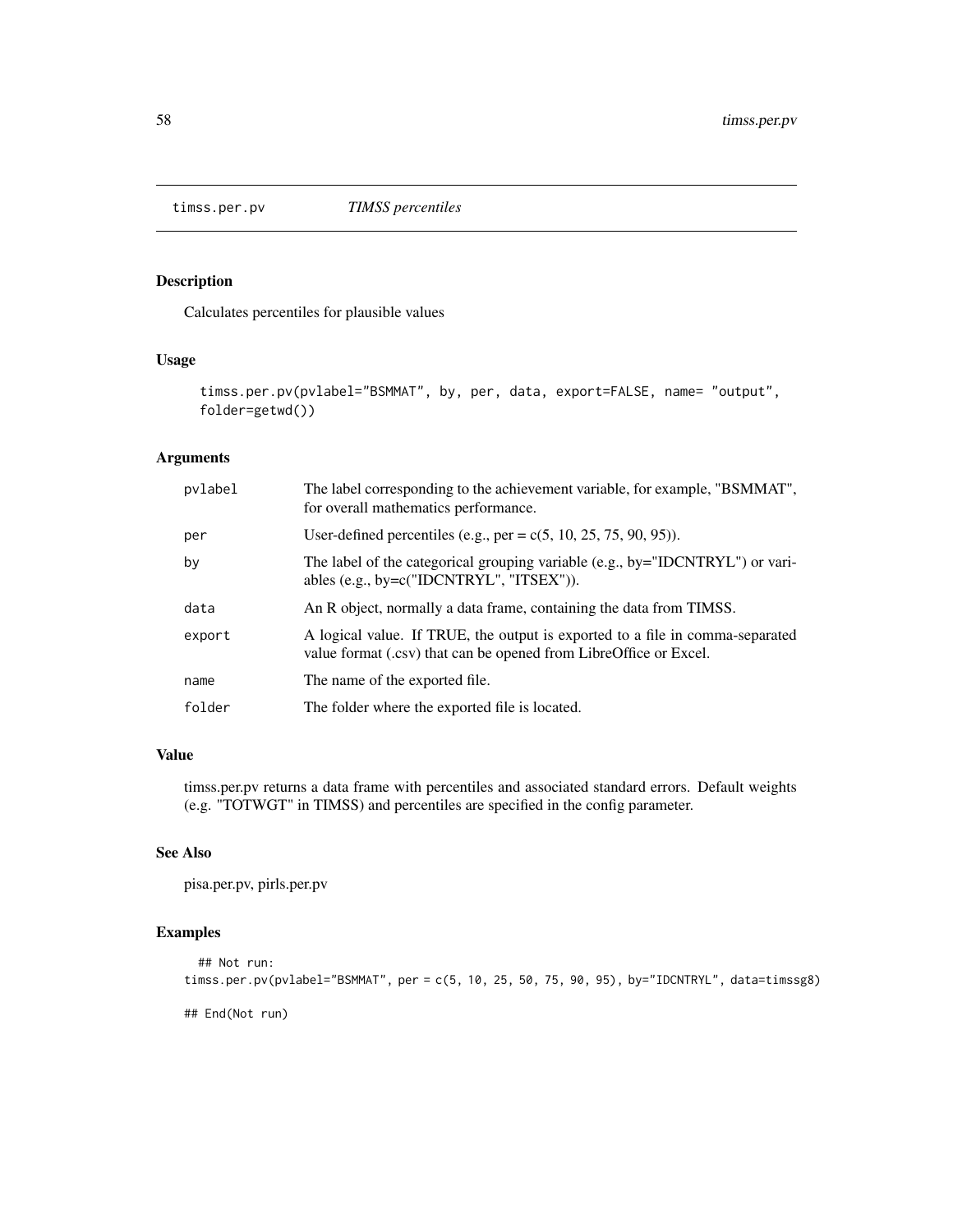## timss.per.pv *TIMSS percentiles*

### Description

Calculates percentiles for plausible values

### Usage

```
timss.per.pv(pvlabel="BSMMAT", by, per, data, export=FALSE, name= "output",
folder=getwd())
```

### Arguments

| | |
|---|---|
| pvlabel | The label corresponding to the achievement variable, for example, "BSMMAT", for overall mathematics performance. |
| per | User-defined percentiles (e.g., per = c(5, 10, 25, 75, 90, 95)). |
| by | The label of the categorical grouping variable (e.g., by="IDCNTRYL") or variables (e.g., by=c("IDCNTRYL", "ITSEX")). |
| data | An R object, normally a data frame, containing the data from TIMSS. |
| export | A logical value. If TRUE, the output is exported to a file in comma-separated value format (.csv) that can be opened from LibreOffice or Excel. |
| name | The name of the exported file. |
| folder | The folder where the exported file is located. |

### Value

timss.per.pv returns a data frame with percentiles and associated standard errors. Default weights (e.g. "TOTWGT" in TIMSS) and percentiles are specified in the config parameter.

### See Also

pisa.per.pv, pirls.per.pv

### Examples

```
  ## Not run:
timss.per.pv(pvlabel="BSMMAT", per = c(5, 10, 25, 50, 75, 90, 95), by="IDCNTRYL", data=timssg8)

## End(Not run)
```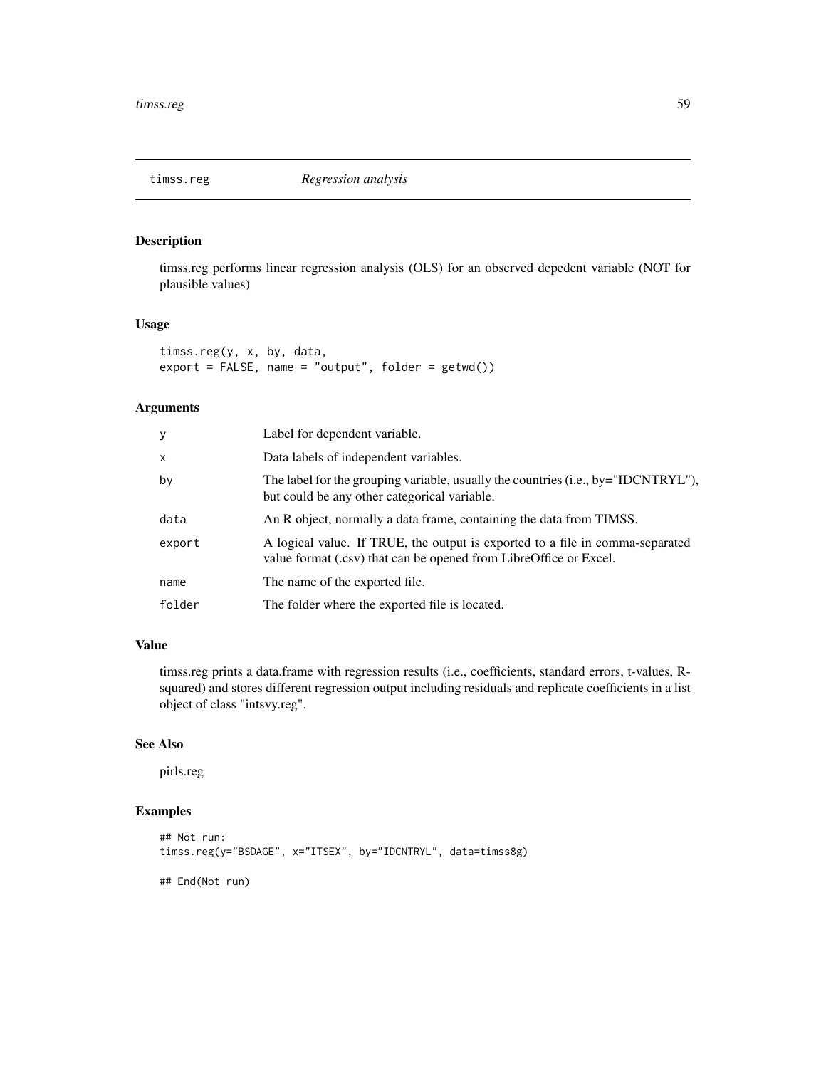## timss.reg *Regression analysis*

### Description

timss.reg performs linear regression analysis (OLS) for an observed depedent variable (NOT for plausible values)

### Usage

```
timss.reg(y, x, by, data,
export = FALSE, name = "output", folder = getwd())
```

### Arguments

| | |
|---|---|
| y | Label for dependent variable. |
| x | Data labels of independent variables. |
| by | The label for the grouping variable, usually the countries (i.e., by="IDCNTRYL"), but could be any other categorical variable. |
| data | An R object, normally a data frame, containing the data from TIMSS. |
| export | A logical value. If TRUE, the output is exported to a file in comma-separated value format (.csv) that can be opened from LibreOffice or Excel. |
| name | The name of the exported file. |
| folder | The folder where the exported file is located. |

### Value

timss.reg prints a data.frame with regression results (i.e., coefficients, standard errors, t-values, R-squared) and stores different regression output including residuals and replicate coefficients in a list object of class "intsvy.reg".

### See Also

pirls.reg

### Examples

```
## Not run:
timss.reg(y="BSDAGE", x="ITSEX", by="IDCNTRYL", data=timss8g)

## End(Not run)
```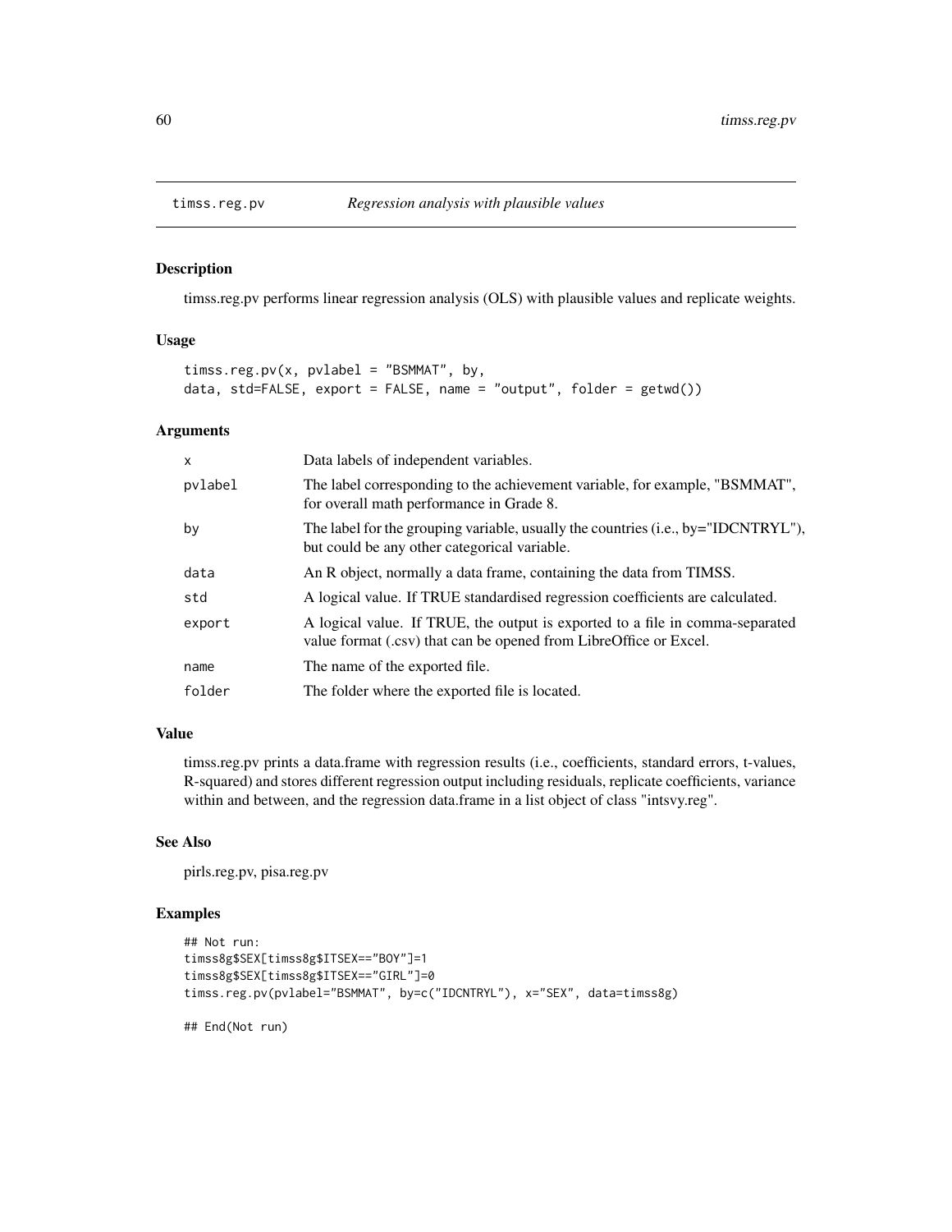## timss.reg.pv *Regression analysis with plausible values*

### Description

timss.reg.pv performs linear regression analysis (OLS) with plausible values and replicate weights.

### Usage

```
timss.reg.pv(x, pvlabel = "BSMMAT", by,
data, std=FALSE, export = FALSE, name = "output", folder = getwd())
```

### Arguments

| | |
|---|---|
| x | Data labels of independent variables. |
| pvlabel | The label corresponding to the achievement variable, for example, "BSMMAT", for overall math performance in Grade 8. |
| by | The label for the grouping variable, usually the countries (i.e., by="IDCNTRYL"), but could be any other categorical variable. |
| data | An R object, normally a data frame, containing the data from TIMSS. |
| std | A logical value. If TRUE standardised regression coefficients are calculated. |
| export | A logical value. If TRUE, the output is exported to a file in comma-separated value format (.csv) that can be opened from LibreOffice or Excel. |
| name | The name of the exported file. |
| folder | The folder where the exported file is located. |

### Value

timss.reg.pv prints a data.frame with regression results (i.e., coefficients, standard errors, t-values, R-squared) and stores different regression output including residuals, replicate coefficients, variance within and between, and the regression data.frame in a list object of class "intsvy.reg".

### See Also

pirls.reg.pv, pisa.reg.pv

### Examples

```
## Not run:
timss8g$SEX[timss8g$ITSEX=="BOY"]=1
timss8g$SEX[timss8g$ITSEX=="GIRL"]=0
timss.reg.pv(pvlabel="BSMMAT", by=c("IDCNTRYL"), x="SEX", data=timss8g)

## End(Not run)
```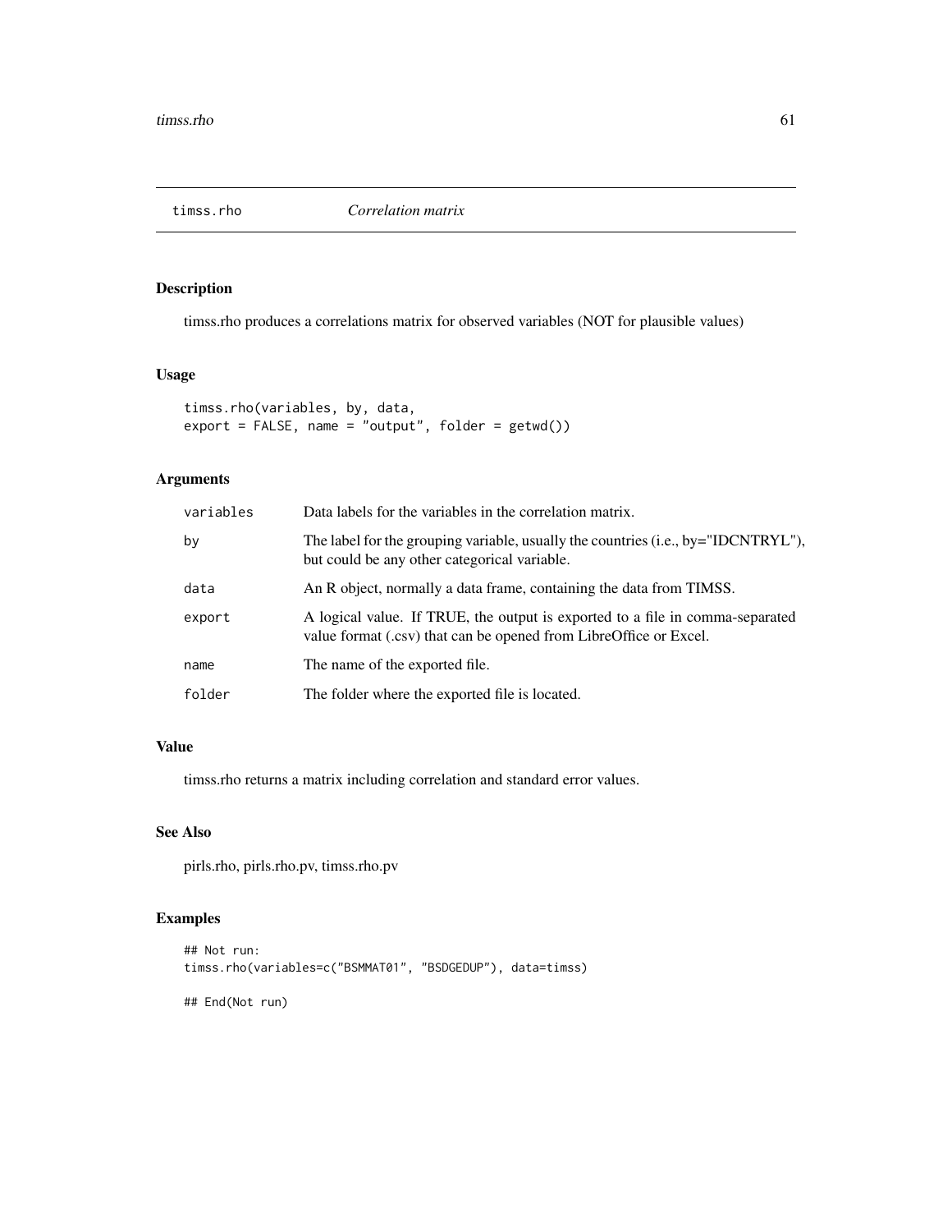## timss.rho *Correlation matrix*

### Description

timss.rho produces a correlations matrix for observed variables (NOT for plausible values)

### Usage

```
timss.rho(variables, by, data,
export = FALSE, name = "output", folder = getwd())
```

### Arguments

| | |
|---|---|
| `variables` | Data labels for the variables in the correlation matrix. |
| `by` | The label for the grouping variable, usually the countries (i.e., by="IDCNTRYL"), but could be any other categorical variable. |
| `data` | An R object, normally a data frame, containing the data from TIMSS. |
| `export` | A logical value. If TRUE, the output is exported to a file in comma-separated value format (.csv) that can be opened from LibreOffice or Excel. |
| `name` | The name of the exported file. |
| `folder` | The folder where the exported file is located. |

### Value

timss.rho returns a matrix including correlation and standard error values.

### See Also

pirls.rho, pirls.rho.pv, timss.rho.pv

### Examples

```
## Not run:
timss.rho(variables=c("BSMMAT01", "BSDGEDUP"), data=timss)

## End(Not run)
```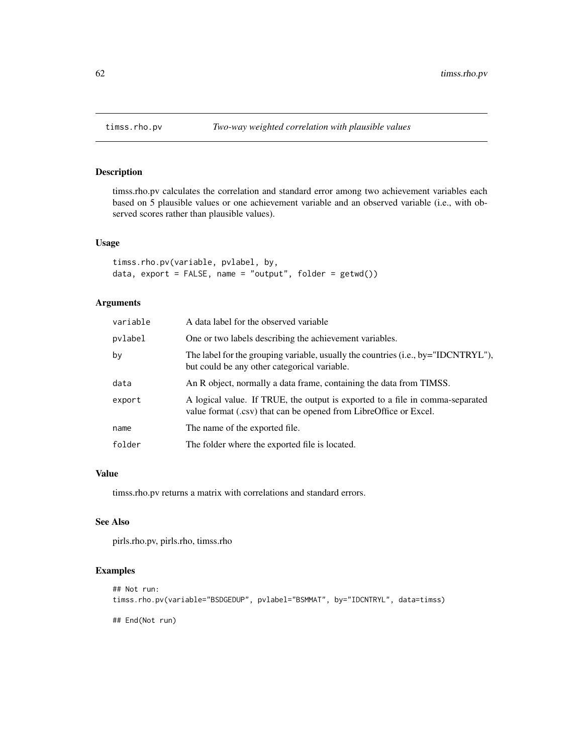## timss.rho.pv *Two-way weighted correlation with plausible values*

### Description

timss.rho.pv calculates the correlation and standard error among two achievement variables each based on 5 plausible values or one achievement variable and an observed variable (i.e., with observed scores rather than plausible values).

### Usage

```
timss.rho.pv(variable, pvlabel, by,
data, export = FALSE, name = "output", folder = getwd())
```

### Arguments

| | |
|---|---|
| `variable` | A data label for the observed variable |
| `pvlabel` | One or two labels describing the achievement variables. |
| `by` | The label for the grouping variable, usually the countries (i.e., by="IDCNTRYL"), but could be any other categorical variable. |
| `data` | An R object, normally a data frame, containing the data from TIMSS. |
| `export` | A logical value. If TRUE, the output is exported to a file in comma-separated value format (.csv) that can be opened from LibreOffice or Excel. |
| `name` | The name of the exported file. |
| `folder` | The folder where the exported file is located. |

### Value

timss.rho.pv returns a matrix with correlations and standard errors.

### See Also

pirls.rho.pv, pirls.rho, timss.rho

### Examples

```
## Not run:
timss.rho.pv(variable="BSDGEDUP", pvlabel="BSMMAT", by="IDCNTRYL", data=timss)

## End(Not run)
```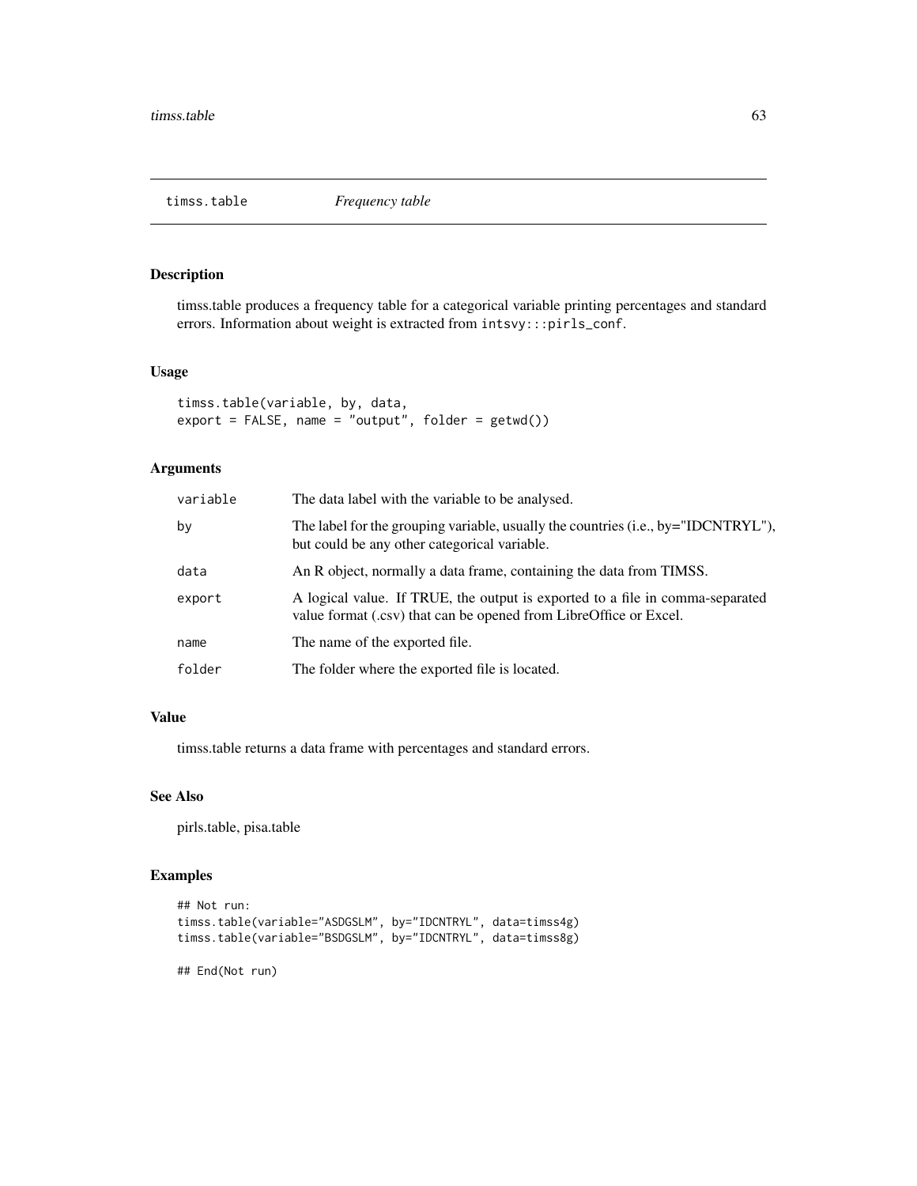## timss.table    *Frequency table*

### Description

timss.table produces a frequency table for a categorical variable printing percentages and standard errors. Information about weight is extracted from `intsvy:::pirls_conf`.

### Usage

```
timss.table(variable, by, data,
export = FALSE, name = "output", folder = getwd())
```

### Arguments

| | |
|---|---|
| `variable` | The data label with the variable to be analysed. |
| `by` | The label for the grouping variable, usually the countries (i.e., by="IDCNTRYL"), but could be any other categorical variable. |
| `data` | An R object, normally a data frame, containing the data from TIMSS. |
| `export` | A logical value. If TRUE, the output is exported to a file in comma-separated value format (.csv) that can be opened from LibreOffice or Excel. |
| `name` | The name of the exported file. |
| `folder` | The folder where the exported file is located. |

### Value

timss.table returns a data frame with percentages and standard errors.

### See Also

pirls.table, pisa.table

### Examples

```
## Not run:
timss.table(variable="ASDGSLM", by="IDCNTRYL", data=timss4g)
timss.table(variable="BSDGSLM", by="IDCNTRYL", data=timss8g)

## End(Not run)
```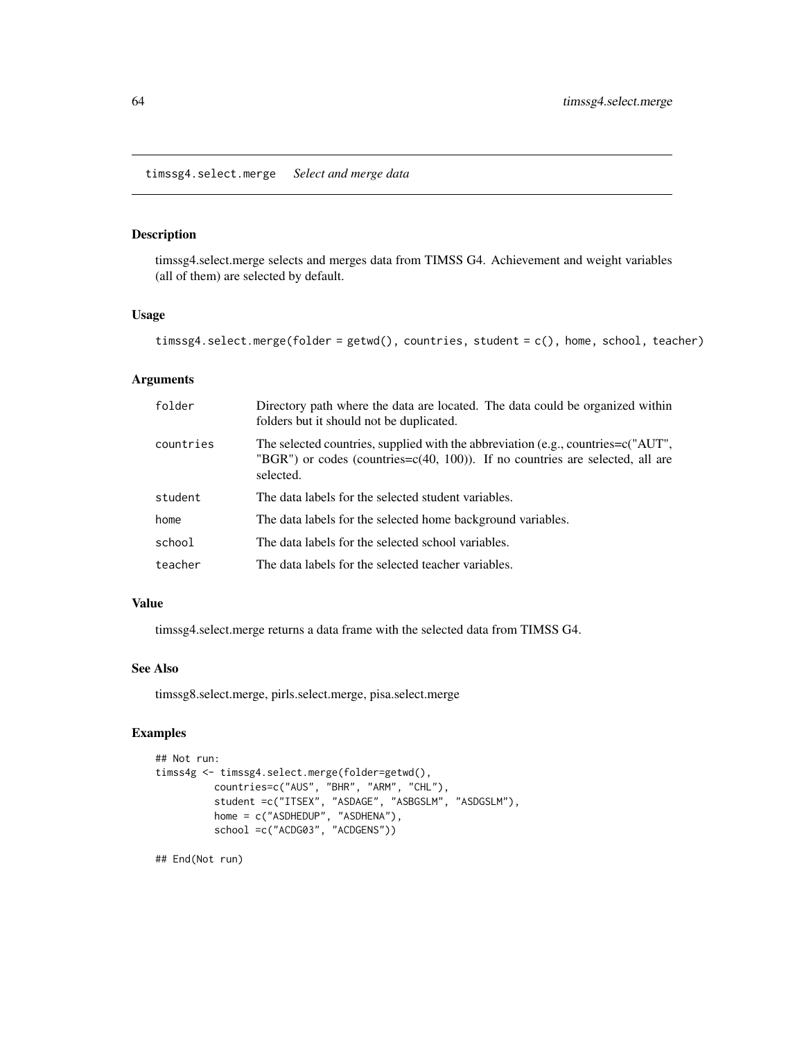# timssg4.select.merge    *Select and merge data*

## Description

timssg4.select.merge selects and merges data from TIMSS G4. Achievement and weight variables (all of them) are selected by default.

## Usage

```
timssg4.select.merge(folder = getwd(), countries, student = c(), home, school, teacher)
```

## Arguments

| | |
|---|---|
| `folder` | Directory path where the data are located. The data could be organized within folders but it should not be duplicated. |
| `countries` | The selected countries, supplied with the abbreviation (e.g., countries=c("AUT", "BGR") or codes (countries=c(40, 100)). If no countries are selected, all are selected. |
| `student` | The data labels for the selected student variables. |
| `home` | The data labels for the selected home background variables. |
| `school` | The data labels for the selected school variables. |
| `teacher` | The data labels for the selected teacher variables. |

## Value

timssg4.select.merge returns a data frame with the selected data from TIMSS G4.

## See Also

timssg8.select.merge, pirls.select.merge, pisa.select.merge

## Examples

```
## Not run:
timss4g <- timssg4.select.merge(folder=getwd(),
          countries=c("AUS", "BHR", "ARM", "CHL"),
          student =c("ITSEX", "ASDAGE", "ASBGSLM", "ASDGSLM"),
          home = c("ASDHEDUP", "ASDHENA"),
          school =c("ACDG03", "ACDGENS"))

## End(Not run)
```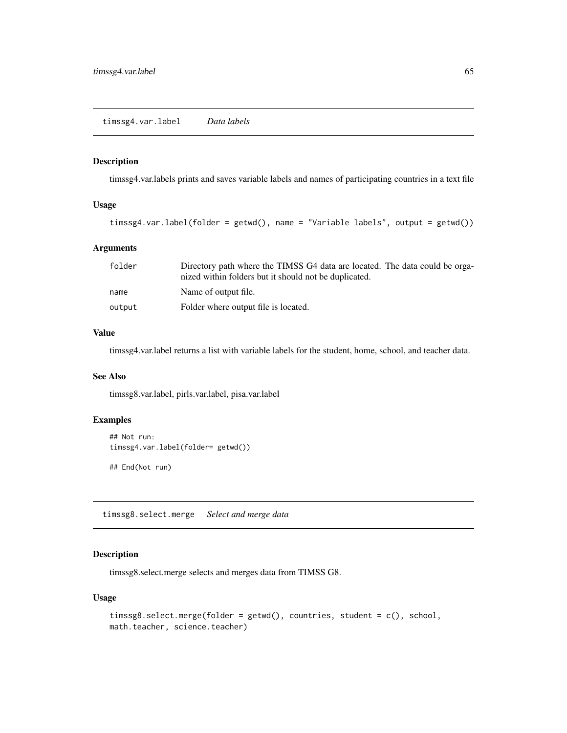## timssg4.var.label *Data labels*

### Description

timssg4.var.labels prints and saves variable labels and names of participating countries in a text file

### Usage

```
timssg4.var.label(folder = getwd(), name = "Variable labels", output = getwd())
```

### Arguments

| | |
|---|---|
| folder | Directory path where the TIMSS G4 data are located. The data could be organized within folders but it should not be duplicated. |
| name | Name of output file. |
| output | Folder where output file is located. |

### Value

timssg4.var.label returns a list with variable labels for the student, home, school, and teacher data.

### See Also

timssg8.var.label, pirls.var.label, pisa.var.label

### Examples

```
## Not run:
timssg4.var.label(folder= getwd())

## End(Not run)
```

## timssg8.select.merge *Select and merge data*

### Description

timssg8.select.merge selects and merges data from TIMSS G8.

### Usage

```
timssg8.select.merge(folder = getwd(), countries, student = c(), school,
math.teacher, science.teacher)
```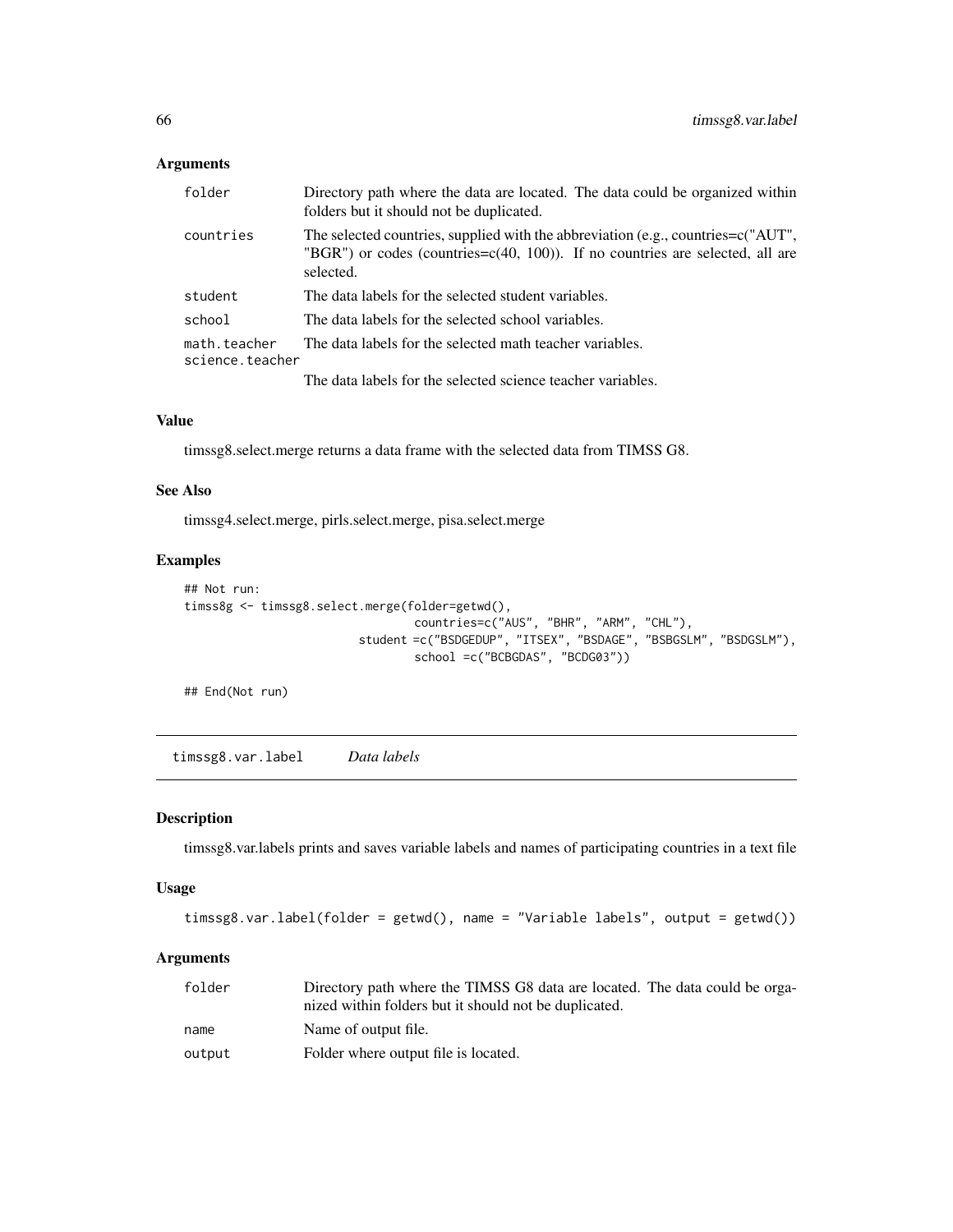## Arguments

| | |
|---|---|
| folder | Directory path where the data are located. The data could be organized within folders but it should not be duplicated. |
| countries | The selected countries, supplied with the abbreviation (e.g., countries=c("AUT", "BGR") or codes (countries=c(40, 100)). If no countries are selected, all are selected. |
| student | The data labels for the selected student variables. |
| school | The data labels for the selected school variables. |
| math.teacher | The data labels for the selected math teacher variables. |
| science.teacher | The data labels for the selected science teacher variables. |

## Value

timssg8.select.merge returns a data frame with the selected data from TIMSS G8.

## See Also

timssg4.select.merge, pirls.select.merge, pisa.select.merge

## Examples

```
## Not run:
timss8g <- timssg8.select.merge(folder=getwd(),
                                countries=c("AUS", "BHR", "ARM", "CHL"),
                        student =c("BSDGEDUP", "ITSEX", "BSDAGE", "BSBGSLM", "BSDGSLM"),
                                school =c("BCBGDAS", "BCDG03"))

## End(Not run)
```

---

# timssg8.var.label *Data labels*

## Description

timssg8.var.labels prints and saves variable labels and names of participating countries in a text file

## Usage

```
timssg8.var.label(folder = getwd(), name = "Variable labels", output = getwd())
```

## Arguments

| | |
|---|---|
| folder | Directory path where the TIMSS G8 data are located. The data could be organized within folders but it should not be duplicated. |
| name | Name of output file. |
| output | Folder where output file is located. |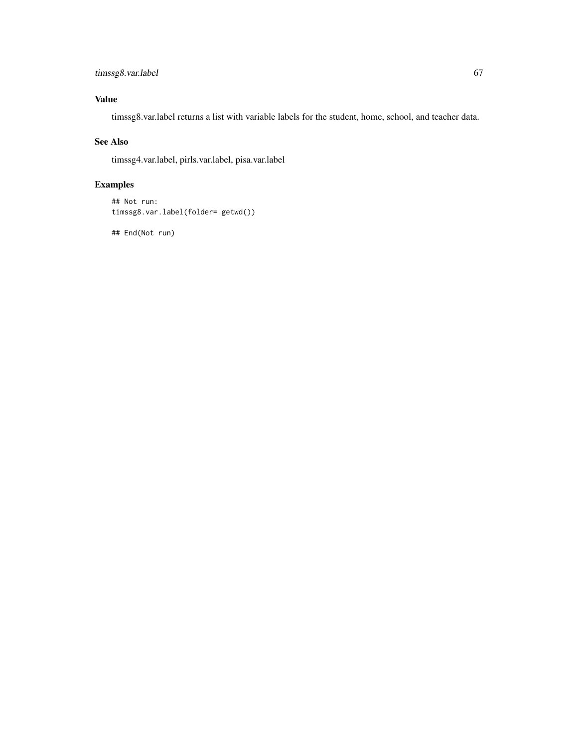## Value

timssg8.var.label returns a list with variable labels for the student, home, school, and teacher data.

## See Also

timssg4.var.label, pirls.var.label, pisa.var.label

## Examples

```
## Not run:
timssg8.var.label(folder= getwd())

## End(Not run)
```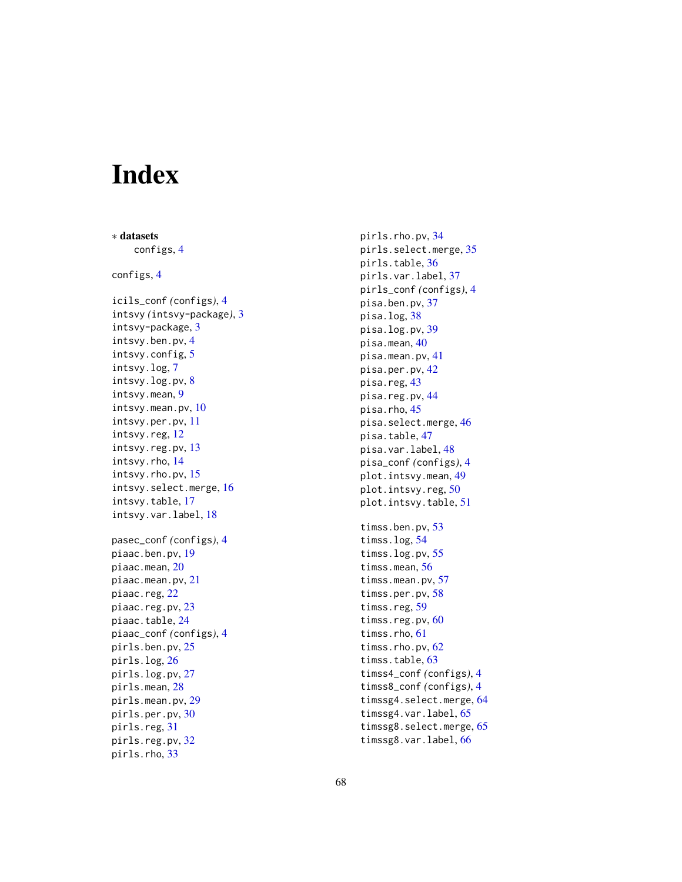# Index

∗ **datasets**
    configs, 4

configs, 4

icils_conf *(configs)*, 4
intsvy *(intsvy-package)*, 3
intsvy-package, 3
intsvy.ben.pv, 4
intsvy.config, 5
intsvy.log, 7
intsvy.log.pv, 8
intsvy.mean, 9
intsvy.mean.pv, 10
intsvy.per.pv, 11
intsvy.reg, 12
intsvy.reg.pv, 13
intsvy.rho, 14
intsvy.rho.pv, 15
intsvy.select.merge, 16
intsvy.table, 17
intsvy.var.label, 18

pasec_conf *(configs)*, 4
piaac.ben.pv, 19
piaac.mean, 20
piaac.mean.pv, 21
piaac.reg, 22
piaac.reg.pv, 23
piaac.table, 24
piaac_conf *(configs)*, 4
pirls.ben.pv, 25
pirls.log, 26
pirls.log.pv, 27
pirls.mean, 28
pirls.mean.pv, 29
pirls.per.pv, 30
pirls.reg, 31
pirls.reg.pv, 32
pirls.rho, 33
pirls.rho.pv, 34
pirls.select.merge, 35
pirls.table, 36
pirls.var.label, 37
pirls_conf *(configs)*, 4
pisa.ben.pv, 37
pisa.log, 38
pisa.log.pv, 39
pisa.mean, 40
pisa.mean.pv, 41
pisa.per.pv, 42
pisa.reg, 43
pisa.reg.pv, 44
pisa.rho, 45
pisa.select.merge, 46
pisa.table, 47
pisa.var.label, 48
pisa_conf *(configs)*, 4
plot.intsvy.mean, 49
plot.intsvy.reg, 50
plot.intsvy.table, 51

timss.ben.pv, 53
timss.log, 54
timss.log.pv, 55
timss.mean, 56
timss.mean.pv, 57
timss.per.pv, 58
timss.reg, 59
timss.reg.pv, 60
timss.rho, 61
timss.rho.pv, 62
timss.table, 63
timss4_conf *(configs)*, 4
timss8_conf *(configs)*, 4
timssg4.select.merge, 64
timssg4.var.label, 65
timssg8.select.merge, 65
timssg8.var.label, 66